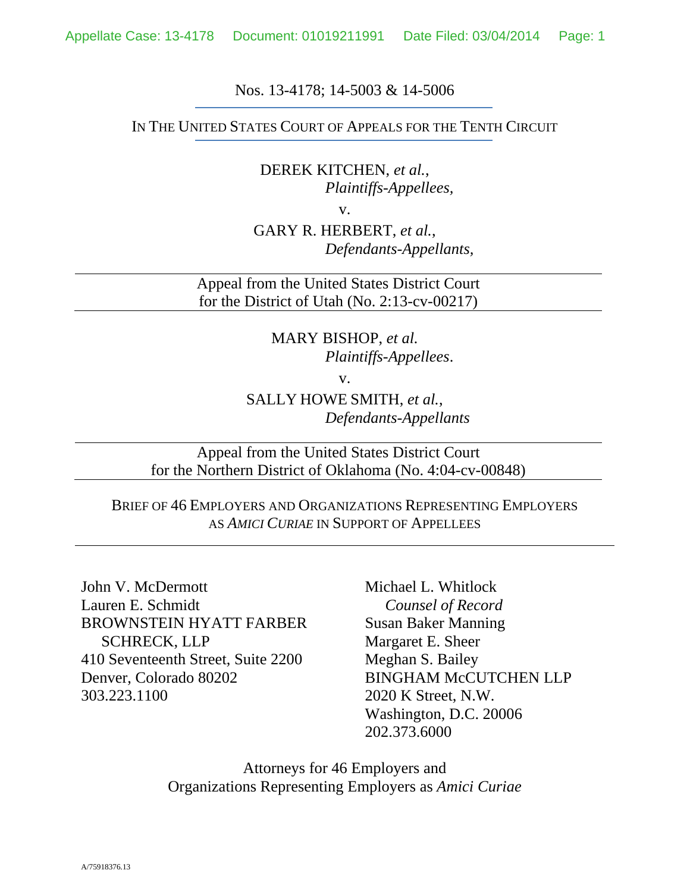Nos. 13-4178; 14-5003 & 14-5006

IN THE UNITED STATES COURT OF APPEALS FOR THE TENTH CIRCUIT

DEREK KITCHEN, *et al.*,
*Plaintiffs-Appellees,*

v.

GARY R. HERBERT, *et al.*,
*Defendants-Appellants,*

Appeal from the United States District Court
for the District of Utah (No. 2:13-cv-00217)

MARY BISHOP, *et al.*
*Plaintiffs-Appellees*.

v.

SALLY HOWE SMITH, *et al.*,
*Defendants-Appellants*

Appeal from the United States District Court
for the Northern District of Oklahoma (No. 4:04-cv-00848)

BRIEF OF 46 EMPLOYERS AND ORGANIZATIONS REPRESENTING EMPLOYERS AS *AMICI CURIAE* IN SUPPORT OF APPELLEES

John V. McDermott
Lauren E. Schmidt
BROWNSTEIN HYATT FARBER SCHRECK, LLP
410 Seventeenth Street, Suite 2200
Denver, Colorado 80202
303.223.1100

Michael L. Whitlock
*Counsel of Record*
Susan Baker Manning
Margaret E. Sheer
Meghan S. Bailey
BINGHAM McCUTCHEN LLP
2020 K Street, N.W.
Washington, D.C. 20006
202.373.6000

Attorneys for 46 Employers and Organizations Representing Employers as *Amici Curiae*

A/75918376.13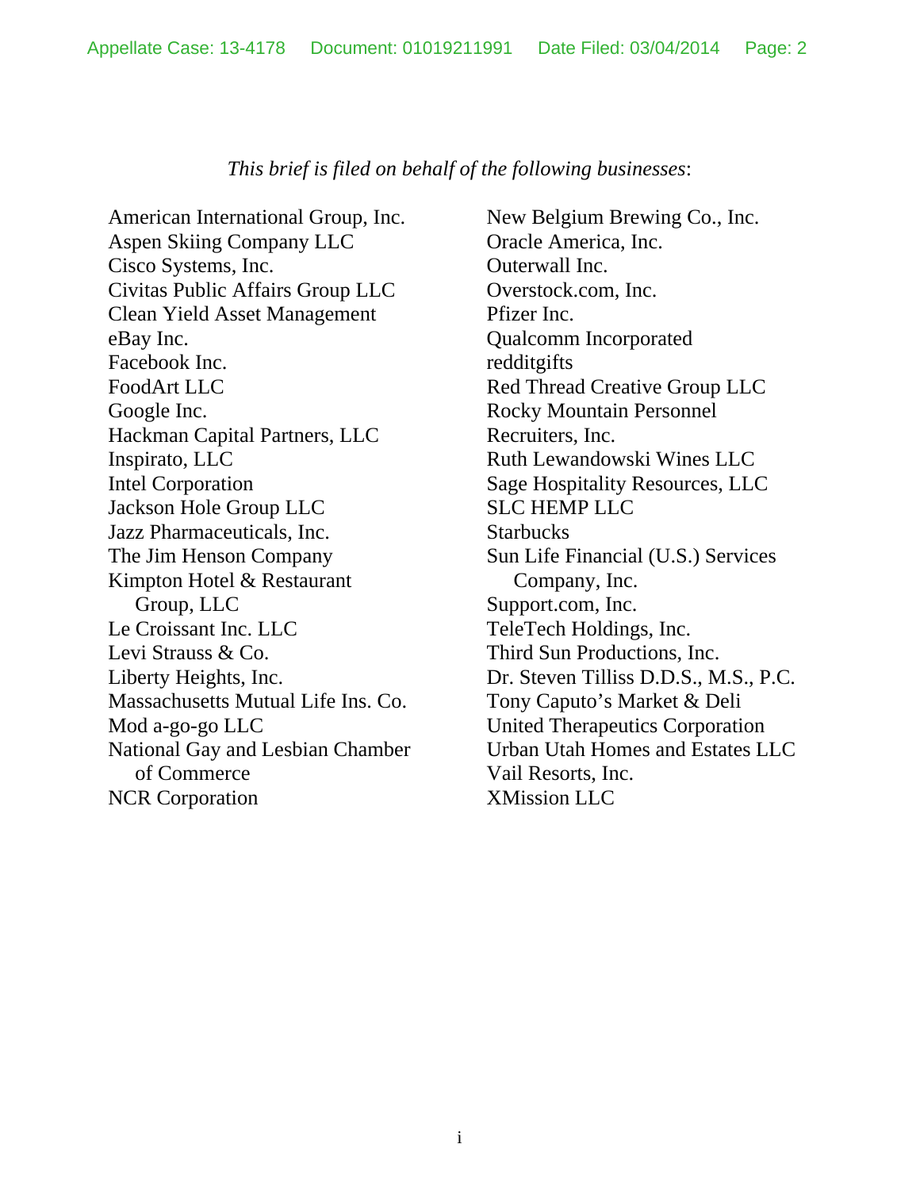*This brief is filed on behalf of the following businesses*:

American International Group, Inc.
Aspen Skiing Company LLC
Cisco Systems, Inc.
Civitas Public Affairs Group LLC
Clean Yield Asset Management
eBay Inc.
Facebook Inc.
FoodArt LLC
Google Inc.
Hackman Capital Partners, LLC
Inspirato, LLC
Intel Corporation
Jackson Hole Group LLC
Jazz Pharmaceuticals, Inc.
The Jim Henson Company
Kimpton Hotel & Restaurant Group, LLC
Le Croissant Inc. LLC
Levi Strauss & Co.
Liberty Heights, Inc.
Massachusetts Mutual Life Ins. Co.
Mod a-go-go LLC
National Gay and Lesbian Chamber of Commerce
NCR Corporation
New Belgium Brewing Co., Inc.
Oracle America, Inc.
Outerwall Inc.
Overstock.com, Inc.
Pfizer Inc.
Qualcomm Incorporated
redditgifts
Red Thread Creative Group LLC
Rocky Mountain Personnel Recruiters, Inc.
Ruth Lewandowski Wines LLC
Sage Hospitality Resources, LLC
SLC HEMP LLC
Starbucks
Sun Life Financial (U.S.) Services Company, Inc.
Support.com, Inc.
TeleTech Holdings, Inc.
Third Sun Productions, Inc.
Dr. Steven Tilliss D.D.S., M.S., P.C.
Tony Caputo's Market & Deli
United Therapeutics Corporation
Urban Utah Homes and Estates LLC
Vail Resorts, Inc.
XMission LLC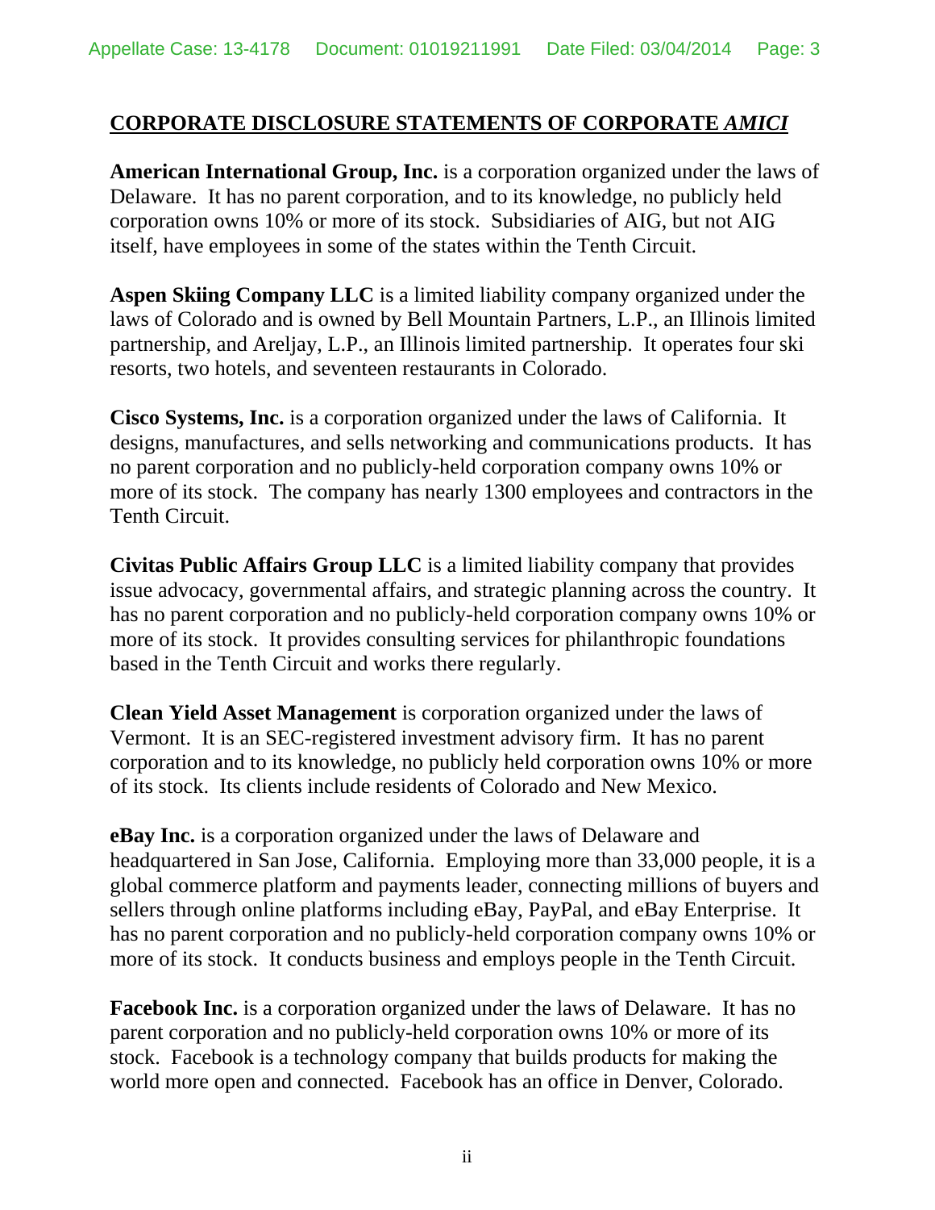## CORPORATE DISCLOSURE STATEMENTS OF CORPORATE *AMICI*

**American International Group, Inc.** is a corporation organized under the laws of Delaware. It has no parent corporation, and to its knowledge, no publicly held corporation owns 10% or more of its stock. Subsidiaries of AIG, but not AIG itself, have employees in some of the states within the Tenth Circuit.

**Aspen Skiing Company LLC** is a limited liability company organized under the laws of Colorado and is owned by Bell Mountain Partners, L.P., an Illinois limited partnership, and Areljay, L.P., an Illinois limited partnership. It operates four ski resorts, two hotels, and seventeen restaurants in Colorado.

**Cisco Systems, Inc.** is a corporation organized under the laws of California. It designs, manufactures, and sells networking and communications products. It has no parent corporation and no publicly-held corporation company owns 10% or more of its stock. The company has nearly 1300 employees and contractors in the Tenth Circuit.

**Civitas Public Affairs Group LLC** is a limited liability company that provides issue advocacy, governmental affairs, and strategic planning across the country. It has no parent corporation and no publicly-held corporation company owns 10% or more of its stock. It provides consulting services for philanthropic foundations based in the Tenth Circuit and works there regularly.

**Clean Yield Asset Management** is corporation organized under the laws of Vermont. It is an SEC-registered investment advisory firm. It has no parent corporation and to its knowledge, no publicly held corporation owns 10% or more of its stock. Its clients include residents of Colorado and New Mexico.

**eBay Inc.** is a corporation organized under the laws of Delaware and headquartered in San Jose, California. Employing more than 33,000 people, it is a global commerce platform and payments leader, connecting millions of buyers and sellers through online platforms including eBay, PayPal, and eBay Enterprise. It has no parent corporation and no publicly-held corporation company owns 10% or more of its stock. It conducts business and employs people in the Tenth Circuit.

**Facebook Inc.** is a corporation organized under the laws of Delaware. It has no parent corporation and no publicly-held corporation owns 10% or more of its stock. Facebook is a technology company that builds products for making the world more open and connected. Facebook has an office in Denver, Colorado.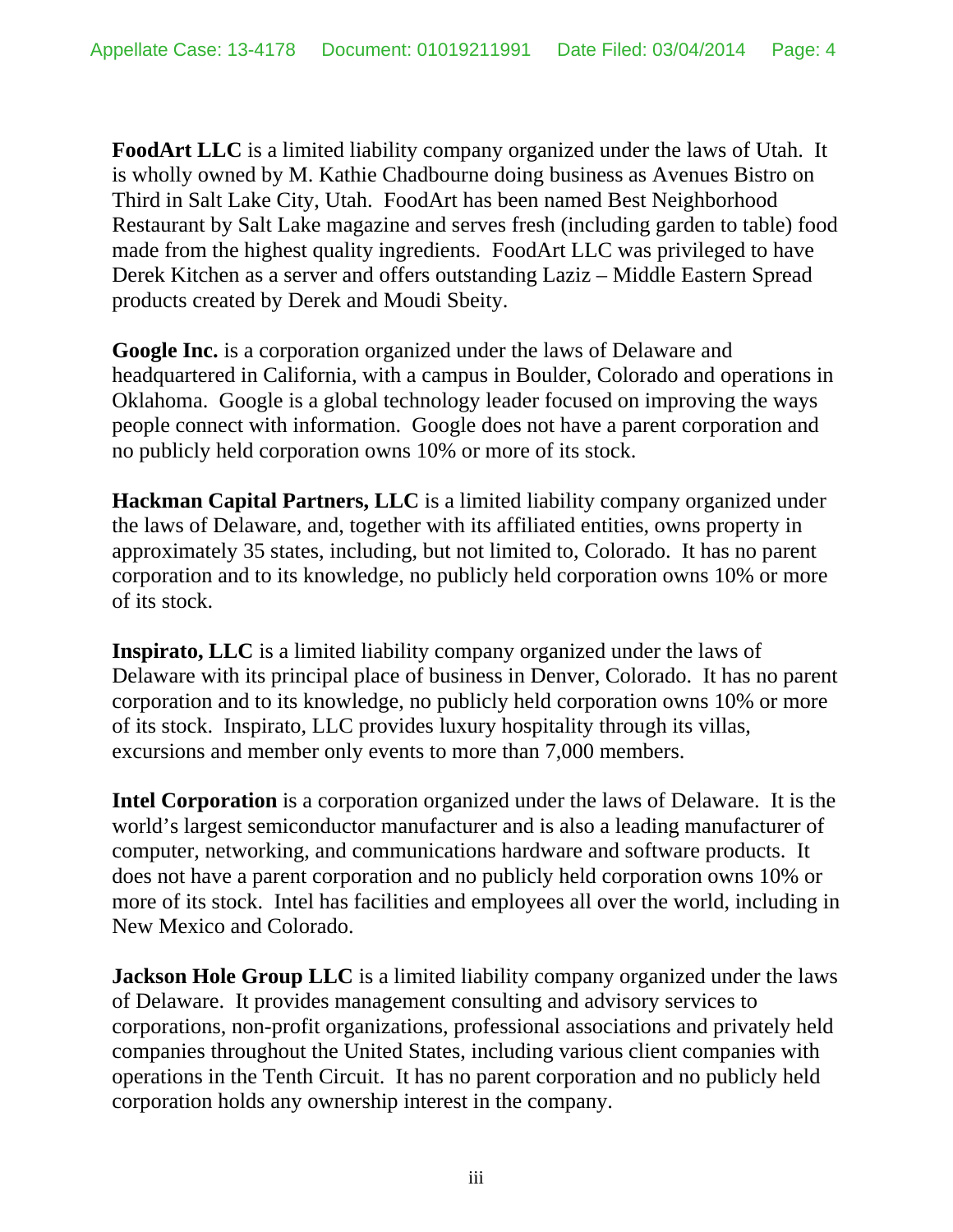**FoodArt LLC** is a limited liability company organized under the laws of Utah. It is wholly owned by M. Kathie Chadbourne doing business as Avenues Bistro on Third in Salt Lake City, Utah. FoodArt has been named Best Neighborhood Restaurant by Salt Lake magazine and serves fresh (including garden to table) food made from the highest quality ingredients. FoodArt LLC was privileged to have Derek Kitchen as a server and offers outstanding Laziz – Middle Eastern Spread products created by Derek and Moudi Sbeity.

**Google Inc.** is a corporation organized under the laws of Delaware and headquartered in California, with a campus in Boulder, Colorado and operations in Oklahoma. Google is a global technology leader focused on improving the ways people connect with information. Google does not have a parent corporation and no publicly held corporation owns 10% or more of its stock.

**Hackman Capital Partners, LLC** is a limited liability company organized under the laws of Delaware, and, together with its affiliated entities, owns property in approximately 35 states, including, but not limited to, Colorado. It has no parent corporation and to its knowledge, no publicly held corporation owns 10% or more of its stock.

**Inspirato, LLC** is a limited liability company organized under the laws of Delaware with its principal place of business in Denver, Colorado. It has no parent corporation and to its knowledge, no publicly held corporation owns 10% or more of its stock. Inspirato, LLC provides luxury hospitality through its villas, excursions and member only events to more than 7,000 members.

**Intel Corporation** is a corporation organized under the laws of Delaware. It is the world's largest semiconductor manufacturer and is also a leading manufacturer of computer, networking, and communications hardware and software products. It does not have a parent corporation and no publicly held corporation owns 10% or more of its stock. Intel has facilities and employees all over the world, including in New Mexico and Colorado.

**Jackson Hole Group LLC** is a limited liability company organized under the laws of Delaware. It provides management consulting and advisory services to corporations, non-profit organizations, professional associations and privately held companies throughout the United States, including various client companies with operations in the Tenth Circuit. It has no parent corporation and no publicly held corporation holds any ownership interest in the company.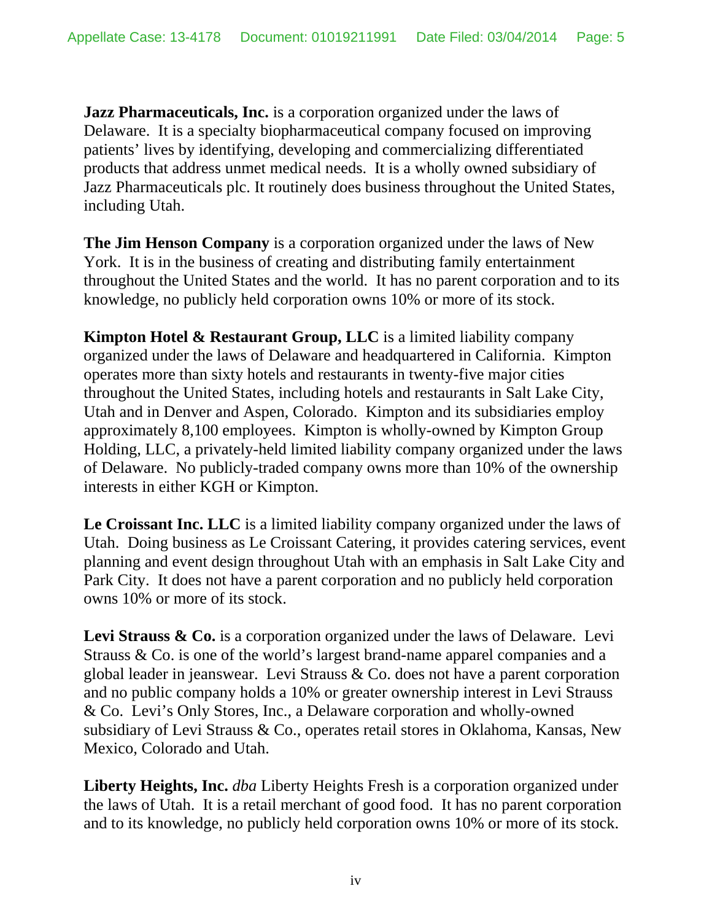**Jazz Pharmaceuticals, Inc.** is a corporation organized under the laws of Delaware. It is a specialty biopharmaceutical company focused on improving patients' lives by identifying, developing and commercializing differentiated products that address unmet medical needs. It is a wholly owned subsidiary of Jazz Pharmaceuticals plc. It routinely does business throughout the United States, including Utah.

**The Jim Henson Company** is a corporation organized under the laws of New York. It is in the business of creating and distributing family entertainment throughout the United States and the world. It has no parent corporation and to its knowledge, no publicly held corporation owns 10% or more of its stock.

**Kimpton Hotel & Restaurant Group, LLC** is a limited liability company organized under the laws of Delaware and headquartered in California. Kimpton operates more than sixty hotels and restaurants in twenty-five major cities throughout the United States, including hotels and restaurants in Salt Lake City, Utah and in Denver and Aspen, Colorado. Kimpton and its subsidiaries employ approximately 8,100 employees. Kimpton is wholly-owned by Kimpton Group Holding, LLC, a privately-held limited liability company organized under the laws of Delaware. No publicly-traded company owns more than 10% of the ownership interests in either KGH or Kimpton.

**Le Croissant Inc. LLC** is a limited liability company organized under the laws of Utah. Doing business as Le Croissant Catering, it provides catering services, event planning and event design throughout Utah with an emphasis in Salt Lake City and Park City. It does not have a parent corporation and no publicly held corporation owns 10% or more of its stock.

**Levi Strauss & Co.** is a corporation organized under the laws of Delaware. Levi Strauss & Co. is one of the world's largest brand-name apparel companies and a global leader in jeanswear. Levi Strauss & Co. does not have a parent corporation and no public company holds a 10% or greater ownership interest in Levi Strauss & Co. Levi's Only Stores, Inc., a Delaware corporation and wholly-owned subsidiary of Levi Strauss & Co., operates retail stores in Oklahoma, Kansas, New Mexico, Colorado and Utah.

**Liberty Heights, Inc.** *dba* Liberty Heights Fresh is a corporation organized under the laws of Utah. It is a retail merchant of good food. It has no parent corporation and to its knowledge, no publicly held corporation owns 10% or more of its stock.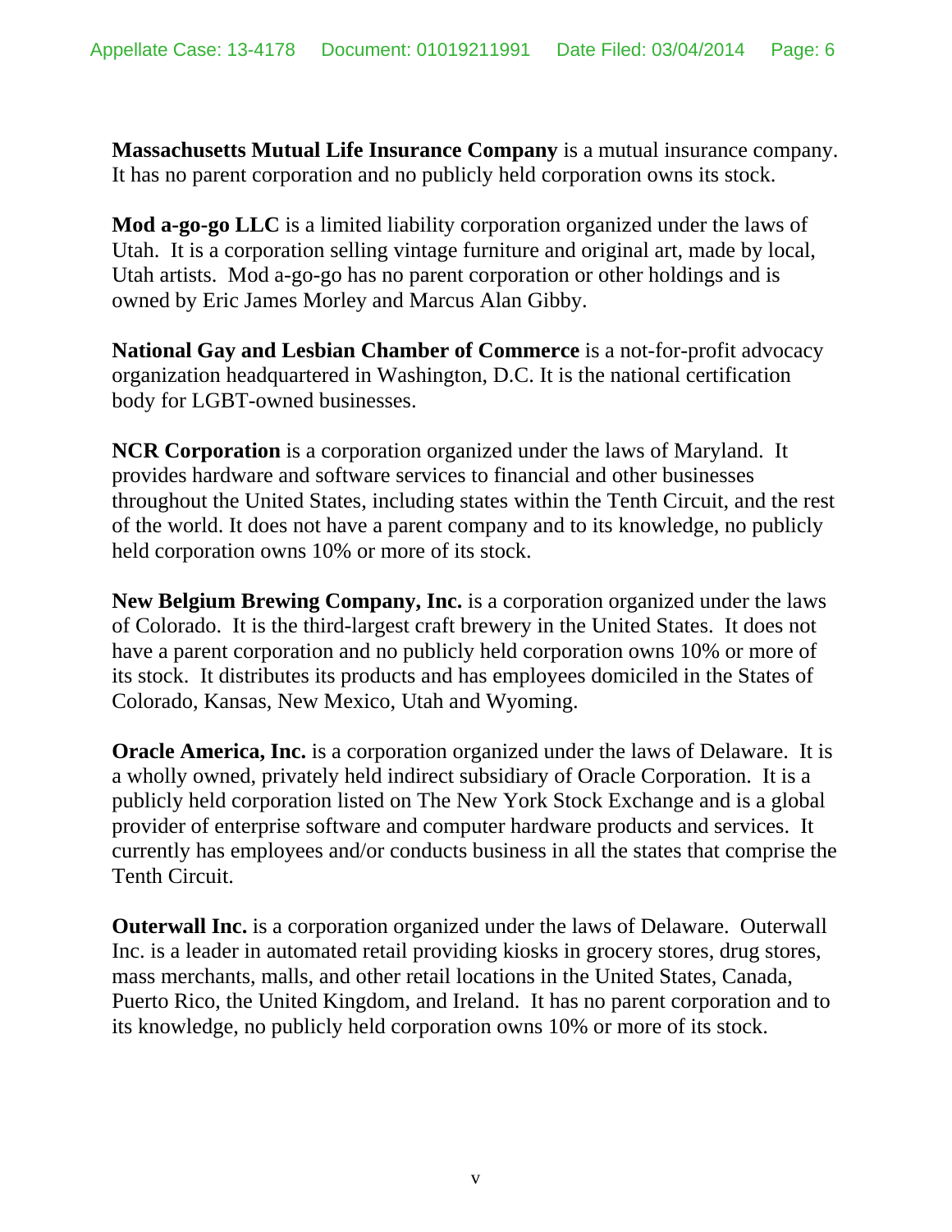**Massachusetts Mutual Life Insurance Company** is a mutual insurance company. It has no parent corporation and no publicly held corporation owns its stock.

**Mod a-go-go LLC** is a limited liability corporation organized under the laws of Utah. It is a corporation selling vintage furniture and original art, made by local, Utah artists. Mod a-go-go has no parent corporation or other holdings and is owned by Eric James Morley and Marcus Alan Gibby.

**National Gay and Lesbian Chamber of Commerce** is a not-for-profit advocacy organization headquartered in Washington, D.C. It is the national certification body for LGBT-owned businesses.

**NCR Corporation** is a corporation organized under the laws of Maryland. It provides hardware and software services to financial and other businesses throughout the United States, including states within the Tenth Circuit, and the rest of the world. It does not have a parent company and to its knowledge, no publicly held corporation owns 10% or more of its stock.

**New Belgium Brewing Company, Inc.** is a corporation organized under the laws of Colorado. It is the third-largest craft brewery in the United States. It does not have a parent corporation and no publicly held corporation owns 10% or more of its stock. It distributes its products and has employees domiciled in the States of Colorado, Kansas, New Mexico, Utah and Wyoming.

**Oracle America, Inc.** is a corporation organized under the laws of Delaware. It is a wholly owned, privately held indirect subsidiary of Oracle Corporation. It is a publicly held corporation listed on The New York Stock Exchange and is a global provider of enterprise software and computer hardware products and services. It currently has employees and/or conducts business in all the states that comprise the Tenth Circuit.

**Outerwall Inc.** is a corporation organized under the laws of Delaware. Outerwall Inc. is a leader in automated retail providing kiosks in grocery stores, drug stores, mass merchants, malls, and other retail locations in the United States, Canada, Puerto Rico, the United Kingdom, and Ireland. It has no parent corporation and to its knowledge, no publicly held corporation owns 10% or more of its stock.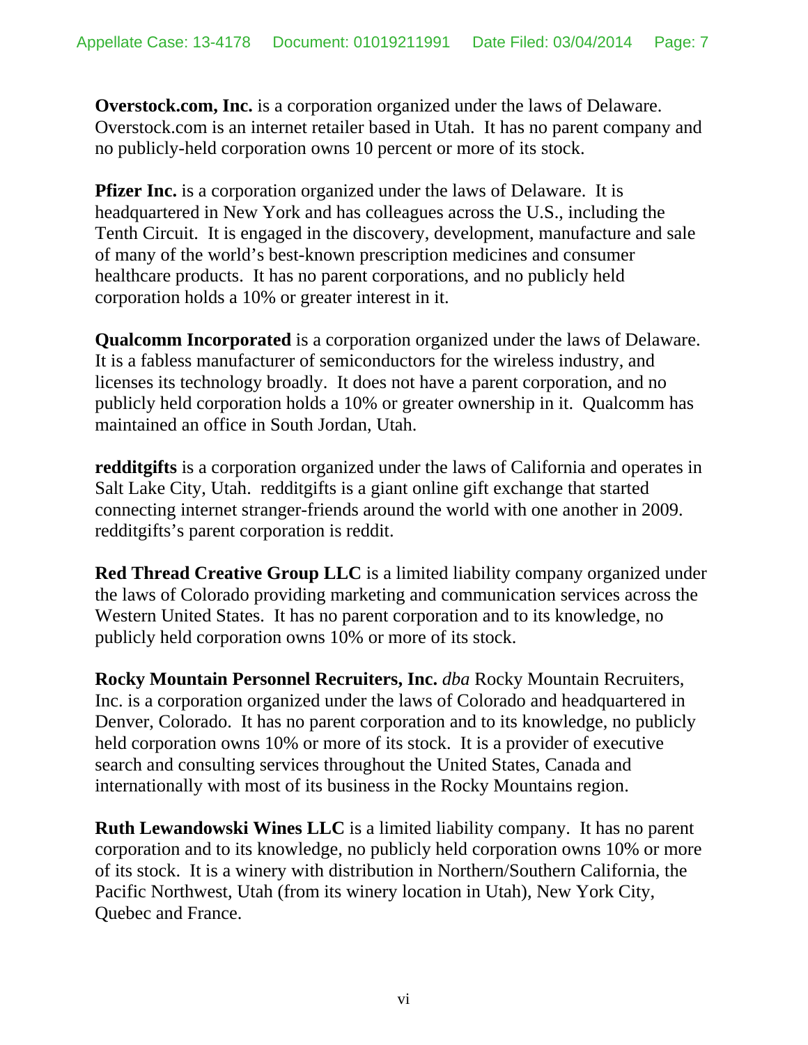**Overstock.com, Inc.** is a corporation organized under the laws of Delaware. Overstock.com is an internet retailer based in Utah. It has no parent company and no publicly-held corporation owns 10 percent or more of its stock.

**Pfizer Inc.** is a corporation organized under the laws of Delaware. It is headquartered in New York and has colleagues across the U.S., including the Tenth Circuit. It is engaged in the discovery, development, manufacture and sale of many of the world's best-known prescription medicines and consumer healthcare products. It has no parent corporations, and no publicly held corporation holds a 10% or greater interest in it.

**Qualcomm Incorporated** is a corporation organized under the laws of Delaware. It is a fabless manufacturer of semiconductors for the wireless industry, and licenses its technology broadly. It does not have a parent corporation, and no publicly held corporation holds a 10% or greater ownership in it. Qualcomm has maintained an office in South Jordan, Utah.

**redditgifts** is a corporation organized under the laws of California and operates in Salt Lake City, Utah. redditgifts is a giant online gift exchange that started connecting internet stranger-friends around the world with one another in 2009. redditgifts's parent corporation is reddit.

**Red Thread Creative Group LLC** is a limited liability company organized under the laws of Colorado providing marketing and communication services across the Western United States. It has no parent corporation and to its knowledge, no publicly held corporation owns 10% or more of its stock.

**Rocky Mountain Personnel Recruiters, Inc.** *dba* Rocky Mountain Recruiters, Inc. is a corporation organized under the laws of Colorado and headquartered in Denver, Colorado. It has no parent corporation and to its knowledge, no publicly held corporation owns 10% or more of its stock. It is a provider of executive search and consulting services throughout the United States, Canada and internationally with most of its business in the Rocky Mountains region.

**Ruth Lewandowski Wines LLC** is a limited liability company. It has no parent corporation and to its knowledge, no publicly held corporation owns 10% or more of its stock. It is a winery with distribution in Northern/Southern California, the Pacific Northwest, Utah (from its winery location in Utah), New York City, Quebec and France.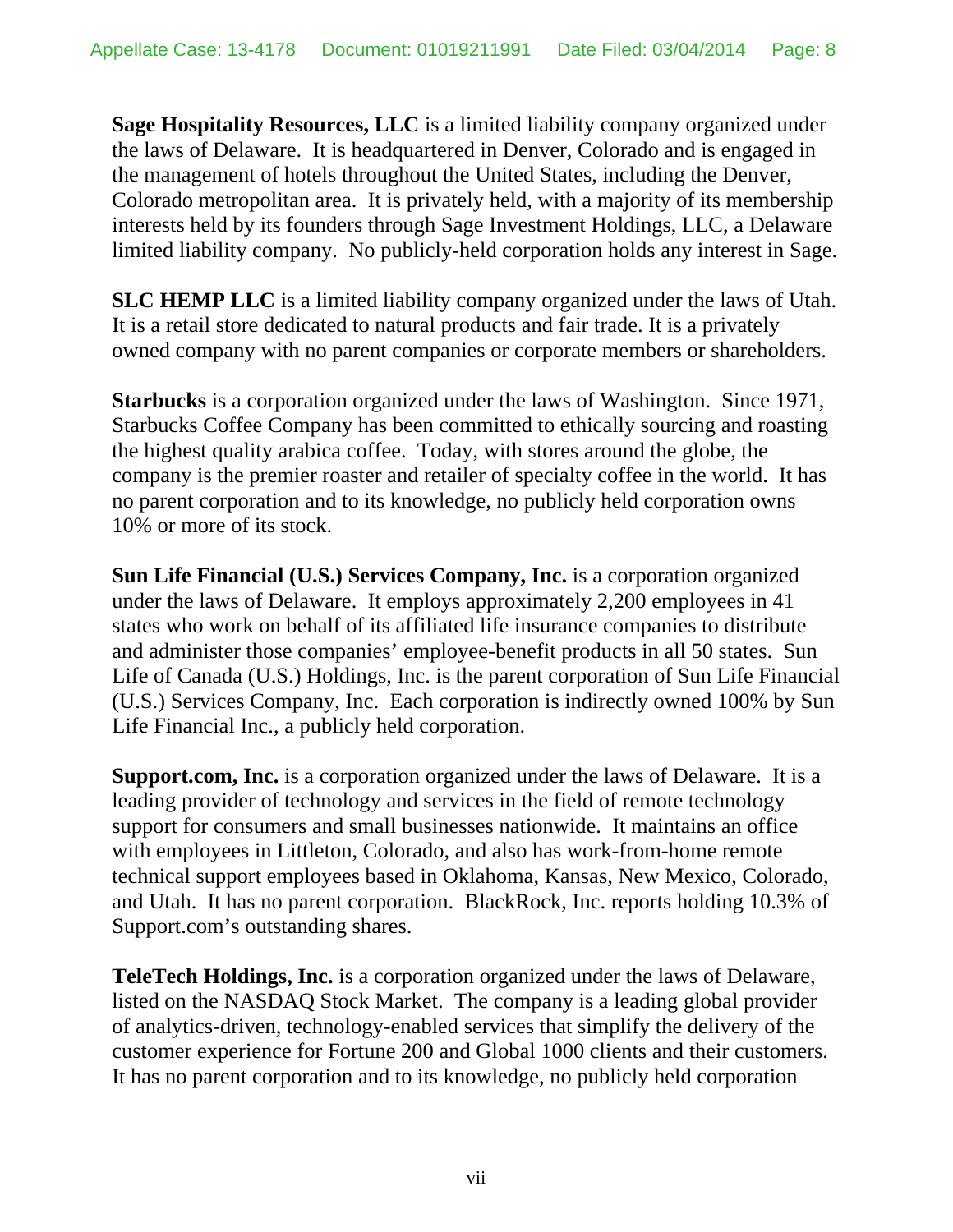**Sage Hospitality Resources, LLC** is a limited liability company organized under the laws of Delaware. It is headquartered in Denver, Colorado and is engaged in the management of hotels throughout the United States, including the Denver, Colorado metropolitan area. It is privately held, with a majority of its membership interests held by its founders through Sage Investment Holdings, LLC, a Delaware limited liability company. No publicly-held corporation holds any interest in Sage.

**SLC HEMP LLC** is a limited liability company organized under the laws of Utah. It is a retail store dedicated to natural products and fair trade. It is a privately owned company with no parent companies or corporate members or shareholders.

**Starbucks** is a corporation organized under the laws of Washington. Since 1971, Starbucks Coffee Company has been committed to ethically sourcing and roasting the highest quality arabica coffee. Today, with stores around the globe, the company is the premier roaster and retailer of specialty coffee in the world. It has no parent corporation and to its knowledge, no publicly held corporation owns 10% or more of its stock.

**Sun Life Financial (U.S.) Services Company, Inc.** is a corporation organized under the laws of Delaware. It employs approximately 2,200 employees in 41 states who work on behalf of its affiliated life insurance companies to distribute and administer those companies' employee-benefit products in all 50 states. Sun Life of Canada (U.S.) Holdings, Inc. is the parent corporation of Sun Life Financial (U.S.) Services Company, Inc. Each corporation is indirectly owned 100% by Sun Life Financial Inc., a publicly held corporation.

**Support.com, Inc.** is a corporation organized under the laws of Delaware. It is a leading provider of technology and services in the field of remote technology support for consumers and small businesses nationwide. It maintains an office with employees in Littleton, Colorado, and also has work-from-home remote technical support employees based in Oklahoma, Kansas, New Mexico, Colorado, and Utah. It has no parent corporation. BlackRock, Inc. reports holding 10.3% of Support.com's outstanding shares.

**TeleTech Holdings, Inc.** is a corporation organized under the laws of Delaware, listed on the NASDAQ Stock Market. The company is a leading global provider of analytics-driven, technology-enabled services that simplify the delivery of the customer experience for Fortune 200 and Global 1000 clients and their customers. It has no parent corporation and to its knowledge, no publicly held corporation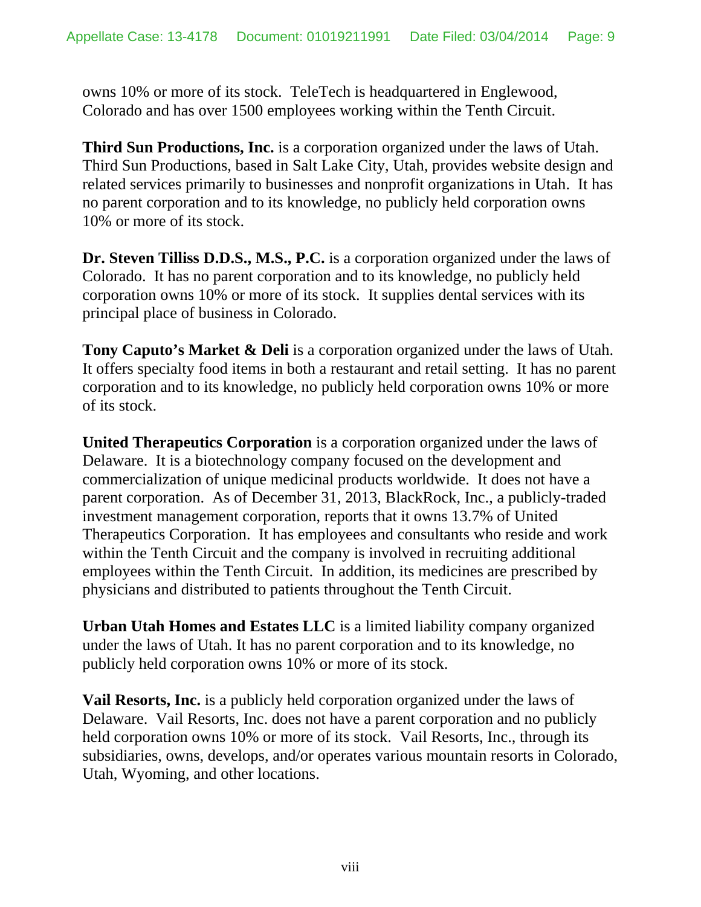owns 10% or more of its stock. TeleTech is headquartered in Englewood, Colorado and has over 1500 employees working within the Tenth Circuit.

**Third Sun Productions, Inc.** is a corporation organized under the laws of Utah. Third Sun Productions, based in Salt Lake City, Utah, provides website design and related services primarily to businesses and nonprofit organizations in Utah. It has no parent corporation and to its knowledge, no publicly held corporation owns 10% or more of its stock.

**Dr. Steven Tilliss D.D.S., M.S., P.C.** is a corporation organized under the laws of Colorado. It has no parent corporation and to its knowledge, no publicly held corporation owns 10% or more of its stock. It supplies dental services with its principal place of business in Colorado.

**Tony Caputo's Market & Deli** is a corporation organized under the laws of Utah. It offers specialty food items in both a restaurant and retail setting. It has no parent corporation and to its knowledge, no publicly held corporation owns 10% or more of its stock.

**United Therapeutics Corporation** is a corporation organized under the laws of Delaware. It is a biotechnology company focused on the development and commercialization of unique medicinal products worldwide. It does not have a parent corporation. As of December 31, 2013, BlackRock, Inc., a publicly-traded investment management corporation, reports that it owns 13.7% of United Therapeutics Corporation. It has employees and consultants who reside and work within the Tenth Circuit and the company is involved in recruiting additional employees within the Tenth Circuit. In addition, its medicines are prescribed by physicians and distributed to patients throughout the Tenth Circuit.

**Urban Utah Homes and Estates LLC** is a limited liability company organized under the laws of Utah. It has no parent corporation and to its knowledge, no publicly held corporation owns 10% or more of its stock.

**Vail Resorts, Inc.** is a publicly held corporation organized under the laws of Delaware. Vail Resorts, Inc. does not have a parent corporation and no publicly held corporation owns 10% or more of its stock. Vail Resorts, Inc., through its subsidiaries, owns, develops, and/or operates various mountain resorts in Colorado, Utah, Wyoming, and other locations.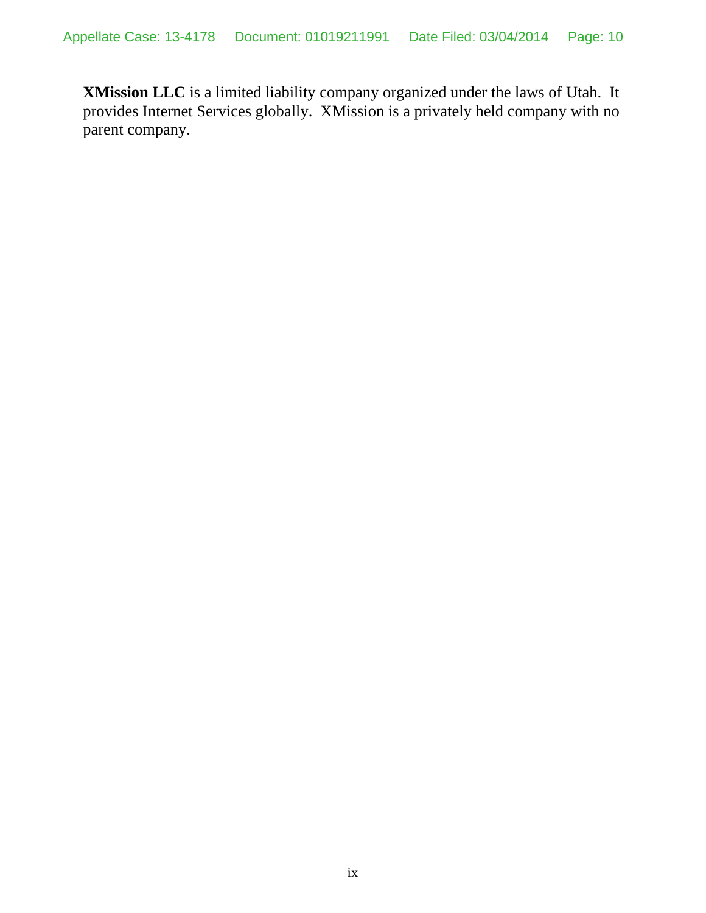**XMission LLC** is a limited liability company organized under the laws of Utah. It provides Internet Services globally. XMission is a privately held company with no parent company.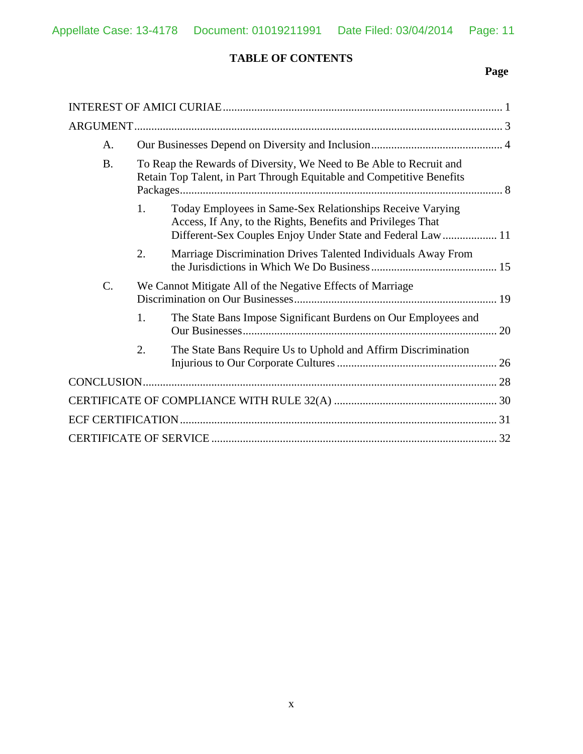# TABLE OF CONTENTS

**Page**

INTEREST OF AMICI CURIAE .......... 1

ARGUMENT .......... 3

- A. Our Businesses Depend on Diversity and Inclusion .......... 4
- B. To Reap the Rewards of Diversity, We Need to Be Able to Recruit and Retain Top Talent, in Part Through Equitable and Competitive Benefits Packages .......... 8
  - 1. Today Employees in Same-Sex Relationships Receive Varying Access, If Any, to the Rights, Benefits and Privileges That Different-Sex Couples Enjoy Under State and Federal Law .......... 11
  - 2. Marriage Discrimination Drives Talented Individuals Away From the Jurisdictions in Which We Do Business .......... 15
- C. We Cannot Mitigate All of the Negative Effects of Marriage Discrimination on Our Businesses .......... 19
  - 1. The State Bans Impose Significant Burdens on Our Employees and Our Businesses .......... 20
  - 2. The State Bans Require Us to Uphold and Affirm Discrimination Injurious to Our Corporate Cultures .......... 26

CONCLUSION .......... 28

CERTIFICATE OF COMPLIANCE WITH RULE 32(A) .......... 30

ECF CERTIFICATION .......... 31

CERTIFICATE OF SERVICE .......... 32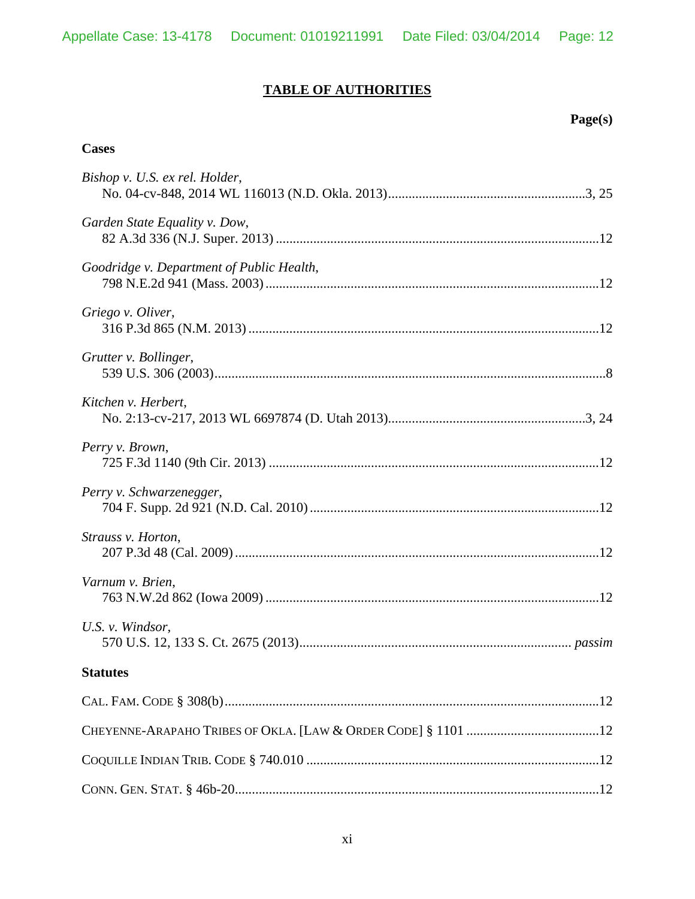# TABLE OF AUTHORITIES

**Page(s)**

## Cases

*Bishop v. U.S. ex rel. Holder*,
No. 04-cv-848, 2014 WL 116013 (N.D. Okla. 2013)....................3, 25

*Garden State Equality v. Dow*,
82 A.3d 336 (N.J. Super. 2013)....................12

*Goodridge v. Department of Public Health*,
798 N.E.2d 941 (Mass. 2003)....................12

*Griego v. Oliver*,
316 P.3d 865 (N.M. 2013)....................12

*Grutter v. Bollinger*,
539 U.S. 306 (2003)....................8

*Kitchen v. Herbert*,
No. 2:13-cv-217, 2013 WL 6697874 (D. Utah 2013)....................3, 24

*Perry v. Brown*,
725 F.3d 1140 (9th Cir. 2013)....................12

*Perry v. Schwarzenegger*,
704 F. Supp. 2d 921 (N.D. Cal. 2010)....................12

*Strauss v. Horton*,
207 P.3d 48 (Cal. 2009)....................12

*Varnum v. Brien*,
763 N.W.2d 862 (Iowa 2009)....................12

*U.S. v. Windsor*,
570 U.S. 12, 133 S. Ct. 2675 (2013).................... *passim*

## Statutes

CAL. FAM. CODE § 308(b)....................12

CHEYENNE-ARAPAHO TRIBES OF OKLA. [LAW & ORDER CODE] § 1101....................12

COQUILLE INDIAN TRIB. CODE § 740.010....................12

CONN. GEN. STAT. § 46b-20....................12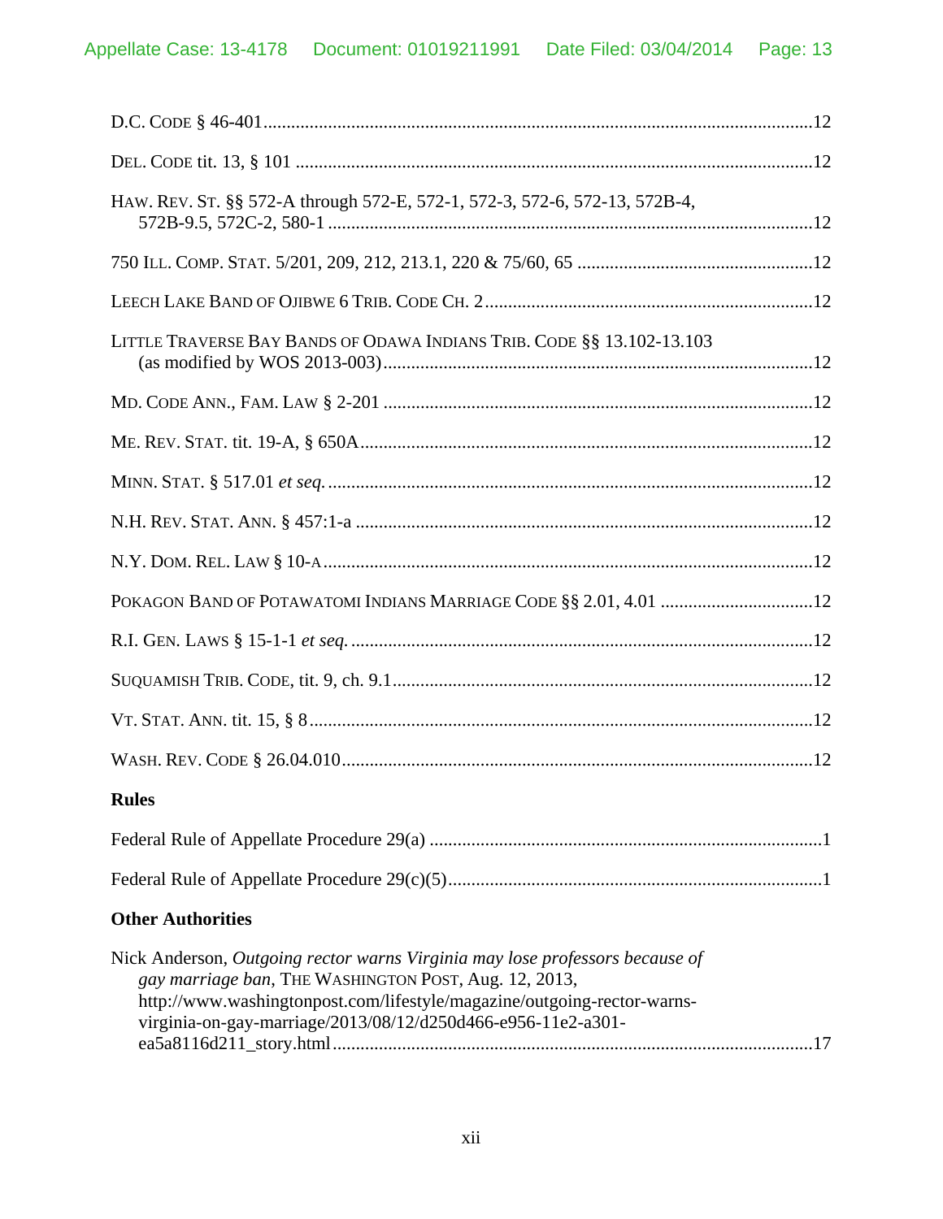D.C. CODE § 46-401 ....................................................................................................................12

DEL. CODE tit. 13, § 101 ...............................................................................................................12

HAW. REV. ST. §§ 572-A through 572-E, 572-1, 572-3, 572-6, 572-13, 572B-4, 572B-9.5, 572C-2, 580-1 ........................................................................................................12

750 ILL. COMP. STAT. 5/201, 209, 212, 213.1, 220 & 75/60, 65 ..................................................12

LEECH LAKE BAND OF OJIBWE 6 TRIB. CODE CH. 2 ......................................................................12

LITTLE TRAVERSE BAY BANDS OF ODAWA INDIANS TRIB. CODE §§ 13.102-13.103 (as modified by WOS 2013-003) ............................................................................................12

MD. CODE ANN., FAM. LAW § 2-201 ............................................................................................12

ME. REV. STAT. tit. 19-A, § 650A .................................................................................................12

MINN. STAT. § 517.01 *et seq.* ........................................................................................................12

N.H. REV. STAT. ANN. § 457:1-a ..................................................................................................12

N.Y. DOM. REL. LAW § 10-A .........................................................................................................12

POKAGON BAND OF POTAWATOMI INDIANS MARRIAGE CODE §§ 2.01, 4.01 ................................12

R.I. GEN. LAWS § 15-1-1 *et seq.* ...................................................................................................12

SUQUAMISH TRIB. CODE, tit. 9, ch. 9.1 ..........................................................................................12

VT. STAT. ANN. tit. 15, § 8 ............................................................................................................12

WASH. REV. CODE § 26.04.010 .....................................................................................................12

**Rules**

Federal Rule of Appellate Procedure 29(a) ....................................................................................1

Federal Rule of Appellate Procedure 29(c)(5) ................................................................................1

**Other Authorities**

Nick Anderson, *Outgoing rector warns Virginia may lose professors because of gay marriage ban*, THE WASHINGTON POST, Aug. 12, 2013, http://www.washingtonpost.com/lifestyle/magazine/outgoing-rector-warns-virginia-on-gay-marriage/2013/08/12/d250d466-e956-11e2-a301-ea5a8116d211_story.html .......................................................................................................17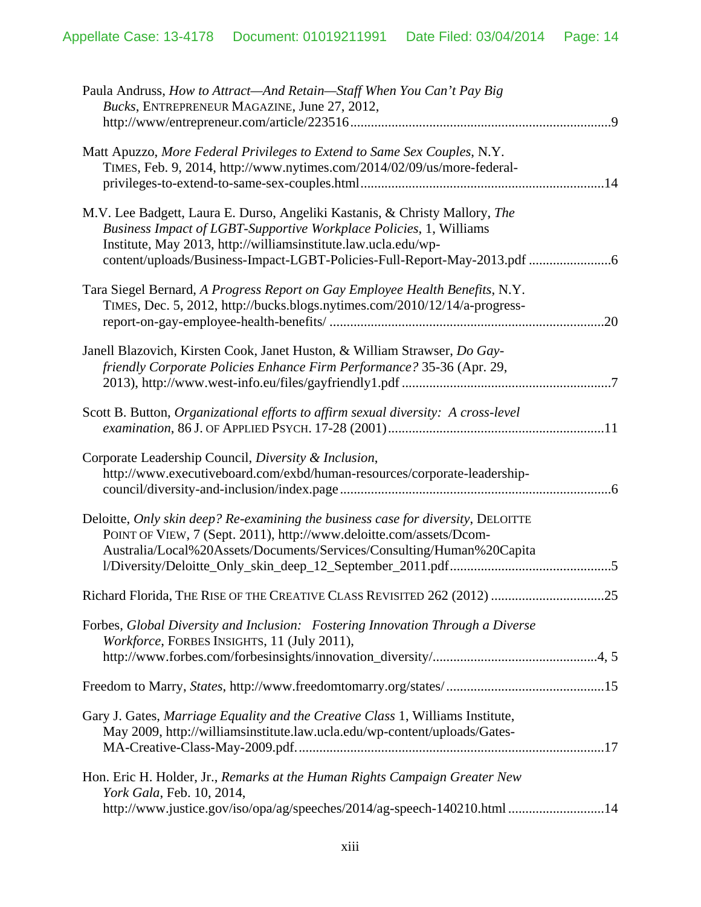Paula Andruss, *How to Attract—And Retain—Staff When You Can't Pay Big Bucks*, ENTREPRENEUR MAGAZINE, June 27, 2012, http://www/entrepreneur.com/article/223516 ........................................................................... 9

Matt Apuzzo, *More Federal Privileges to Extend to Same Sex Couples*, N.Y. TIMES, Feb. 9, 2014, http://www.nytimes.com/2014/02/09/us/more-federal-privileges-to-extend-to-same-sex-couples.html ...................................................................... 14

M.V. Lee Badgett, Laura E. Durso, Angeliki Kastanis, & Christy Mallory, *The Business Impact of LGBT-Supportive Workplace Policies*, 1, Williams Institute, May 2013, http://williamsinstitute.law.ucla.edu/wp-content/uploads/Business-Impact-LGBT-Policies-Full-Report-May-2013.pdf ....................... 6

Tara Siegel Bernard, *A Progress Report on Gay Employee Health Benefits*, N.Y. TIMES, Dec. 5, 2012, http://bucks.blogs.nytimes.com/2010/12/14/a-progress-report-on-gay-employee-health-benefits/ ................................................................................ 20

Janell Blazovich, Kirsten Cook, Janet Huston, & William Strawser, *Do Gay-friendly Corporate Policies Enhance Firm Performance?* 35-36 (Apr. 29, 2013), http://www.west-info.eu/files/gayfriendly1.pdf ............................................................ 7

Scott B. Button, *Organizational efforts to affirm sexual diversity: A cross-level examination*, 86 J. OF APPLIED PSYCH. 17-28 (2001) ............................................................... 11

Corporate Leadership Council, *Diversity & Inclusion*, http://www.executiveboard.com/exbd/human-resources/corporate-leadership-council/diversity-and-inclusion/index.page ............................................................................... 6

Deloitte, *Only skin deep? Re-examining the business case for diversity*, DELOITTE POINT OF VIEW, 7 (Sept. 2011), http://www.deloitte.com/assets/Dcom-Australia/Local%20Assets/Documents/Services/Consulting/Human%20Capital/Diversity/Deloitte_Only_skin_deep_12_September_2011.pdf .............................................. 5

Richard Florida, THE RISE OF THE CREATIVE CLASS REVISITED 262 (2012) ................................ 25

Forbes, *Global Diversity and Inclusion: Fostering Innovation Through a Diverse Workforce*, FORBES INSIGHTS, 11 (July 2011), http://www.forbes.com/forbesinsights/innovation_diversity/................................................ 4, 5

Freedom to Marry, *States*, http://www.freedomtomarry.org/states/ ............................................. 15

Gary J. Gates, *Marriage Equality and the Creative Class* 1, Williams Institute, May 2009, http://williamsinstitute.law.ucla.edu/wp-content/uploads/Gates-MA-Creative-Class-May-2009.pdf. ........................................................................................ 17

Hon. Eric H. Holder, Jr., *Remarks at the Human Rights Campaign Greater New York Gala*, Feb. 10, 2014, http://www.justice.gov/iso/opa/ag/speeches/2014/ag-speech-140210.html ........................... 14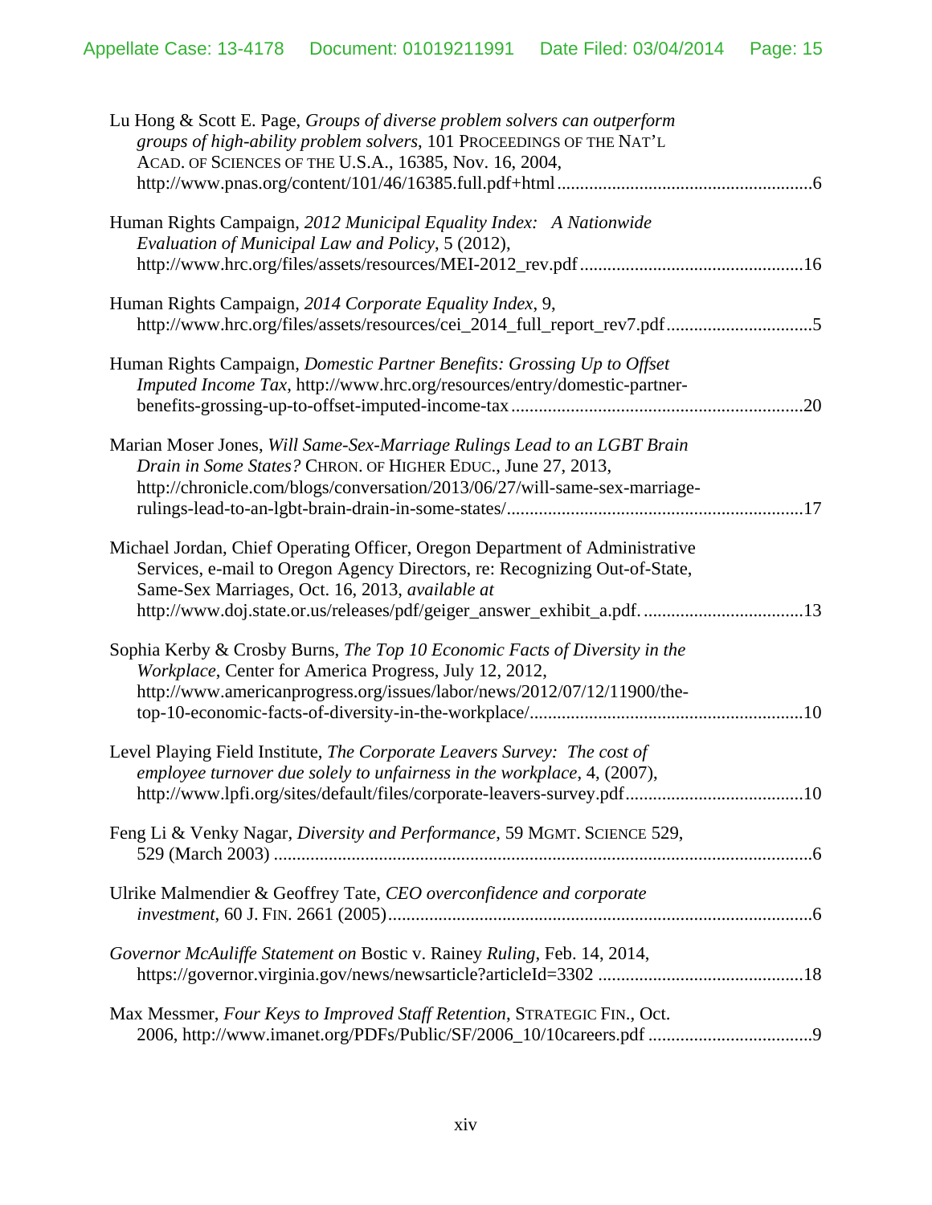Lu Hong & Scott E. Page, *Groups of diverse problem solvers can outperform groups of high-ability problem solvers*, 101 PROCEEDINGS OF THE NAT'L ACAD. OF SCIENCES OF THE U.S.A., 16385, Nov. 16, 2004, http://www.pnas.org/content/101/46/16385.full.pdf+html ........................................................6

Human Rights Campaign, *2012 Municipal Equality Index: A Nationwide Evaluation of Municipal Law and Policy*, 5 (2012), http://www.hrc.org/files/assets/resources/MEI-2012_rev.pdf ................................................16

Human Rights Campaign, *2014 Corporate Equality Index*, 9, http://www.hrc.org/files/assets/resources/cei_2014_full_report_rev7.pdf ................................5

Human Rights Campaign, *Domestic Partner Benefits: Grossing Up to Offset Imputed Income Tax*, http://www.hrc.org/resources/entry/domestic-partner-benefits-grossing-up-to-offset-imputed-income-tax ...............................................................20

Marian Moser Jones, *Will Same-Sex-Marriage Rulings Lead to an LGBT Brain Drain in Some States?* CHRON. OF HIGHER EDUC., June 27, 2013, http://chronicle.com/blogs/conversation/2013/06/27/will-same-sex-marriage-rulings-lead-to-an-lgbt-brain-drain-in-some-states/................................................................17

Michael Jordan, Chief Operating Officer, Oregon Department of Administrative Services, e-mail to Oregon Agency Directors, re: Recognizing Out-of-State, Same-Sex Marriages, Oct. 16, 2013, *available at* http://www.doj.state.or.us/releases/pdf/geiger_answer_exhibit_a.pdf. ..................................13

Sophia Kerby & Crosby Burns, *The Top 10 Economic Facts of Diversity in the Workplace*, Center for America Progress, July 12, 2012, http://www.americanprogress.org/issues/labor/news/2012/07/12/11900/the-top-10-economic-facts-of-diversity-in-the-workplace/...........................................................10

Level Playing Field Institute, *The Corporate Leavers Survey: The cost of employee turnover due solely to unfairness in the workplace*, 4, (2007), http://www.lpfi.org/sites/default/files/corporate-leavers-survey.pdf.......................................10

Feng Li & Venky Nagar, *Diversity and Performance*, 59 MGMT. SCIENCE 529, 529 (March 2003) .....................................................................................................................6

Ulrike Malmendier & Geoffrey Tate, *CEO overconfidence and corporate investment*, 60 J. FIN. 2661 (2005)............................................................................................6

*Governor McAuliffe Statement on* Bostic v. Rainey *Ruling*, Feb. 14, 2014, https://governor.virginia.gov/news/newsarticle?articleId=3302 .............................................18

Max Messmer, *Four Keys to Improved Staff Retention*, STRATEGIC FIN., Oct. 2006, http://www.imanet.org/PDFs/Public/SF/2006_10/10careers.pdf ....................................9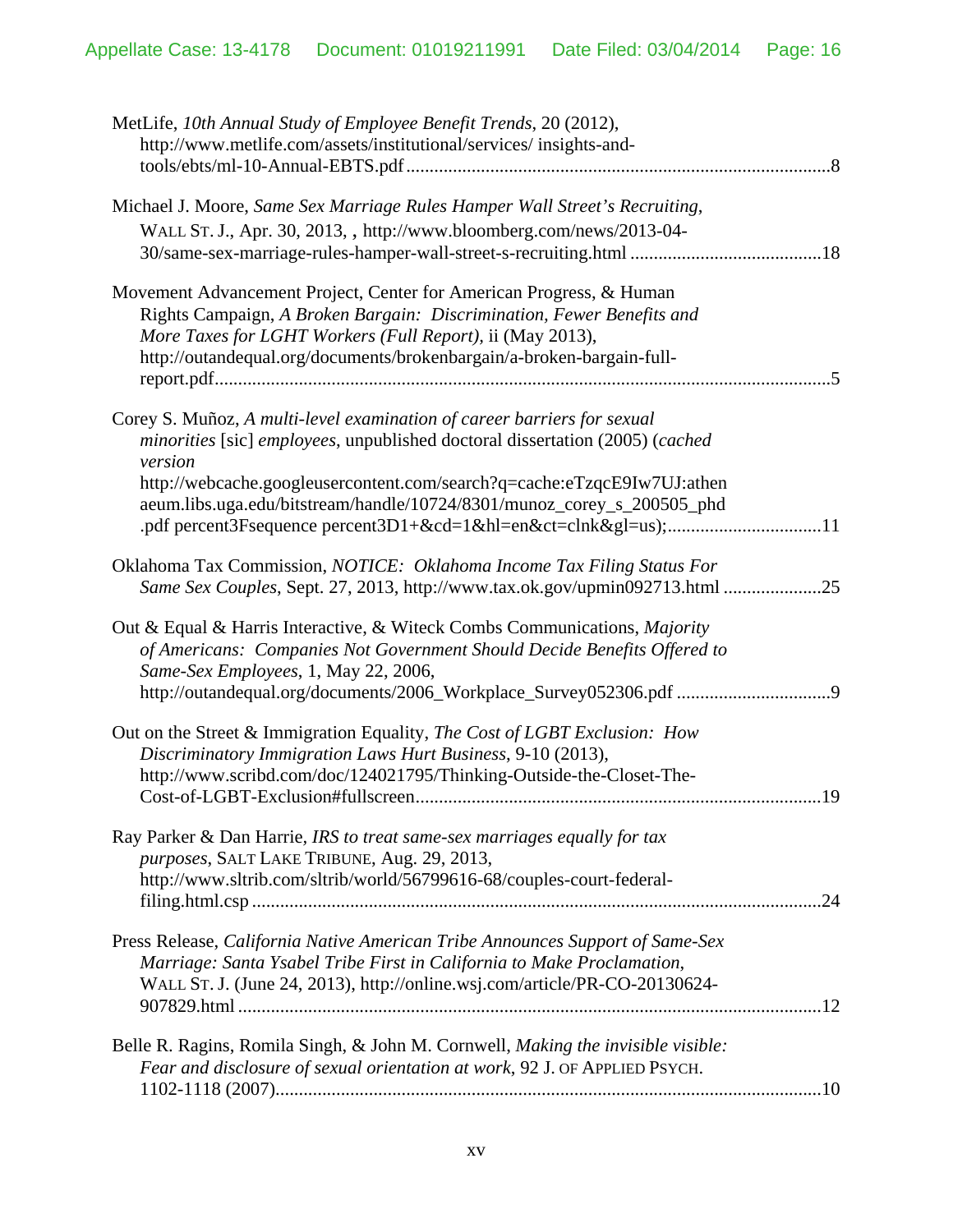MetLife, *10th Annual Study of Employee Benefit Trends*, 20 (2012), http://www.metlife.com/assets/institutional/services/ insights-and-tools/ebts/ml-10-Annual-EBTS.pdf ..........................................................................................8

Michael J. Moore, *Same Sex Marriage Rules Hamper Wall Street's Recruiting*, WALL ST. J., Apr. 30, 2013, , http://www.bloomberg.com/news/2013-04-30/same-sex-marriage-rules-hamper-wall-street-s-recruiting.html .........................................18

Movement Advancement Project, Center for American Progress, & Human Rights Campaign, *A Broken Bargain: Discrimination, Fewer Benefits and More Taxes for LGHT Workers (Full Report)*, ii (May 2013), http://outandequal.org/documents/brokenbargain/a-broken-bargain-full-report.pdf..................................................................................................................................5

Corey S. Muñoz, *A multi-level examination of career barriers for sexual minorities* [sic] *employees*, unpublished doctoral dissertation (2005) (*cached version* http://webcache.googleusercontent.com/search?q=cache:eTzqcE9Iw7UJ:athenaeum.libs.uga.edu/bitstream/handle/10724/8301/munoz_corey_s_200505_phd.pdf percent3Fsequence percent3D1+&cd=1&hl=en&ct=clnk&gl=us);.................................11

Oklahoma Tax Commission, *NOTICE: Oklahoma Income Tax Filing Status For Same Sex Couples*, Sept. 27, 2013, http://www.tax.ok.gov/upmin092713.html .....................25

Out & Equal & Harris Interactive, & Witeck Combs Communications, *Majority of Americans: Companies Not Government Should Decide Benefits Offered to Same-Sex Employees*, 1, May 22, 2006, http://outandequal.org/documents/2006_Workplace_Survey052306.pdf .................................9

Out on the Street & Immigration Equality, *The Cost of LGBT Exclusion: How Discriminatory Immigration Laws Hurt Business*, 9-10 (2013), http://www.scribd.com/doc/124021795/Thinking-Outside-the-Closet-The-Cost-of-LGBT-Exclusion#fullscreen......................................................................................19

Ray Parker & Dan Harrie, *IRS to treat same-sex marriages equally for tax purposes*, SALT LAKE TRIBUNE, Aug. 29, 2013, http://www.sltrib.com/sltrib/world/56799616-68/couples-court-federal-filing.html.csp ..........................................................................................................................24

Press Release, *California Native American Tribe Announces Support of Same-Sex Marriage: Santa Ysabel Tribe First in California to Make Proclamation*, WALL ST. J. (June 24, 2013), http://online.wsj.com/article/PR-CO-20130624-907829.html ............................................................................................................................12

Belle R. Ragins, Romila Singh, & John M. Cornwell, *Making the invisible visible: Fear and disclosure of sexual orientation at work*, 92 J. OF APPLIED PSYCH. 1102-1118 (2007)....................................................................................................................10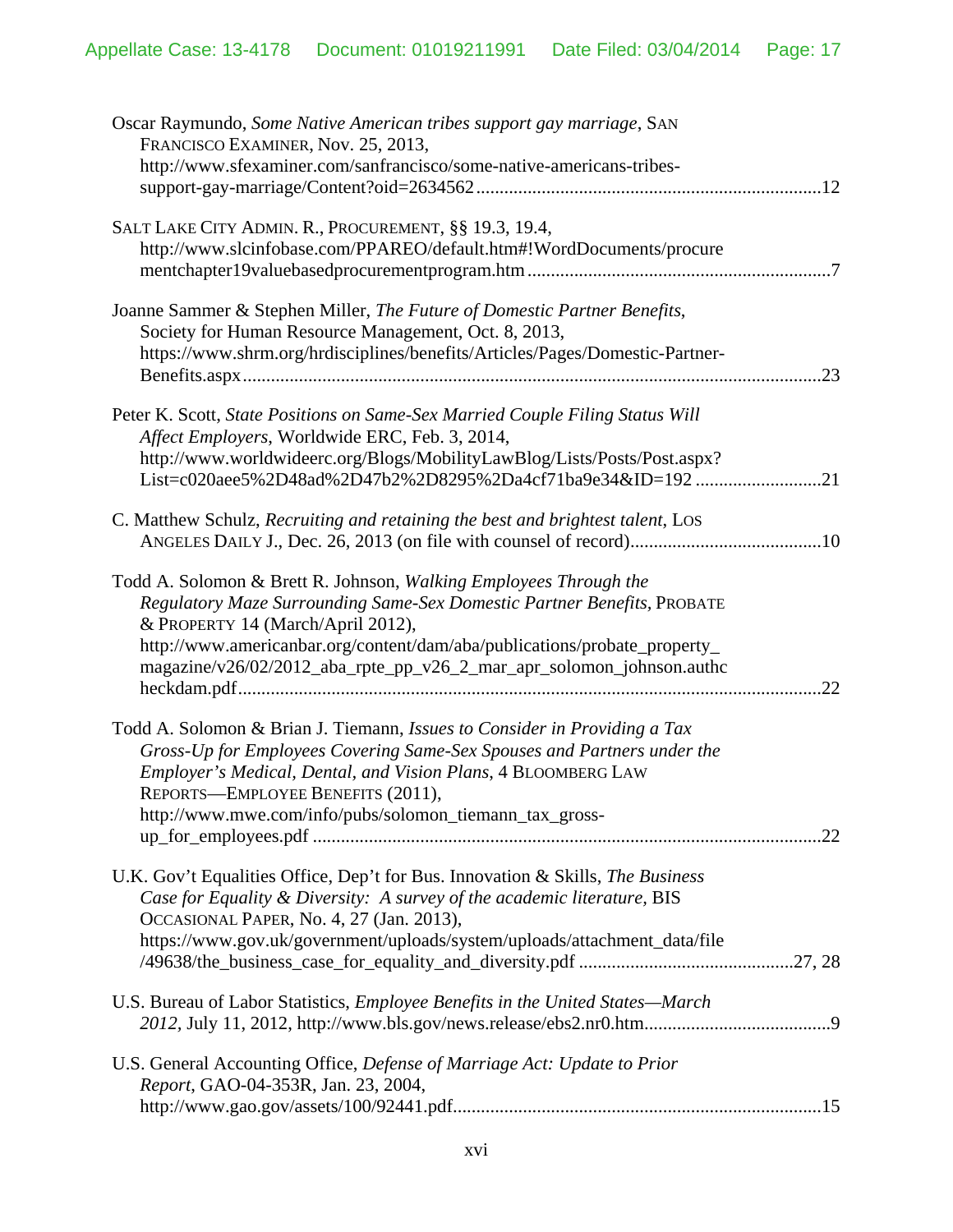Oscar Raymundo, *Some Native American tribes support gay marriage*, SAN FRANCISCO EXAMINER, Nov. 25, 2013, http://www.sfexaminer.com/sanfrancisco/some-native-americans-tribes-support-gay-marriage/Content?oid=2634562 ........................................................................12

SALT LAKE CITY ADMIN. R., PROCUREMENT, §§ 19.3, 19.4, http://www.slcinfobase.com/PPAREO/default.htm#!WordDocuments/procurementchapter19valuebasedprocurementprogram.htm ...................................................................7

Joanne Sammer & Stephen Miller, *The Future of Domestic Partner Benefits*, Society for Human Resource Management, Oct. 8, 2013, https://www.shrm.org/hrdisciplines/benefits/Articles/Pages/Domestic-Partner-Benefits.aspx...........................................................................................................................23

Peter K. Scott, *State Positions on Same-Sex Married Couple Filing Status Will Affect Employers*, Worldwide ERC, Feb. 3, 2014, http://www.worldwideerc.org/Blogs/MobilityLawBlog/Lists/Posts/Post.aspx?List=c020aee5%2D48ad%2D47b2%2D8295%2Da4cf71ba9e34&ID=192 ..........................21

C. Matthew Schulz, *Recruiting and retaining the best and brightest talent*, LOS ANGELES DAILY J., Dec. 26, 2013 (on file with counsel of record)........................................10

Todd A. Solomon & Brett R. Johnson, *Walking Employees Through the Regulatory Maze Surrounding Same-Sex Domestic Partner Benefits*, PROBATE & PROPERTY 14 (March/April 2012), http://www.americanbar.org/content/dam/aba/publications/probate_property_magazine/v26/02/2012_aba_rpte_pp_v26_2_mar_apr_solomon_johnson.authcheckdam.pdf...........................................................................................................................22

Todd A. Solomon & Brian J. Tiemann, *Issues to Consider in Providing a Tax Gross-Up for Employees Covering Same-Sex Spouses and Partners under the Employer's Medical, Dental, and Vision Plans*, 4 BLOOMBERG LAW REPORTS—EMPLOYEE BENEFITS (2011), http://www.mwe.com/info/pubs/solomon_tiemann_tax_gross-up_for_employees.pdf ...........................................................................................................22

U.K. Gov't Equalities Office, Dep't for Bus. Innovation & Skills, *The Business Case for Equality & Diversity: A survey of the academic literature*, BIS OCCASIONAL PAPER, No. 4, 27 (Jan. 2013), https://www.gov.uk/government/uploads/system/uploads/attachment_data/file/49638/the_business_case_for_equality_and_diversity.pdf .............................................27, 28

U.S. Bureau of Labor Statistics, *Employee Benefits in the United States—March 2012*, July 11, 2012, http://www.bls.gov/news.release/ebs2.nr0.htm........................................9

U.S. General Accounting Office, *Defense of Marriage Act: Update to Prior Report*, GAO-04-353R, Jan. 23, 2004, http://www.gao.gov/assets/100/92441.pdf..............................................................................15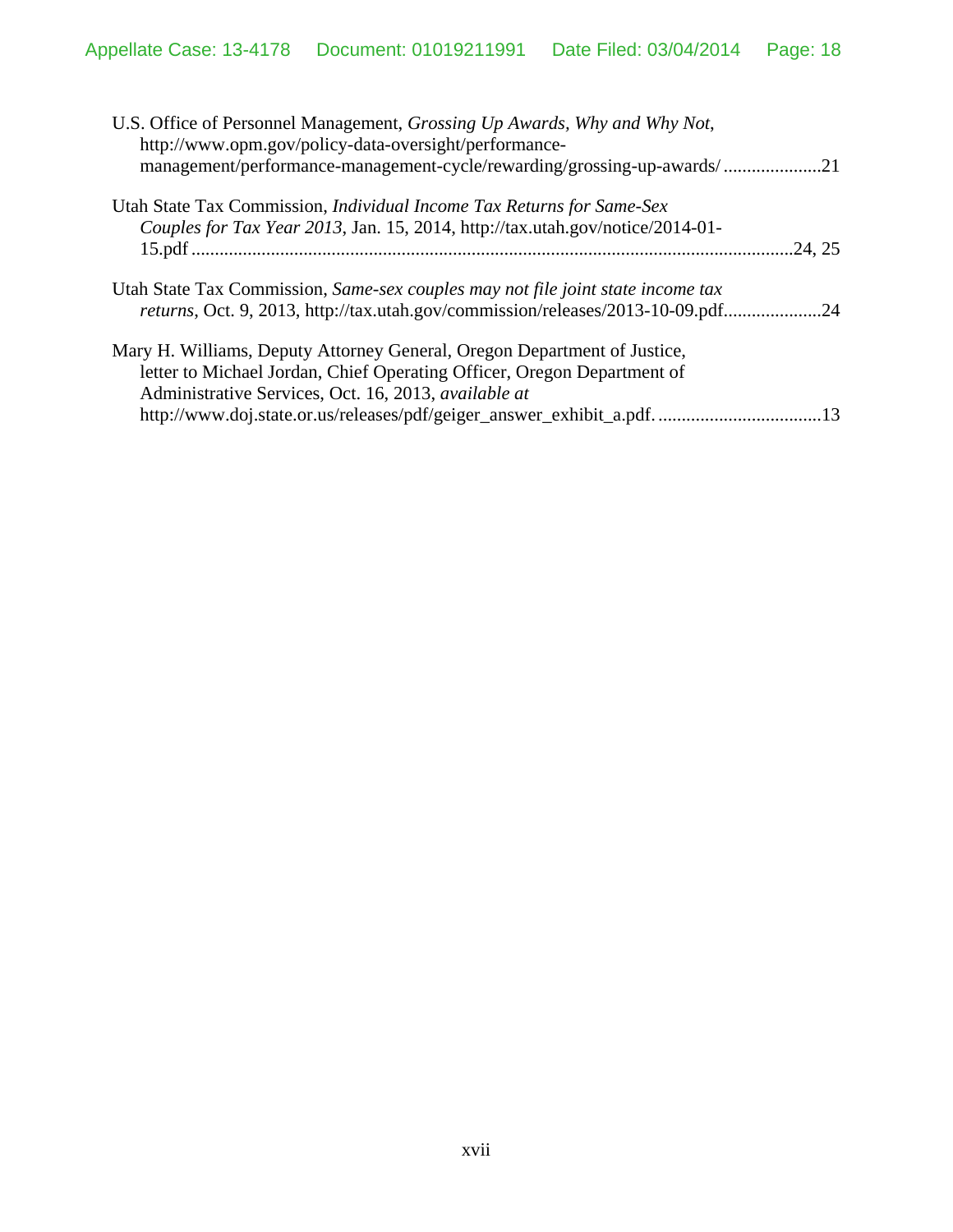U.S. Office of Personnel Management, *Grossing Up Awards, Why and Why Not*, http://www.opm.gov/policy-data-oversight/performance-management/performance-management-cycle/rewarding/grossing-up-awards/ .....................21

Utah State Tax Commission, *Individual Income Tax Returns for Same-Sex Couples for Tax Year 2013*, Jan. 15, 2014, http://tax.utah.gov/notice/2014-01-15.pdf ...............................................................................................................................24, 25

Utah State Tax Commission, *Same-sex couples may not file joint state income tax returns*, Oct. 9, 2013, http://tax.utah.gov/commission/releases/2013-10-09.pdf.....................24

Mary H. Williams, Deputy Attorney General, Oregon Department of Justice, letter to Michael Jordan, Chief Operating Officer, Oregon Department of Administrative Services, Oct. 16, 2013, *available at* http://www.doj.state.or.us/releases/pdf/geiger_answer_exhibit_a.pdf. ..................................13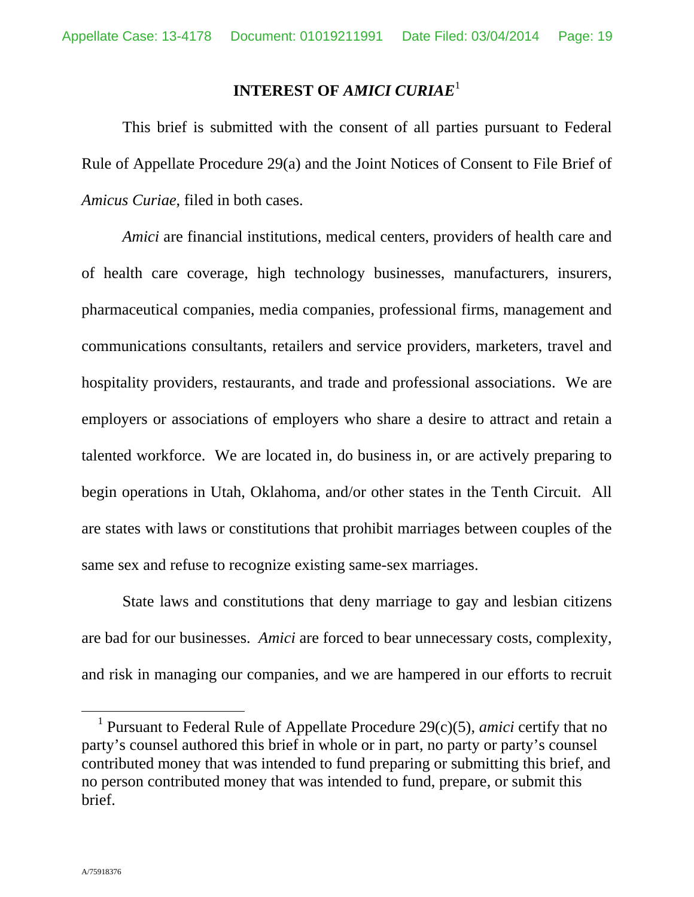## INTEREST OF *AMICI CURIAE*[1]

This brief is submitted with the consent of all parties pursuant to Federal Rule of Appellate Procedure 29(a) and the Joint Notices of Consent to File Brief of *Amicus Curiae*, filed in both cases.

*Amici* are financial institutions, medical centers, providers of health care and of health care coverage, high technology businesses, manufacturers, insurers, pharmaceutical companies, media companies, professional firms, management and communications consultants, retailers and service providers, marketers, travel and hospitality providers, restaurants, and trade and professional associations. We are employers or associations of employers who share a desire to attract and retain a talented workforce. We are located in, do business in, or are actively preparing to begin operations in Utah, Oklahoma, and/or other states in the Tenth Circuit. All are states with laws or constitutions that prohibit marriages between couples of the same sex and refuse to recognize existing same-sex marriages.

State laws and constitutions that deny marriage to gay and lesbian citizens are bad for our businesses. *Amici* are forced to bear unnecessary costs, complexity, and risk in managing our companies, and we are hampered in our efforts to recruit

---

[1] Pursuant to Federal Rule of Appellate Procedure 29(c)(5), *amici* certify that no party's counsel authored this brief in whole or in part, no party or party's counsel contributed money that was intended to fund preparing or submitting this brief, and no person contributed money that was intended to fund, prepare, or submit this brief.

A/75918376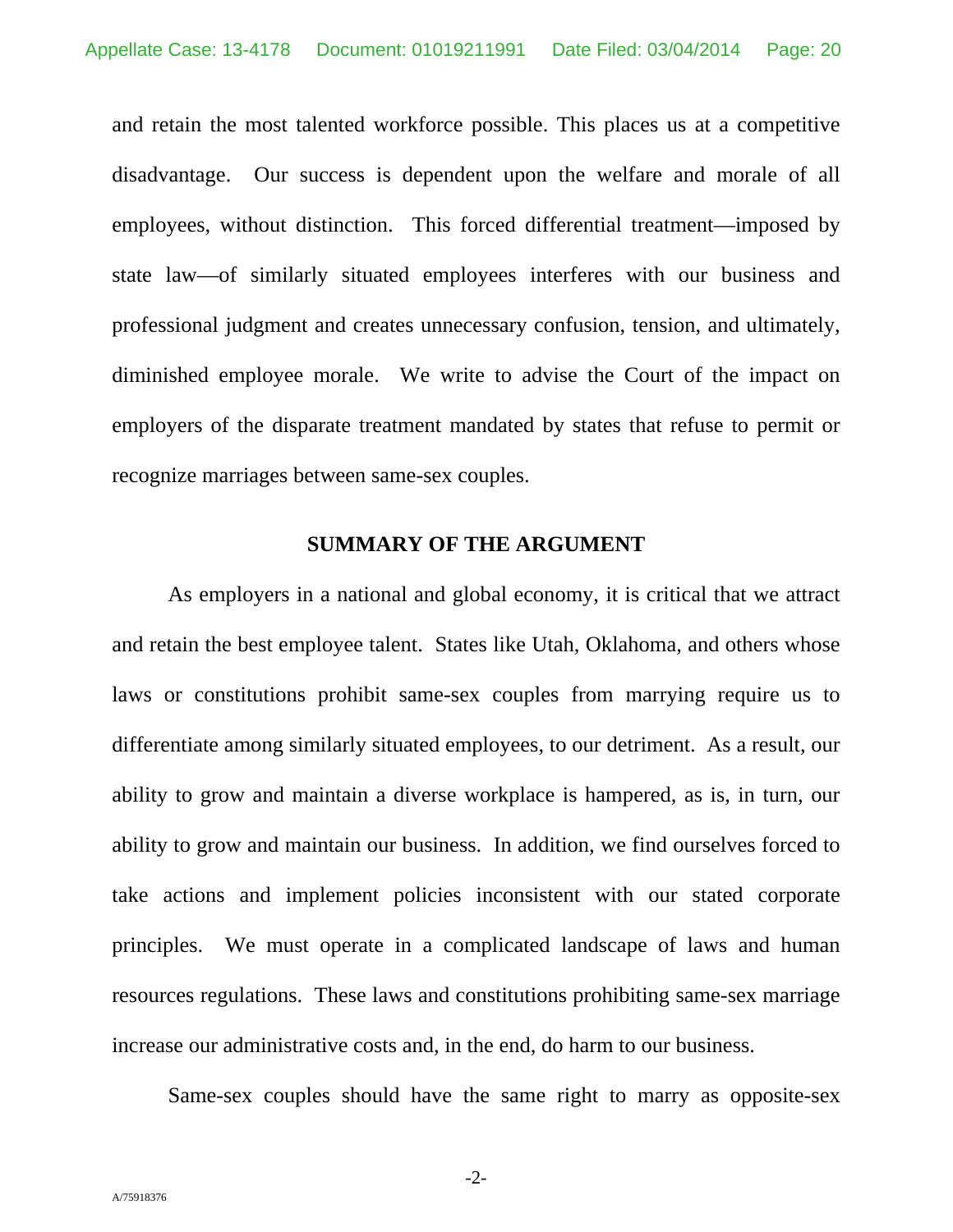and retain the most talented workforce possible. This places us at a competitive disadvantage. Our success is dependent upon the welfare and morale of all employees, without distinction. This forced differential treatment—imposed by state law—of similarly situated employees interferes with our business and professional judgment and creates unnecessary confusion, tension, and ultimately, diminished employee morale. We write to advise the Court of the impact on employers of the disparate treatment mandated by states that refuse to permit or recognize marriages between same-sex couples.

## SUMMARY OF THE ARGUMENT

As employers in a national and global economy, it is critical that we attract and retain the best employee talent. States like Utah, Oklahoma, and others whose laws or constitutions prohibit same-sex couples from marrying require us to differentiate among similarly situated employees, to our detriment. As a result, our ability to grow and maintain a diverse workplace is hampered, as is, in turn, our ability to grow and maintain our business. In addition, we find ourselves forced to take actions and implement policies inconsistent with our stated corporate principles. We must operate in a complicated landscape of laws and human resources regulations. These laws and constitutions prohibiting same-sex marriage increase our administrative costs and, in the end, do harm to our business.

Same-sex couples should have the same right to marry as opposite-sex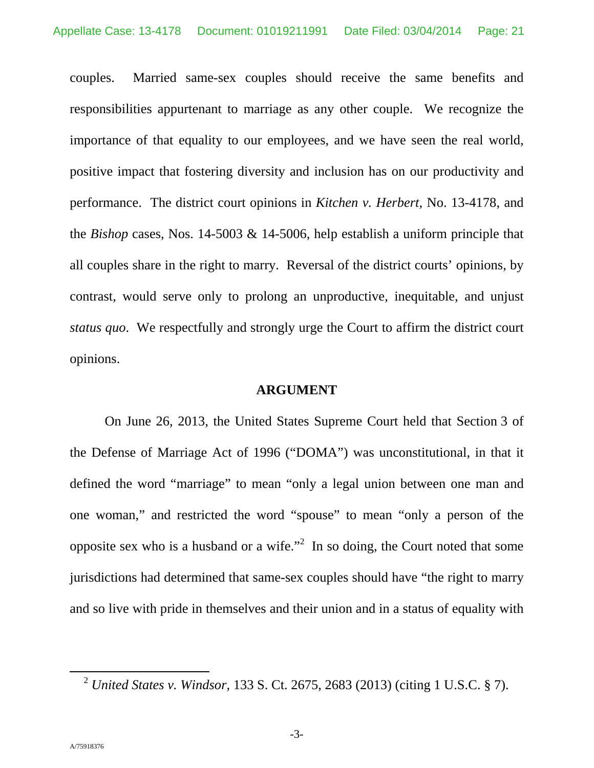couples. Married same-sex couples should receive the same benefits and responsibilities appurtenant to marriage as any other couple. We recognize the importance of that equality to our employees, and we have seen the real world, positive impact that fostering diversity and inclusion has on our productivity and performance. The district court opinions in *Kitchen v. Herbert,* No. 13-4178, and the *Bishop* cases, Nos. 14-5003 & 14-5006, help establish a uniform principle that all couples share in the right to marry. Reversal of the district courts' opinions, by contrast, would serve only to prolong an unproductive, inequitable, and unjust *status quo*. We respectfully and strongly urge the Court to affirm the district court opinions.

## ARGUMENT

On June 26, 2013, the United States Supreme Court held that Section 3 of the Defense of Marriage Act of 1996 ("DOMA") was unconstitutional, in that it defined the word "marriage" to mean "only a legal union between one man and one woman," and restricted the word "spouse" to mean "only a person of the opposite sex who is a husband or a wife."[2] In so doing, the Court noted that some jurisdictions had determined that same-sex couples should have "the right to marry and so live with pride in themselves and their union and in a status of equality with

[2] *United States v. Windsor*, 133 S. Ct. 2675, 2683 (2013) (citing 1 U.S.C. § 7).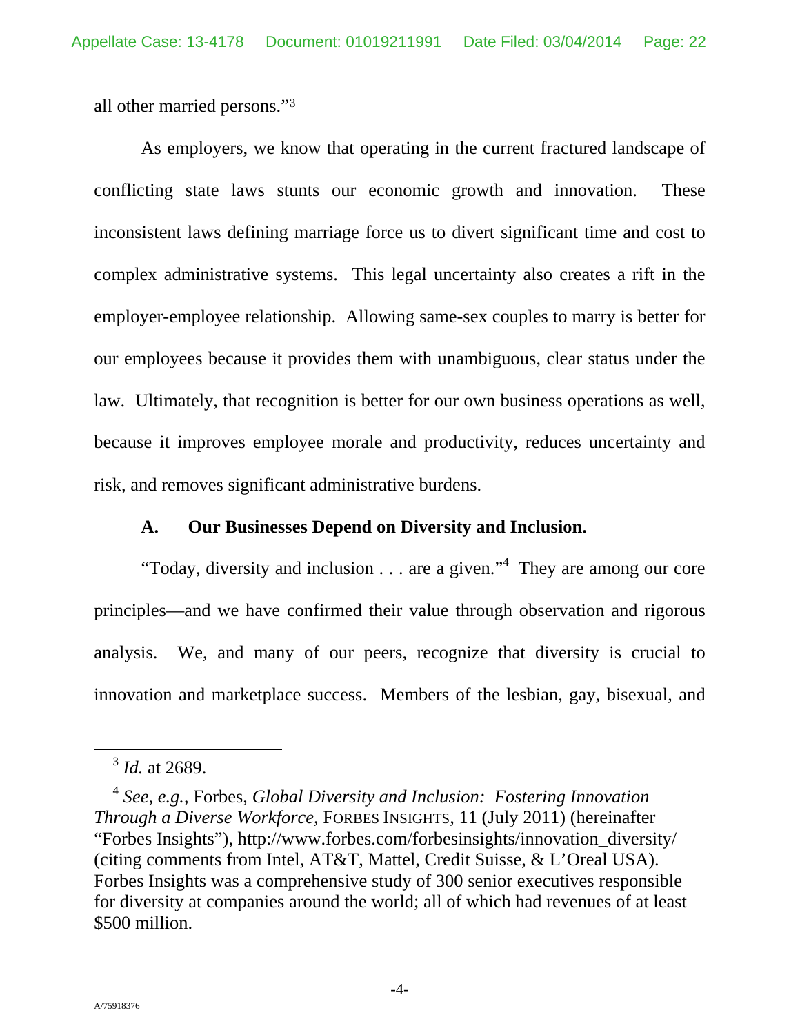all other married persons."[3]

As employers, we know that operating in the current fractured landscape of conflicting state laws stunts our economic growth and innovation. These inconsistent laws defining marriage force us to divert significant time and cost to complex administrative systems. This legal uncertainty also creates a rift in the employer-employee relationship. Allowing same-sex couples to marry is better for our employees because it provides them with unambiguous, clear status under the law. Ultimately, that recognition is better for our own business operations as well, because it improves employee morale and productivity, reduces uncertainty and risk, and removes significant administrative burdens.

### A. Our Businesses Depend on Diversity and Inclusion.

"Today, diversity and inclusion . . . are a given."[4] They are among our core principles—and we have confirmed their value through observation and rigorous analysis. We, and many of our peers, recognize that diversity is crucial to innovation and marketplace success. Members of the lesbian, gay, bisexual, and

---

[3] *Id.* at 2689.

[4] *See, e.g.*, Forbes, *Global Diversity and Inclusion: Fostering Innovation Through a Diverse Workforce*, FORBES INSIGHTS, 11 (July 2011) (hereinafter "Forbes Insights"), http://www.forbes.com/forbesinsights/innovation_diversity/ (citing comments from Intel, AT&T, Mattel, Credit Suisse, & L'Oreal USA). Forbes Insights was a comprehensive study of 300 senior executives responsible for diversity at companies around the world; all of which had revenues of at least $500 million.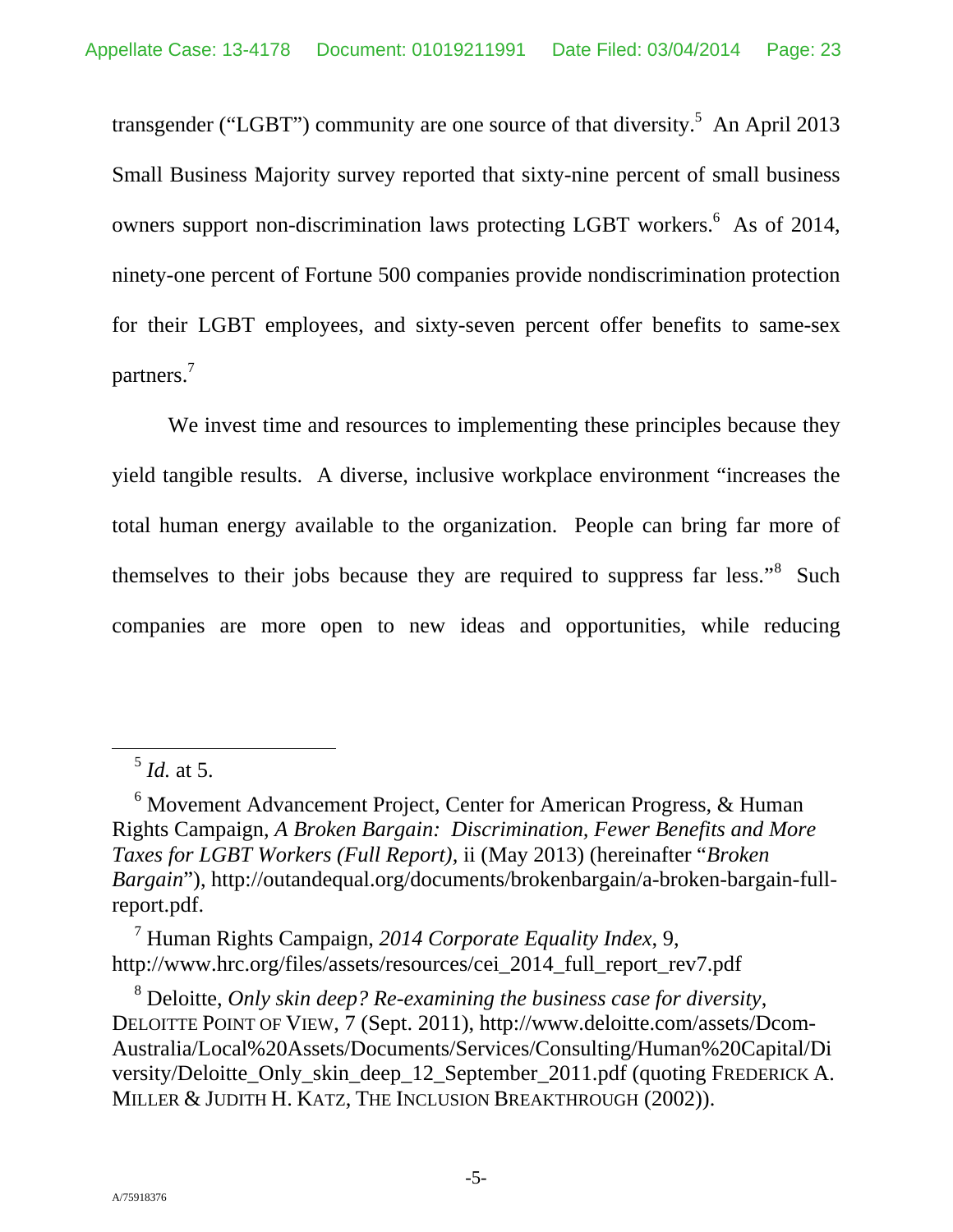transgender ("LGBT") community are one source of that diversity.[5] An April 2013 Small Business Majority survey reported that sixty-nine percent of small business owners support non-discrimination laws protecting LGBT workers.[6] As of 2014, ninety-one percent of Fortune 500 companies provide nondiscrimination protection for their LGBT employees, and sixty-seven percent offer benefits to same-sex partners.[7]

We invest time and resources to implementing these principles because they yield tangible results. A diverse, inclusive workplace environment "increases the total human energy available to the organization. People can bring far more of themselves to their jobs because they are required to suppress far less."[8] Such companies are more open to new ideas and opportunities, while reducing

---

[5] *Id.* at 5.

[6] Movement Advancement Project, Center for American Progress, & Human Rights Campaign, *A Broken Bargain: Discrimination, Fewer Benefits and More Taxes for LGBT Workers (Full Report)*, ii (May 2013) (hereinafter "*Broken Bargain*"), http://outandequal.org/documents/brokenbargain/a-broken-bargain-full-report.pdf.

[7] Human Rights Campaign, *2014 Corporate Equality Index*, 9, http://www.hrc.org/files/assets/resources/cei_2014_full_report_rev7.pdf

[8] Deloitte, *Only skin deep? Re-examining the business case for diversity*, DELOITTE POINT OF VIEW, 7 (Sept. 2011), http://www.deloitte.com/assets/Dcom-Australia/Local%20Assets/Documents/Services/Consulting/Human%20Capital/Diversity/Deloitte_Only_skin_deep_12_September_2011.pdf (quoting FREDERICK A. MILLER & JUDITH H. KATZ, THE INCLUSION BREAKTHROUGH (2002)).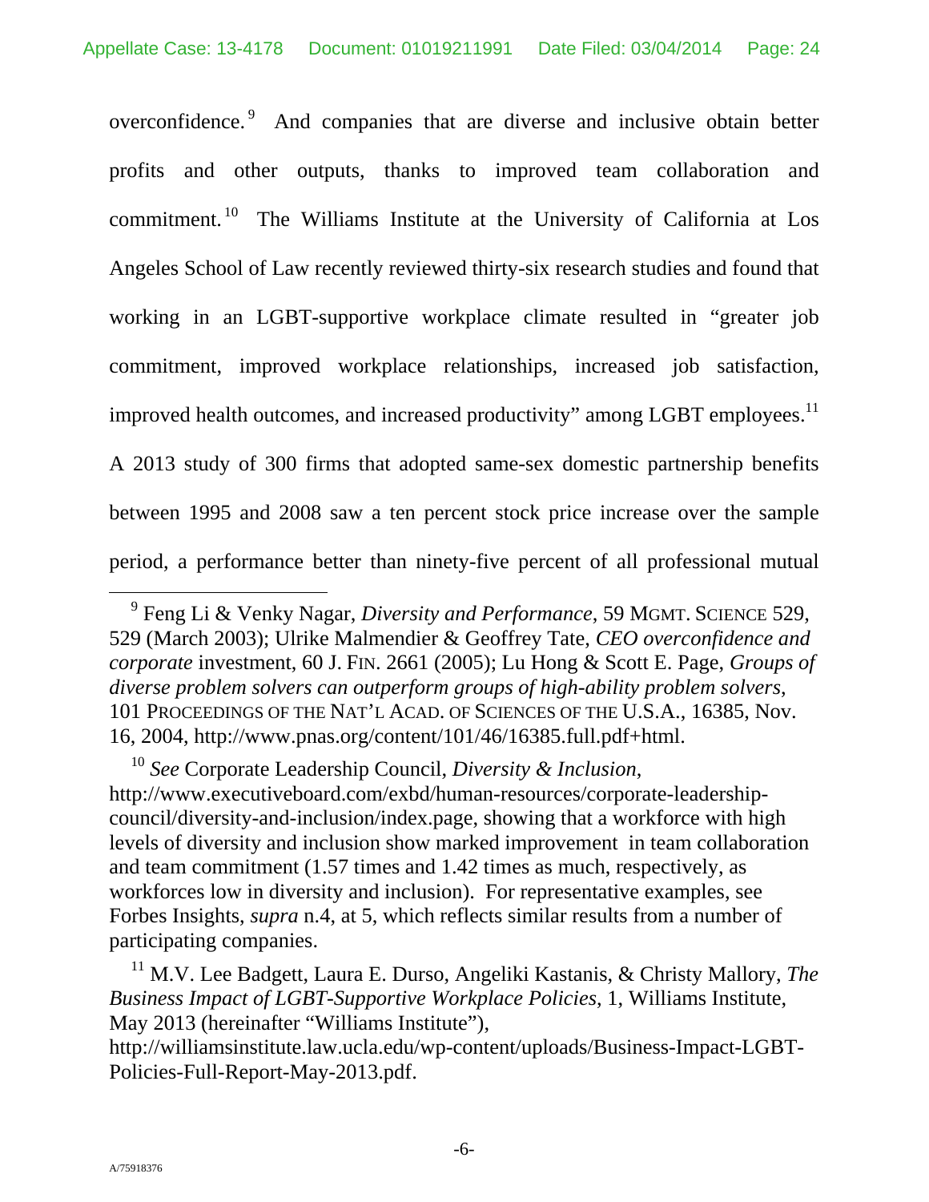overconfidence.[9] And companies that are diverse and inclusive obtain better profits and other outputs, thanks to improved team collaboration and commitment.[10] The Williams Institute at the University of California at Los Angeles School of Law recently reviewed thirty-six research studies and found that working in an LGBT-supportive workplace climate resulted in "greater job commitment, improved workplace relationships, increased job satisfaction, improved health outcomes, and increased productivity" among LGBT employees.[11] A 2013 study of 300 firms that adopted same-sex domestic partnership benefits between 1995 and 2008 saw a ten percent stock price increase over the sample period, a performance better than ninety-five percent of all professional mutual

---

[9] Feng Li & Venky Nagar, *Diversity and Performance*, 59 MGMT. SCIENCE 529, 529 (March 2003); Ulrike Malmendier & Geoffrey Tate, *CEO overconfidence and corporate* investment, 60 J. FIN. 2661 (2005); Lu Hong & Scott E. Page, *Groups of diverse problem solvers can outperform groups of high-ability problem solvers*, 101 PROCEEDINGS OF THE NAT'L ACAD. OF SCIENCES OF THE U.S.A., 16385, Nov. 16, 2004, http://www.pnas.org/content/101/46/16385.full.pdf+html.

[10] *See* Corporate Leadership Council, *Diversity & Inclusion*, http://www.executiveboard.com/exbd/human-resources/corporate-leadership-council/diversity-and-inclusion/index.page, showing that a workforce with high levels of diversity and inclusion show marked improvement in team collaboration and team commitment (1.57 times and 1.42 times as much, respectively, as workforces low in diversity and inclusion). For representative examples, see Forbes Insights, *supra* n.4, at 5, which reflects similar results from a number of participating companies.

[11] M.V. Lee Badgett, Laura E. Durso, Angeliki Kastanis, & Christy Mallory, *The Business Impact of LGBT-Supportive Workplace Policies*, 1, Williams Institute, May 2013 (hereinafter "Williams Institute"), http://williamsinstitute.law.ucla.edu/wp-content/uploads/Business-Impact-LGBT-Policies-Full-Report-May-2013.pdf.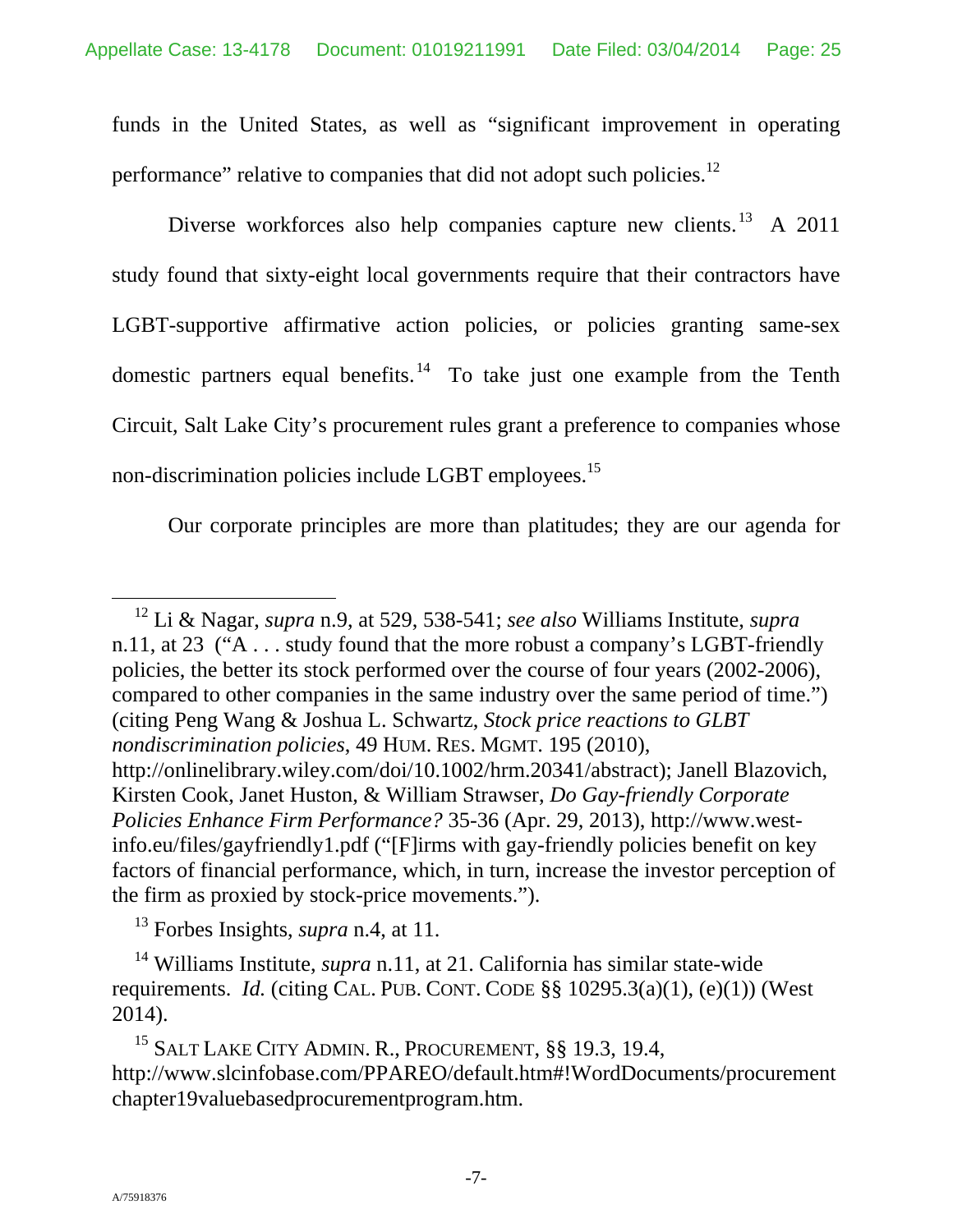funds in the United States, as well as "significant improvement in operating performance" relative to companies that did not adopt such policies.[12]

Diverse workforces also help companies capture new clients.[13] A 2011 study found that sixty-eight local governments require that their contractors have LGBT-supportive affirmative action policies, or policies granting same-sex domestic partners equal benefits.[14] To take just one example from the Tenth Circuit, Salt Lake City's procurement rules grant a preference to companies whose non-discrimination policies include LGBT employees.[15]

Our corporate principles are more than platitudes; they are our agenda for

---

[12] Li & Nagar, *supra* n.9, at 529, 538-541; *see also* Williams Institute, *supra* n.11, at 23 ("A . . . study found that the more robust a company's LGBT-friendly policies, the better its stock performed over the course of four years (2002-2006), compared to other companies in the same industry over the same period of time.") (citing Peng Wang & Joshua L. Schwartz, *Stock price reactions to GLBT nondiscrimination policies*, 49 HUM. RES. MGMT. 195 (2010), http://onlinelibrary.wiley.com/doi/10.1002/hrm.20341/abstract); Janell Blazovich, Kirsten Cook, Janet Huston, & William Strawser, *Do Gay-friendly Corporate Policies Enhance Firm Performance?* 35-36 (Apr. 29, 2013), http://www.west-info.eu/files/gayfriendly1.pdf ("[F]irms with gay-friendly policies benefit on key factors of financial performance, which, in turn, increase the investor perception of the firm as proxied by stock-price movements.").

[13] Forbes Insights, *supra* n.4, at 11.

[14] Williams Institute, *supra* n.11, at 21. California has similar state-wide requirements. *Id.* (citing CAL. PUB. CONT. CODE §§ 10295.3(a)(1), (e)(1)) (West 2014).

[15] SALT LAKE CITY ADMIN. R., PROCUREMENT, §§ 19.3, 19.4, http://www.slcinfobase.com/PPAREO/default.htm#!WordDocuments/procurementchapter19valuebasedprocurementprogram.htm.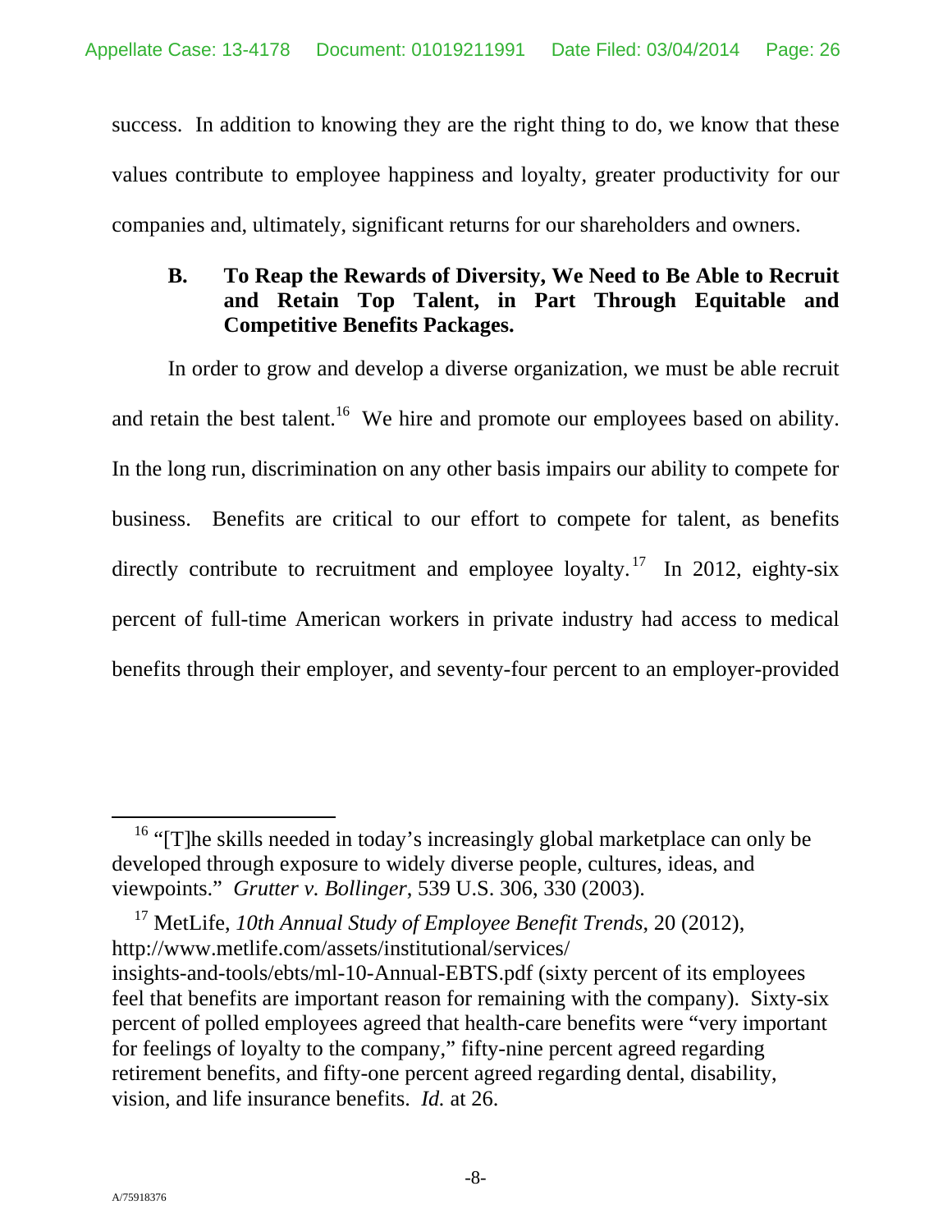success. In addition to knowing they are the right thing to do, we know that these values contribute to employee happiness and loyalty, greater productivity for our companies and, ultimately, significant returns for our shareholders and owners.

### B. To Reap the Rewards of Diversity, We Need to Be Able to Recruit and Retain Top Talent, in Part Through Equitable and Competitive Benefits Packages.

In order to grow and develop a diverse organization, we must be able recruit and retain the best talent.[16] We hire and promote our employees based on ability. In the long run, discrimination on any other basis impairs our ability to compete for business. Benefits are critical to our effort to compete for talent, as benefits directly contribute to recruitment and employee loyalty.[17] In 2012, eighty-six percent of full-time American workers in private industry had access to medical benefits through their employer, and seventy-four percent to an employer-provided

---

[16] "[T]he skills needed in today's increasingly global marketplace can only be developed through exposure to widely diverse people, cultures, ideas, and viewpoints." *Grutter v. Bollinger*, 539 U.S. 306, 330 (2003).

[17] MetLife, *10th Annual Study of Employee Benefit Trends*, 20 (2012), http://www.metlife.com/assets/institutional/services/insights-and-tools/ebts/ml-10-Annual-EBTS.pdf (sixty percent of its employees feel that benefits are important reason for remaining with the company). Sixty-six percent of polled employees agreed that health-care benefits were "very important for feelings of loyalty to the company," fifty-nine percent agreed regarding retirement benefits, and fifty-one percent agreed regarding dental, disability, vision, and life insurance benefits. *Id.* at 26.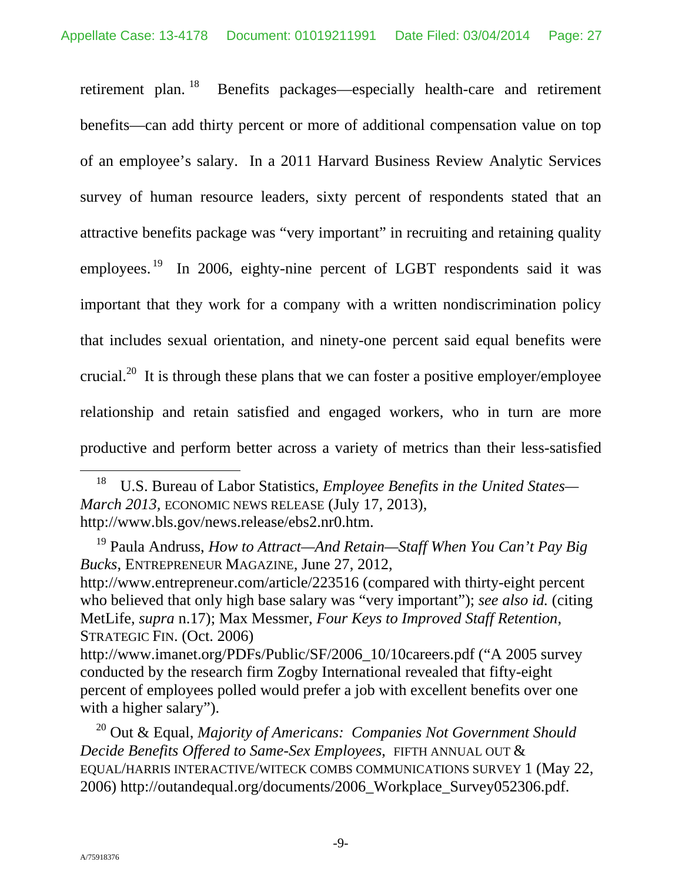retirement plan.[18] Benefits packages—especially health-care and retirement benefits—can add thirty percent or more of additional compensation value on top of an employee's salary. In a 2011 Harvard Business Review Analytic Services survey of human resource leaders, sixty percent of respondents stated that an attractive benefits package was "very important" in recruiting and retaining quality employees.[19] In 2006, eighty-nine percent of LGBT respondents said it was important that they work for a company with a written nondiscrimination policy that includes sexual orientation, and ninety-one percent said equal benefits were crucial.[20] It is through these plans that we can foster a positive employer/employee relationship and retain satisfied and engaged workers, who in turn are more productive and perform better across a variety of metrics than their less-satisfied

---

[18] U.S. Bureau of Labor Statistics, *Employee Benefits in the United States—March 2013*, ECONOMIC NEWS RELEASE (July 17, 2013), http://www.bls.gov/news.release/ebs2.nr0.htm.

[19] Paula Andruss, *How to Attract—And Retain—Staff When You Can't Pay Big Bucks*, ENTREPRENEUR MAGAZINE, June 27, 2012, http://www.entrepreneur.com/article/223516 (compared with thirty-eight percent who believed that only high base salary was "very important"); *see also id.* (citing MetLife, *supra* n.17); Max Messmer, *Four Keys to Improved Staff Retention*, STRATEGIC FIN. (Oct. 2006) http://www.imanet.org/PDFs/Public/SF/2006_10/10careers.pdf ("A 2005 survey conducted by the research firm Zogby International revealed that fifty-eight percent of employees polled would prefer a job with excellent benefits over one with a higher salary").

[20] Out & Equal, *Majority of Americans: Companies Not Government Should Decide Benefits Offered to Same-Sex Employees*, FIFTH ANNUAL OUT & EQUAL/HARRIS INTERACTIVE/WITECK COMBS COMMUNICATIONS SURVEY 1 (May 22, 2006) http://outandequal.org/documents/2006_Workplace_Survey052306.pdf.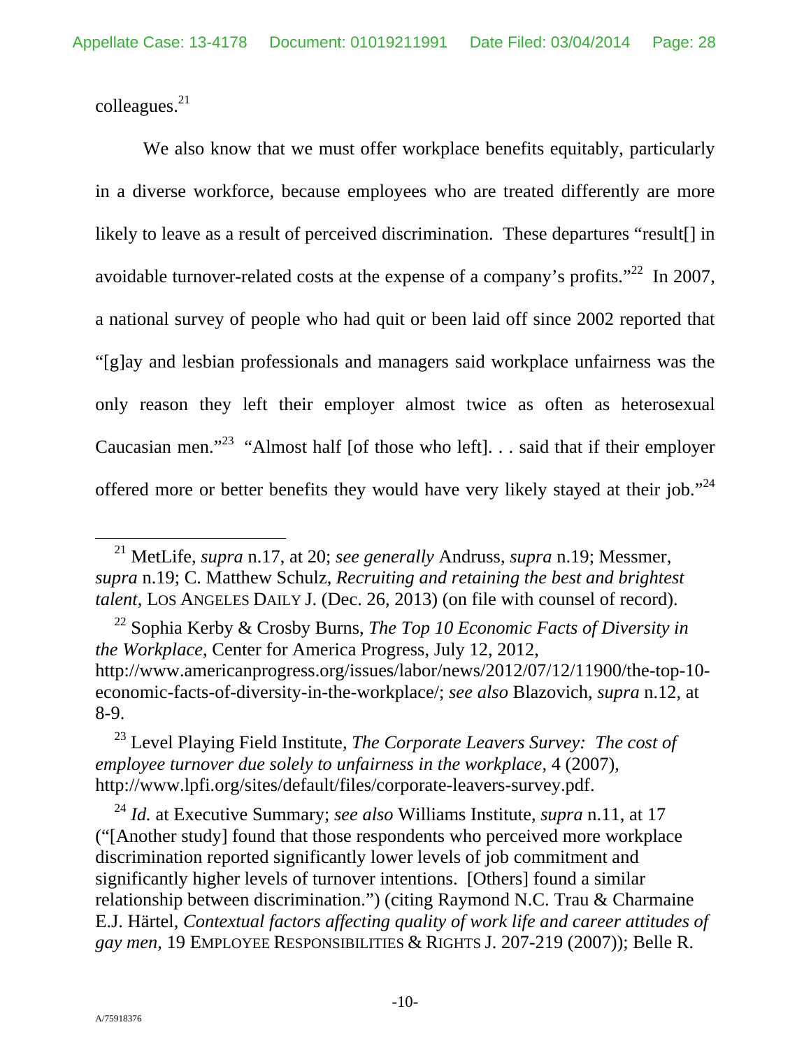colleagues.[21]

We also know that we must offer workplace benefits equitably, particularly in a diverse workforce, because employees who are treated differently are more likely to leave as a result of perceived discrimination. These departures "result[] in avoidable turnover-related costs at the expense of a company's profits."[22] In 2007, a national survey of people who had quit or been laid off since 2002 reported that "[g]ay and lesbian professionals and managers said workplace unfairness was the only reason they left their employer almost twice as often as heterosexual Caucasian men."[23] "Almost half [of those who left]. . . said that if their employer offered more or better benefits they would have very likely stayed at their job."[24]

---

[21] MetLife, *supra* n.17, at 20; *see generally* Andruss, *supra* n.19; Messmer, *supra* n.19; C. Matthew Schulz, *Recruiting and retaining the best and brightest talent*, LOS ANGELES DAILY J. (Dec. 26, 2013) (on file with counsel of record).

[22] Sophia Kerby & Crosby Burns, *The Top 10 Economic Facts of Diversity in the Workplace*, Center for America Progress, July 12, 2012, http://www.americanprogress.org/issues/labor/news/2012/07/12/11900/the-top-10-economic-facts-of-diversity-in-the-workplace/; *see also* Blazovich, *supra* n.12, at 8-9.

[23] Level Playing Field Institute, *The Corporate Leavers Survey: The cost of employee turnover due solely to unfairness in the workplace*, 4 (2007), http://www.lpfi.org/sites/default/files/corporate-leavers-survey.pdf.

[24] *Id.* at Executive Summary; *see also* Williams Institute, *supra* n.11, at 17 ("[Another study] found that those respondents who perceived more workplace discrimination reported significantly lower levels of job commitment and significantly higher levels of turnover intentions. [Others] found a similar relationship between discrimination.") (citing Raymond N.C. Trau & Charmaine E.J. Härtel, *Contextual factors affecting quality of work life and career attitudes of gay men*, 19 EMPLOYEE RESPONSIBILITIES & RIGHTS J. 207-219 (2007)); Belle R.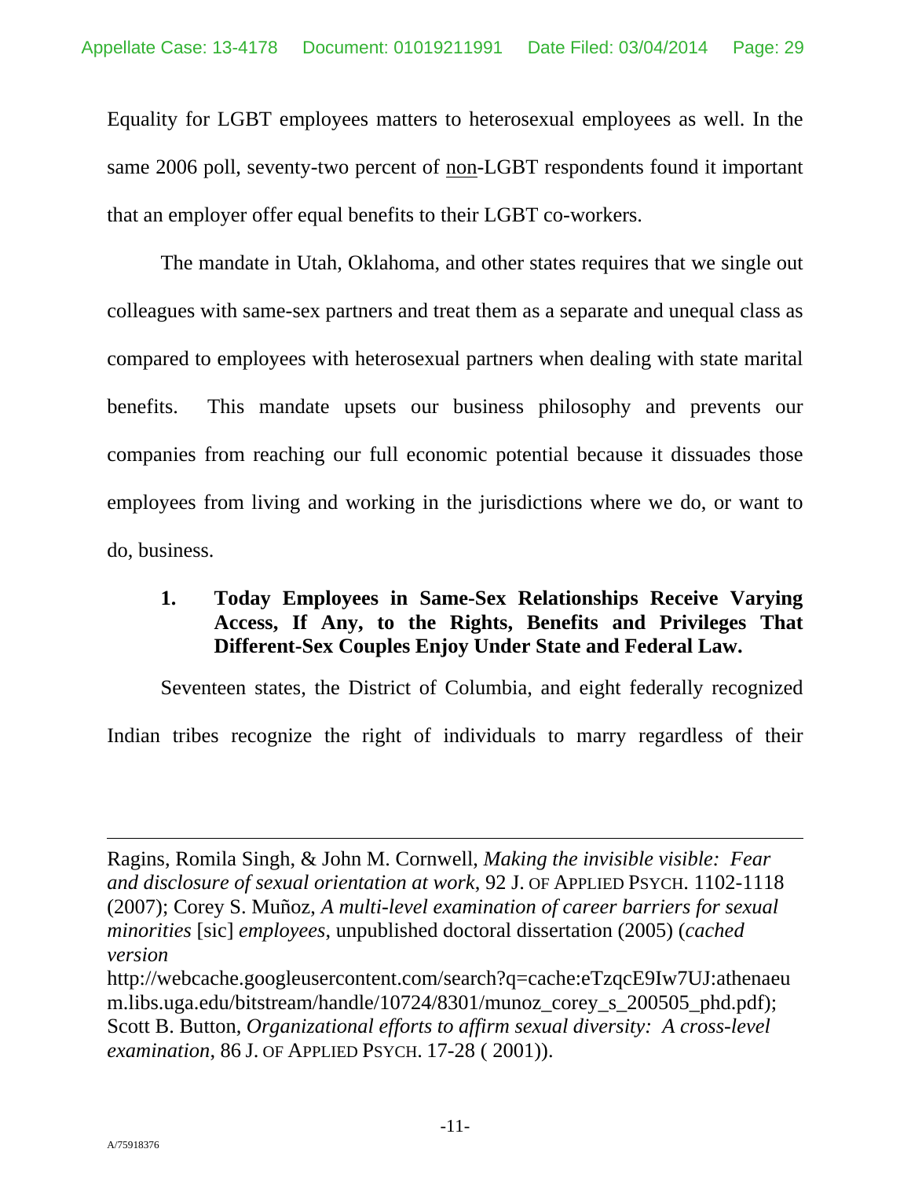Equality for LGBT employees matters to heterosexual employees as well. In the same 2006 poll, seventy-two percent of <u>non</u>-LGBT respondents found it important that an employer offer equal benefits to their LGBT co-workers.

The mandate in Utah, Oklahoma, and other states requires that we single out colleagues with same-sex partners and treat them as a separate and unequal class as compared to employees with heterosexual partners when dealing with state marital benefits. This mandate upsets our business philosophy and prevents our companies from reaching our full economic potential because it dissuades those employees from living and working in the jurisdictions where we do, or want to do, business.

### 1. Today Employees in Same-Sex Relationships Receive Varying Access, If Any, to the Rights, Benefits and Privileges That Different-Sex Couples Enjoy Under State and Federal Law.

Seventeen states, the District of Columbia, and eight federally recognized Indian tribes recognize the right of individuals to marry regardless of their

---

Ragins, Romila Singh, & John M. Cornwell, *Making the invisible visible: Fear and disclosure of sexual orientation at work*, 92 J. OF APPLIED PSYCH. 1102-1118 (2007); Corey S. Muñoz, *A multi-level examination of career barriers for sexual minorities* [sic] *employees*, unpublished doctoral dissertation (2005) (*cached version* http://webcache.googleusercontent.com/search?q=cache:eTzqcE9Iw7UJ:athenaeum.libs.uga.edu/bitstream/handle/10724/8301/munoz_corey_s_200505_phd.pdf); Scott B. Button, *Organizational efforts to affirm sexual diversity: A cross-level examination*, 86 J. OF APPLIED PSYCH. 17-28 ( 2001)).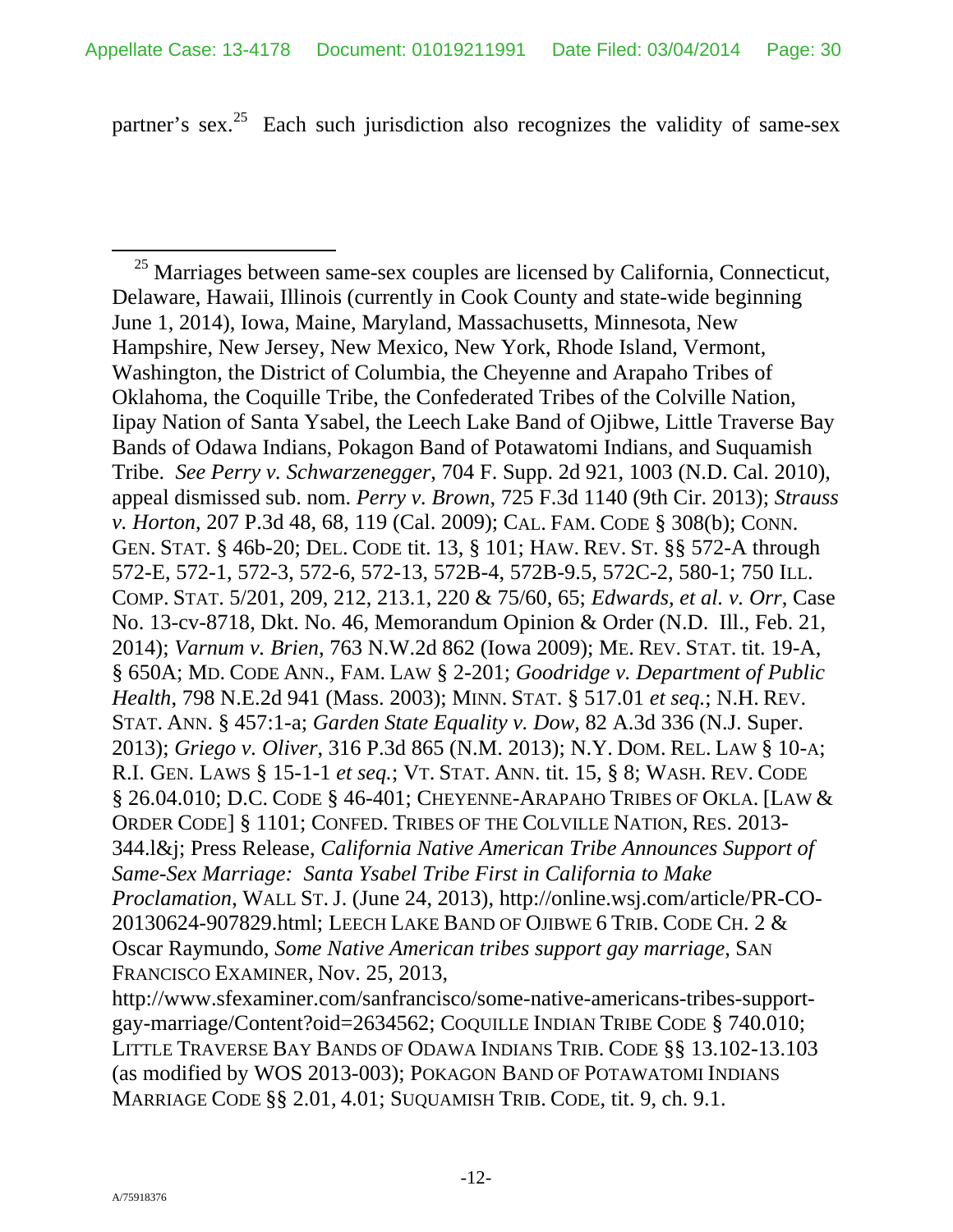partner's sex.[25] Each such jurisdiction also recognizes the validity of same-sex

---

[25] Marriages between same-sex couples are licensed by California, Connecticut, Delaware, Hawaii, Illinois (currently in Cook County and state-wide beginning June 1, 2014), Iowa, Maine, Maryland, Massachusetts, Minnesota, New Hampshire, New Jersey, New Mexico, New York, Rhode Island, Vermont, Washington, the District of Columbia, the Cheyenne and Arapaho Tribes of Oklahoma, the Coquille Tribe, the Confederated Tribes of the Colville Nation, Iipay Nation of Santa Ysabel, the Leech Lake Band of Ojibwe, Little Traverse Bay Bands of Odawa Indians, Pokagon Band of Potawatomi Indians, and Suquamish Tribe. *See Perry v. Schwarzenegger*, 704 F. Supp. 2d 921, 1003 (N.D. Cal. 2010), appeal dismissed sub. nom. *Perry v. Brown*, 725 F.3d 1140 (9th Cir. 2013); *Strauss v. Horton*, 207 P.3d 48, 68, 119 (Cal. 2009); CAL. FAM. CODE § 308(b); CONN. GEN. STAT. § 46b-20; DEL. CODE tit. 13, § 101; HAW. REV. ST. §§ 572-A through 572-E, 572-1, 572-3, 572-6, 572-13, 572B-4, 572B-9.5, 572C-2, 580-1; 750 ILL. COMP. STAT. 5/201, 209, 212, 213.1, 220 & 75/60, 65; *Edwards, et al. v. Orr*, Case No. 13-cv-8718, Dkt. No. 46, Memorandum Opinion & Order (N.D. Ill., Feb. 21, 2014); *Varnum v. Brien*, 763 N.W.2d 862 (Iowa 2009); ME. REV. STAT. tit. 19-A, § 650A; MD. CODE ANN., FAM. LAW § 2-201; *Goodridge v. Department of Public Health*, 798 N.E.2d 941 (Mass. 2003); MINN. STAT. § 517.01 *et seq.*; N.H. REV. STAT. ANN. § 457:1-a; *Garden State Equality v. Dow*, 82 A.3d 336 (N.J. Super. 2013); *Griego v. Oliver*, 316 P.3d 865 (N.M. 2013); N.Y. DOM. REL. LAW § 10-A; R.I. GEN. LAWS § 15-1-1 *et seq.*; VT. STAT. ANN. tit. 15, § 8; WASH. REV. CODE § 26.04.010; D.C. CODE § 46-401; CHEYENNE-ARAPAHO TRIBES OF OKLA. [LAW & ORDER CODE] § 1101; CONFED. TRIBES OF THE COLVILLE NATION, RES. 2013-344.l&j; Press Release, *California Native American Tribe Announces Support of Same-Sex Marriage: Santa Ysabel Tribe First in California to Make Proclamation*, WALL ST. J. (June 24, 2013), http://online.wsj.com/article/PR-CO-20130624-907829.html; LEECH LAKE BAND OF OJIBWE 6 TRIB. CODE CH. 2 & Oscar Raymundo, *Some Native American tribes support gay marriage*, SAN FRANCISCO EXAMINER, Nov. 25, 2013, http://www.sfexaminer.com/sanfrancisco/some-native-americans-tribes-support-gay-marriage/Content?oid=2634562; COQUILLE INDIAN TRIBE CODE § 740.010; LITTLE TRAVERSE BAY BANDS OF ODAWA INDIANS TRIB. CODE §§ 13.102-13.103 (as modified by WOS 2013-003); POKAGON BAND OF POTAWATOMI INDIANS MARRIAGE CODE §§ 2.01, 4.01; SUQUAMISH TRIB. CODE, tit. 9, ch. 9.1.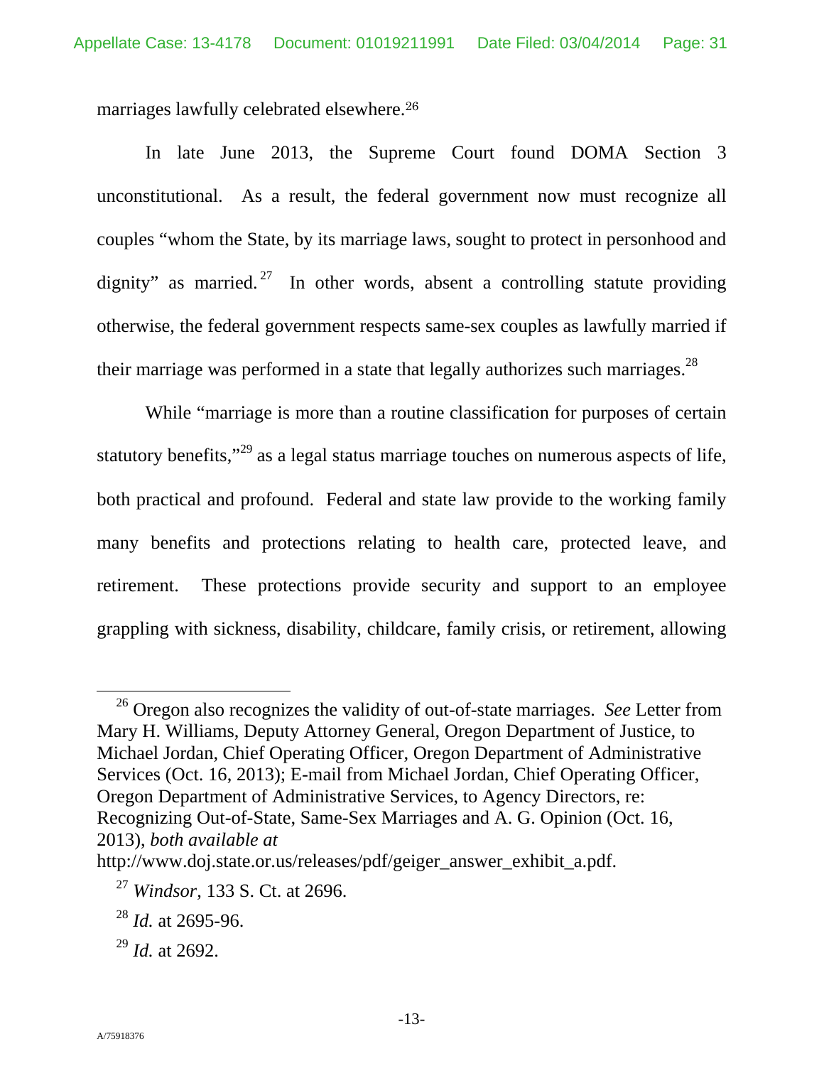marriages lawfully celebrated elsewhere.[26]

In late June 2013, the Supreme Court found DOMA Section 3 unconstitutional. As a result, the federal government now must recognize all couples "whom the State, by its marriage laws, sought to protect in personhood and dignity" as married.[27] In other words, absent a controlling statute providing otherwise, the federal government respects same-sex couples as lawfully married if their marriage was performed in a state that legally authorizes such marriages.[28]

While "marriage is more than a routine classification for purposes of certain statutory benefits,"[29] as a legal status marriage touches on numerous aspects of life, both practical and profound. Federal and state law provide to the working family many benefits and protections relating to health care, protected leave, and retirement. These protections provide security and support to an employee grappling with sickness, disability, childcare, family crisis, or retirement, allowing

---

[26] Oregon also recognizes the validity of out-of-state marriages. *See* Letter from Mary H. Williams, Deputy Attorney General, Oregon Department of Justice, to Michael Jordan, Chief Operating Officer, Oregon Department of Administrative Services (Oct. 16, 2013); E-mail from Michael Jordan, Chief Operating Officer, Oregon Department of Administrative Services, to Agency Directors, re: Recognizing Out-of-State, Same-Sex Marriages and A. G. Opinion (Oct. 16, 2013), *both available at* http://www.doj.state.or.us/releases/pdf/geiger_answer_exhibit_a.pdf.

[27] *Windsor*, 133 S. Ct. at 2696.

[28] *Id.* at 2695-96.

[29] *Id.* at 2692.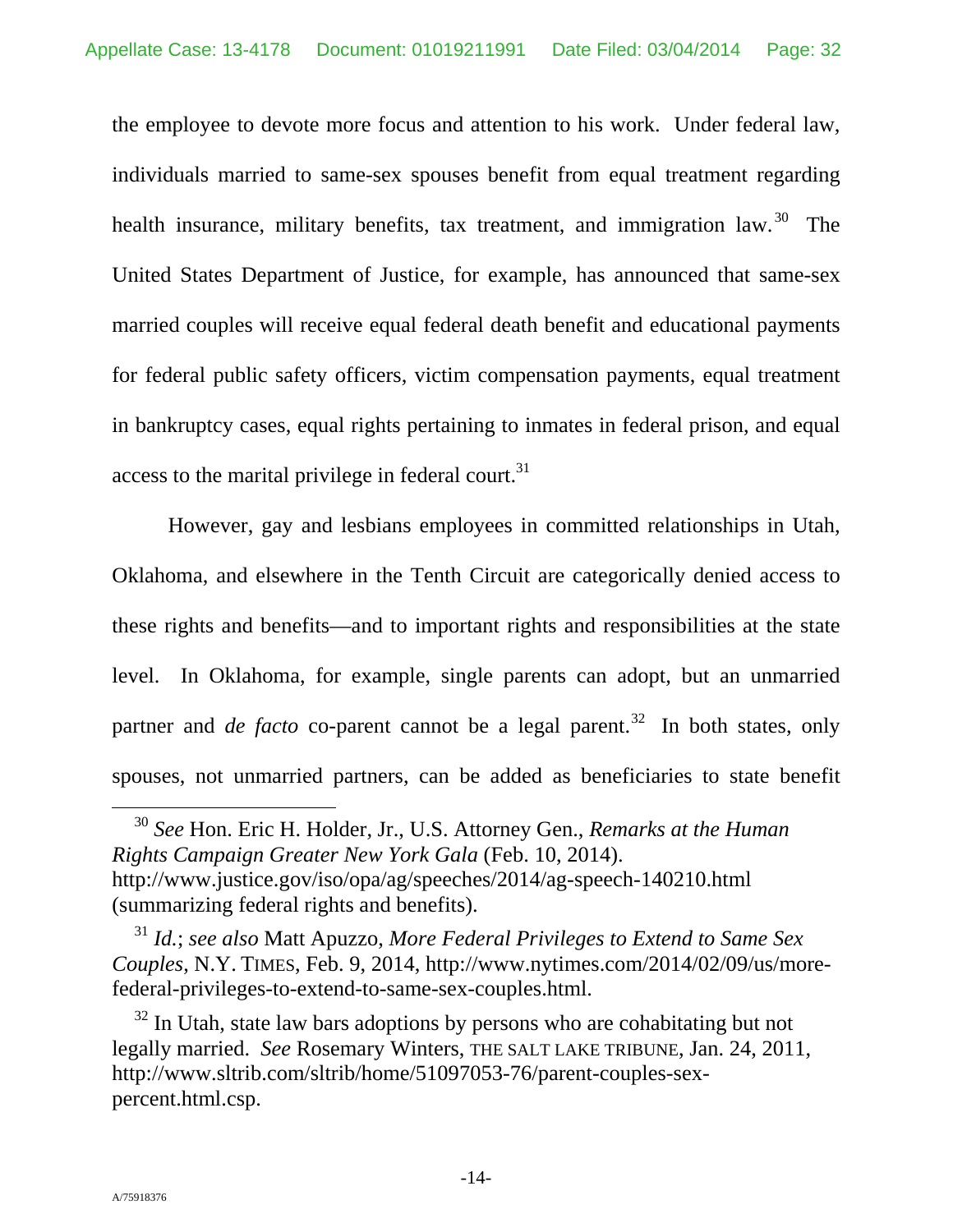the employee to devote more focus and attention to his work. Under federal law, individuals married to same-sex spouses benefit from equal treatment regarding health insurance, military benefits, tax treatment, and immigration law.[30] The United States Department of Justice, for example, has announced that same-sex married couples will receive equal federal death benefit and educational payments for federal public safety officers, victim compensation payments, equal treatment in bankruptcy cases, equal rights pertaining to inmates in federal prison, and equal access to the marital privilege in federal court.[31]

However, gay and lesbians employees in committed relationships in Utah, Oklahoma, and elsewhere in the Tenth Circuit are categorically denied access to these rights and benefits—and to important rights and responsibilities at the state level. In Oklahoma, for example, single parents can adopt, but an unmarried partner and *de facto* co-parent cannot be a legal parent.[32] In both states, only spouses, not unmarried partners, can be added as beneficiaries to state benefit

---

[30] *See* Hon. Eric H. Holder, Jr., U.S. Attorney Gen., *Remarks at the Human Rights Campaign Greater New York Gala* (Feb. 10, 2014). http://www.justice.gov/iso/opa/ag/speeches/2014/ag-speech-140210.html (summarizing federal rights and benefits).

[31] *Id.*; *see also* Matt Apuzzo, *More Federal Privileges to Extend to Same Sex Couples*, N.Y. TIMES, Feb. 9, 2014, http://www.nytimes.com/2014/02/09/us/more-federal-privileges-to-extend-to-same-sex-couples.html.

[32] In Utah, state law bars adoptions by persons who are cohabitating but not legally married. *See* Rosemary Winters, THE SALT LAKE TRIBUNE, Jan. 24, 2011, http://www.sltrib.com/sltrib/home/51097053-76/parent-couples-sex-percent.html.csp.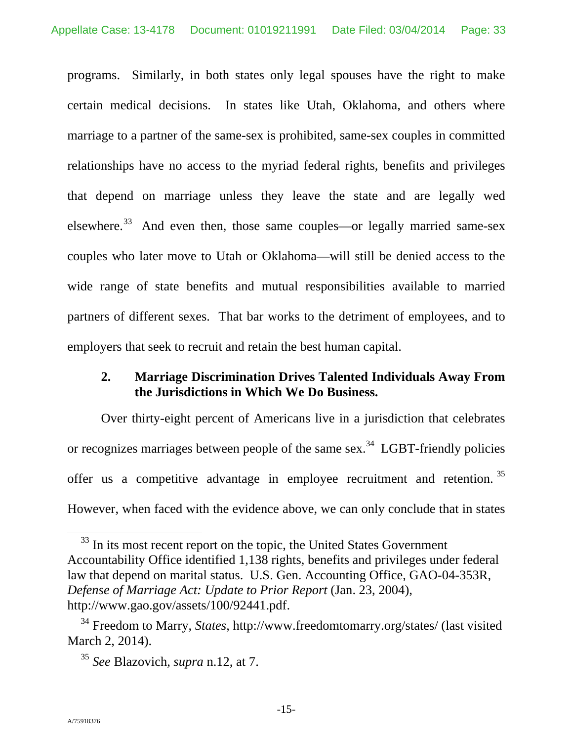programs. Similarly, in both states only legal spouses have the right to make certain medical decisions. In states like Utah, Oklahoma, and others where marriage to a partner of the same-sex is prohibited, same-sex couples in committed relationships have no access to the myriad federal rights, benefits and privileges that depend on marriage unless they leave the state and are legally wed elsewhere.[33] And even then, those same couples—or legally married same-sex couples who later move to Utah or Oklahoma—will still be denied access to the wide range of state benefits and mutual responsibilities available to married partners of different sexes. That bar works to the detriment of employees, and to employers that seek to recruit and retain the best human capital.

### 2. Marriage Discrimination Drives Talented Individuals Away From the Jurisdictions in Which We Do Business.

Over thirty-eight percent of Americans live in a jurisdiction that celebrates or recognizes marriages between people of the same sex.[34] LGBT-friendly policies offer us a competitive advantage in employee recruitment and retention.[35] However, when faced with the evidence above, we can only conclude that in states

---

[33] In its most recent report on the topic, the United States Government Accountability Office identified 1,138 rights, benefits and privileges under federal law that depend on marital status. U.S. Gen. Accounting Office, GAO-04-353R, *Defense of Marriage Act: Update to Prior Report* (Jan. 23, 2004), http://www.gao.gov/assets/100/92441.pdf.

[34] Freedom to Marry, *States*, http://www.freedomtomarry.org/states/ (last visited March 2, 2014).

[35] *See* Blazovich, *supra* n.12, at 7.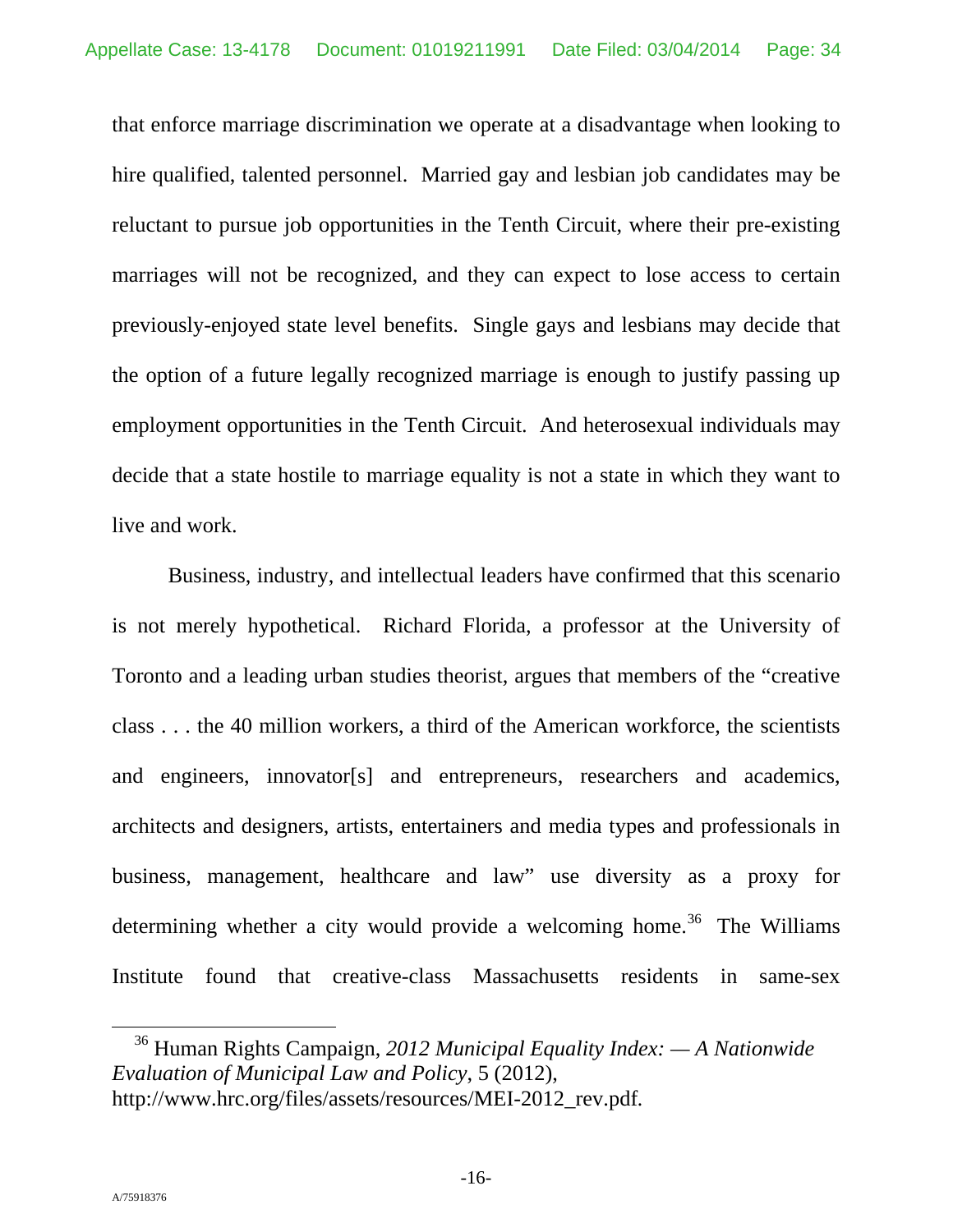that enforce marriage discrimination we operate at a disadvantage when looking to hire qualified, talented personnel. Married gay and lesbian job candidates may be reluctant to pursue job opportunities in the Tenth Circuit, where their pre-existing marriages will not be recognized, and they can expect to lose access to certain previously-enjoyed state level benefits. Single gays and lesbians may decide that the option of a future legally recognized marriage is enough to justify passing up employment opportunities in the Tenth Circuit. And heterosexual individuals may decide that a state hostile to marriage equality is not a state in which they want to live and work.

Business, industry, and intellectual leaders have confirmed that this scenario is not merely hypothetical. Richard Florida, a professor at the University of Toronto and a leading urban studies theorist, argues that members of the "creative class . . . the 40 million workers, a third of the American workforce, the scientists and engineers, innovator[s] and entrepreneurs, researchers and academics, architects and designers, artists, entertainers and media types and professionals in business, management, healthcare and law" use diversity as a proxy for determining whether a city would provide a welcoming home.[36] The Williams Institute found that creative-class Massachusetts residents in same-sex

---

[36] Human Rights Campaign, *2012 Municipal Equality Index: — A Nationwide Evaluation of Municipal Law and Policy*, 5 (2012), http://www.hrc.org/files/assets/resources/MEI-2012_rev.pdf.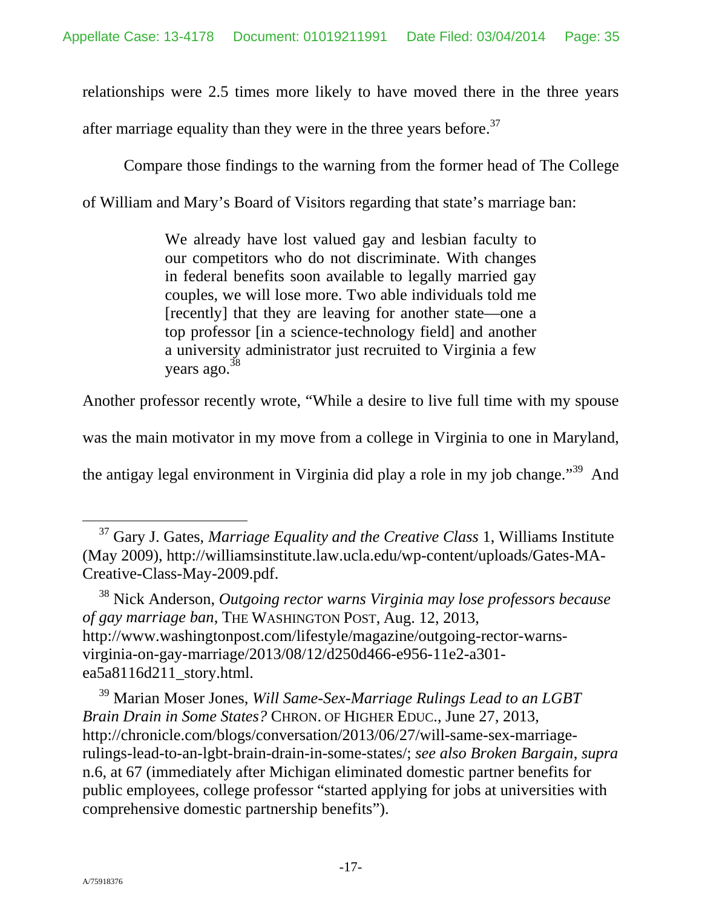relationships were 2.5 times more likely to have moved there in the three years after marriage equality than they were in the three years before.[37]

Compare those findings to the warning from the former head of The College of William and Mary's Board of Visitors regarding that state's marriage ban:

> We already have lost valued gay and lesbian faculty to our competitors who do not discriminate. With changes in federal benefits soon available to legally married gay couples, we will lose more. Two able individuals told me [recently] that they are leaving for another state—one a top professor [in a science-technology field] and another a university administrator just recruited to Virginia a few years ago.[38]

Another professor recently wrote, "While a desire to live full time with my spouse was the main motivator in my move from a college in Virginia to one in Maryland, the antigay legal environment in Virginia did play a role in my job change."[39] And

---

[37] Gary J. Gates, *Marriage Equality and the Creative Class* 1, Williams Institute (May 2009), http://williamsinstitute.law.ucla.edu/wp-content/uploads/Gates-MA-Creative-Class-May-2009.pdf.

[38] Nick Anderson, *Outgoing rector warns Virginia may lose professors because of gay marriage ban*, THE WASHINGTON POST, Aug. 12, 2013, http://www.washingtonpost.com/lifestyle/magazine/outgoing-rector-warns-virginia-on-gay-marriage/2013/08/12/d250d466-e956-11e2-a301-ea5a8116d211_story.html.

[39] Marian Moser Jones, *Will Same-Sex-Marriage Rulings Lead to an LGBT Brain Drain in Some States?* CHRON. OF HIGHER EDUC., June 27, 2013, http://chronicle.com/blogs/conversation/2013/06/27/will-same-sex-marriage-rulings-lead-to-an-lgbt-brain-drain-in-some-states/; *see also Broken Bargain*, *supra* n.6, at 67 (immediately after Michigan eliminated domestic partner benefits for public employees, college professor "started applying for jobs at universities with comprehensive domestic partnership benefits").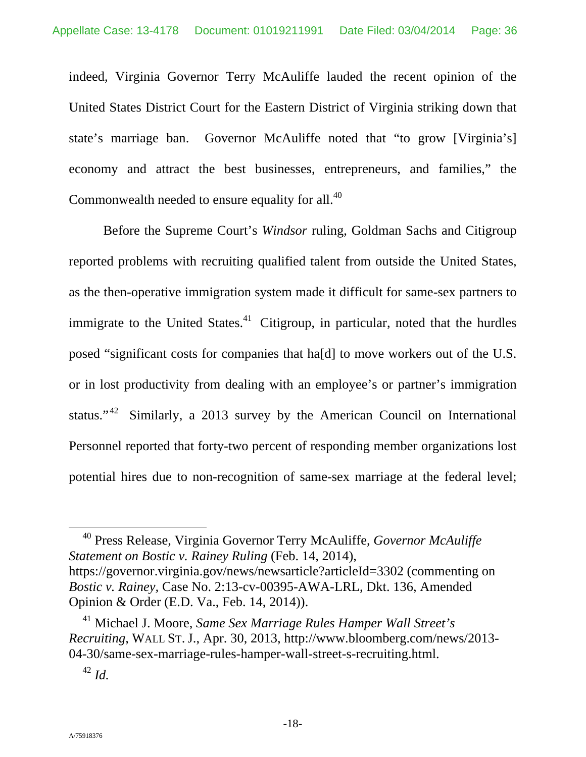indeed, Virginia Governor Terry McAuliffe lauded the recent opinion of the United States District Court for the Eastern District of Virginia striking down that state's marriage ban. Governor McAuliffe noted that "to grow [Virginia's] economy and attract the best businesses, entrepreneurs, and families," the Commonwealth needed to ensure equality for all.[40]

Before the Supreme Court's *Windsor* ruling, Goldman Sachs and Citigroup reported problems with recruiting qualified talent from outside the United States, as the then-operative immigration system made it difficult for same-sex partners to immigrate to the United States.[41] Citigroup, in particular, noted that the hurdles posed "significant costs for companies that ha[d] to move workers out of the U.S. or in lost productivity from dealing with an employee's or partner's immigration status."[42] Similarly, a 2013 survey by the American Council on International Personnel reported that forty-two percent of responding member organizations lost potential hires due to non-recognition of same-sex marriage at the federal level;

---

[40] Press Release, Virginia Governor Terry McAuliffe, *Governor McAuliffe Statement on Bostic v. Rainey Ruling* (Feb. 14, 2014), https://governor.virginia.gov/news/newsarticle?articleId=3302 (commenting on *Bostic v. Rainey*, Case No. 2:13-cv-00395-AWA-LRL, Dkt. 136, Amended Opinion & Order (E.D. Va., Feb. 14, 2014)).

[41] Michael J. Moore, *Same Sex Marriage Rules Hamper Wall Street's Recruiting*, WALL ST. J., Apr. 30, 2013, http://www.bloomberg.com/news/2013-04-30/same-sex-marriage-rules-hamper-wall-street-s-recruiting.html.

[42] *Id.*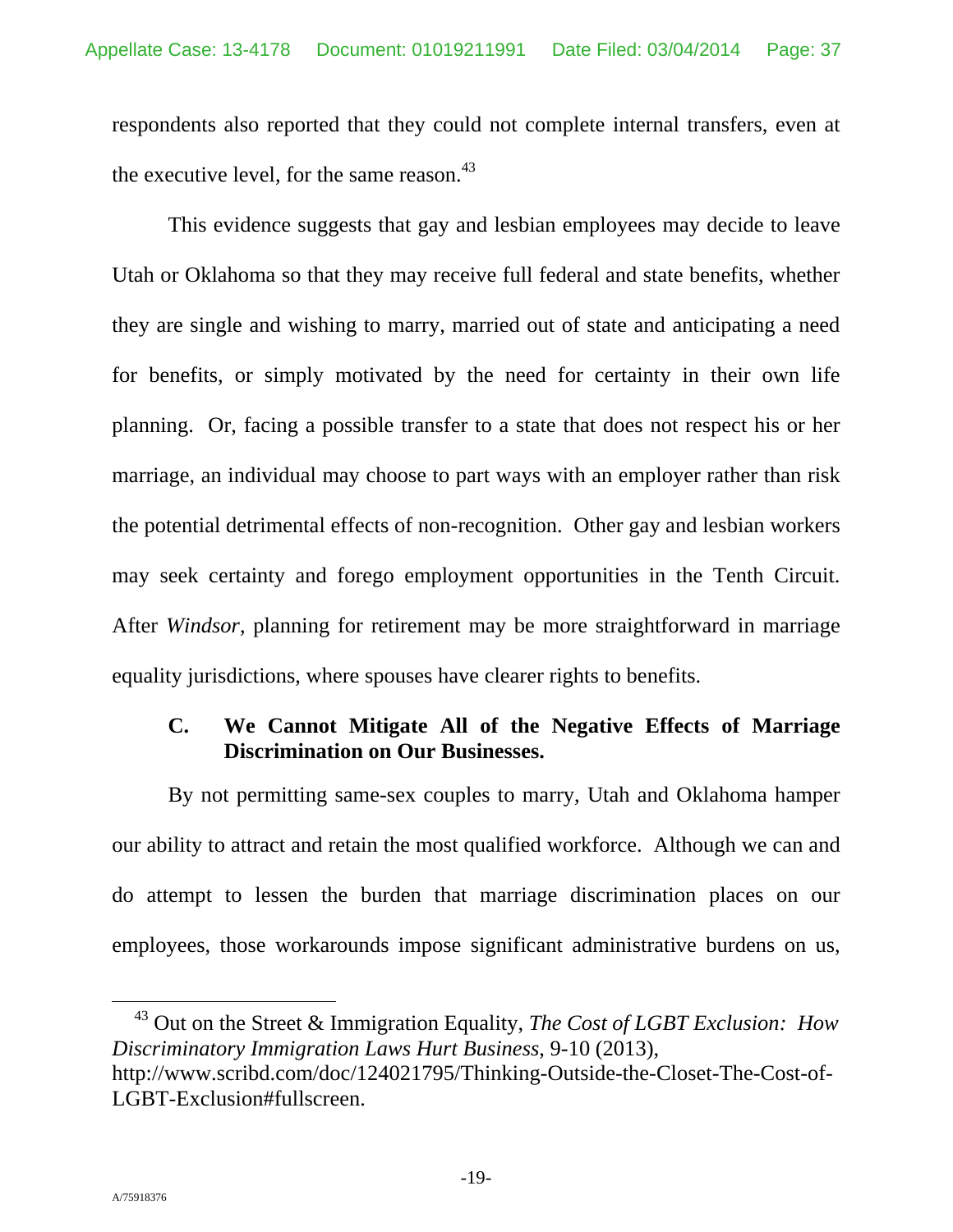respondents also reported that they could not complete internal transfers, even at the executive level, for the same reason.[43]

This evidence suggests that gay and lesbian employees may decide to leave Utah or Oklahoma so that they may receive full federal and state benefits, whether they are single and wishing to marry, married out of state and anticipating a need for benefits, or simply motivated by the need for certainty in their own life planning. Or, facing a possible transfer to a state that does not respect his or her marriage, an individual may choose to part ways with an employer rather than risk the potential detrimental effects of non-recognition. Other gay and lesbian workers may seek certainty and forego employment opportunities in the Tenth Circuit. After *Windsor*, planning for retirement may be more straightforward in marriage equality jurisdictions, where spouses have clearer rights to benefits.

### C. We Cannot Mitigate All of the Negative Effects of Marriage Discrimination on Our Businesses.

By not permitting same-sex couples to marry, Utah and Oklahoma hamper our ability to attract and retain the most qualified workforce. Although we can and do attempt to lessen the burden that marriage discrimination places on our employees, those workarounds impose significant administrative burdens on us,

---

[43] Out on the Street & Immigration Equality, *The Cost of LGBT Exclusion: How Discriminatory Immigration Laws Hurt Business*, 9-10 (2013), http://www.scribd.com/doc/124021795/Thinking-Outside-the-Closet-The-Cost-of-LGBT-Exclusion#fullscreen.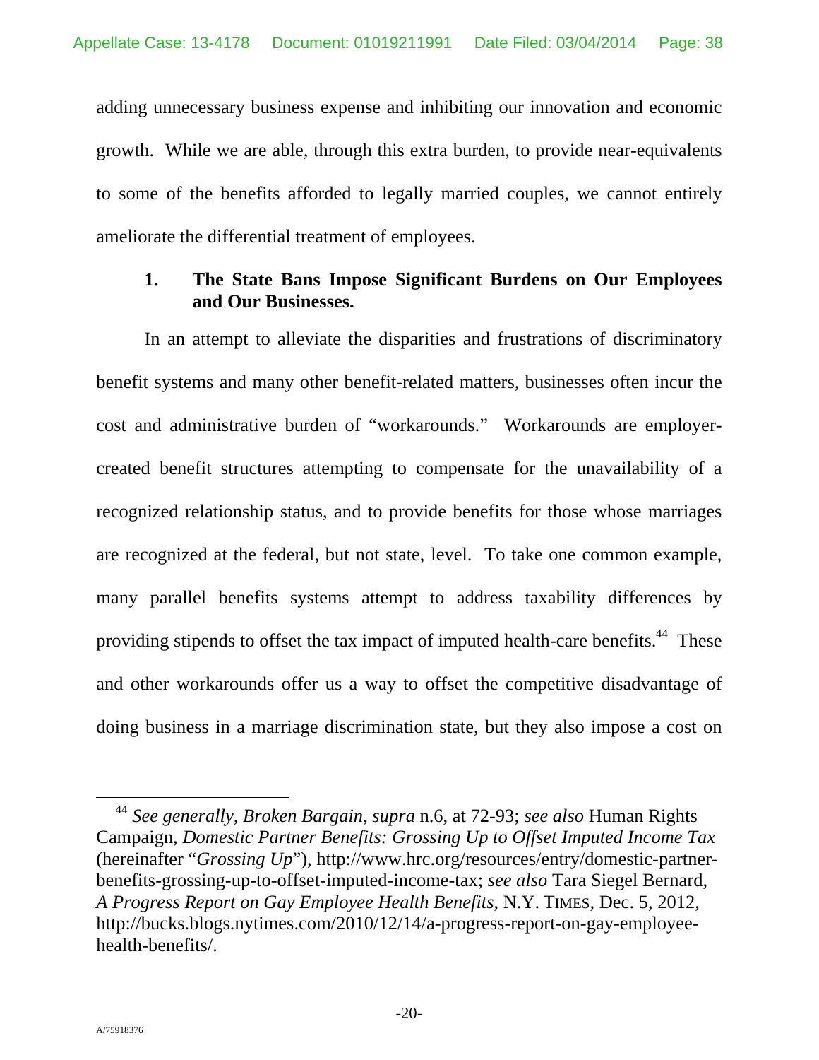adding unnecessary business expense and inhibiting our innovation and economic growth. While we are able, through this extra burden, to provide near-equivalents to some of the benefits afforded to legally married couples, we cannot entirely ameliorate the differential treatment of employees.

### 1. The State Bans Impose Significant Burdens on Our Employees and Our Businesses.

In an attempt to alleviate the disparities and frustrations of discriminatory benefit systems and many other benefit-related matters, businesses often incur the cost and administrative burden of "workarounds." Workarounds are employer-created benefit structures attempting to compensate for the unavailability of a recognized relationship status, and to provide benefits for those whose marriages are recognized at the federal, but not state, level. To take one common example, many parallel benefits systems attempt to address taxability differences by providing stipends to offset the tax impact of imputed health-care benefits.[44] These and other workarounds offer us a way to offset the competitive disadvantage of doing business in a marriage discrimination state, but they also impose a cost on

[44] *See generally, Broken Bargain, supra* n.6, at 72-93; *see also* Human Rights Campaign, *Domestic Partner Benefits: Grossing Up to Offset Imputed Income Tax* (hereinafter "*Grossing Up*"), http://www.hrc.org/resources/entry/domestic-partner-benefits-grossing-up-to-offset-imputed-income-tax; *see also* Tara Siegel Bernard, *A Progress Report on Gay Employee Health Benefits*, N.Y. TIMES, Dec. 5, 2012, http://bucks.blogs.nytimes.com/2010/12/14/a-progress-report-on-gay-employee-health-benefits/.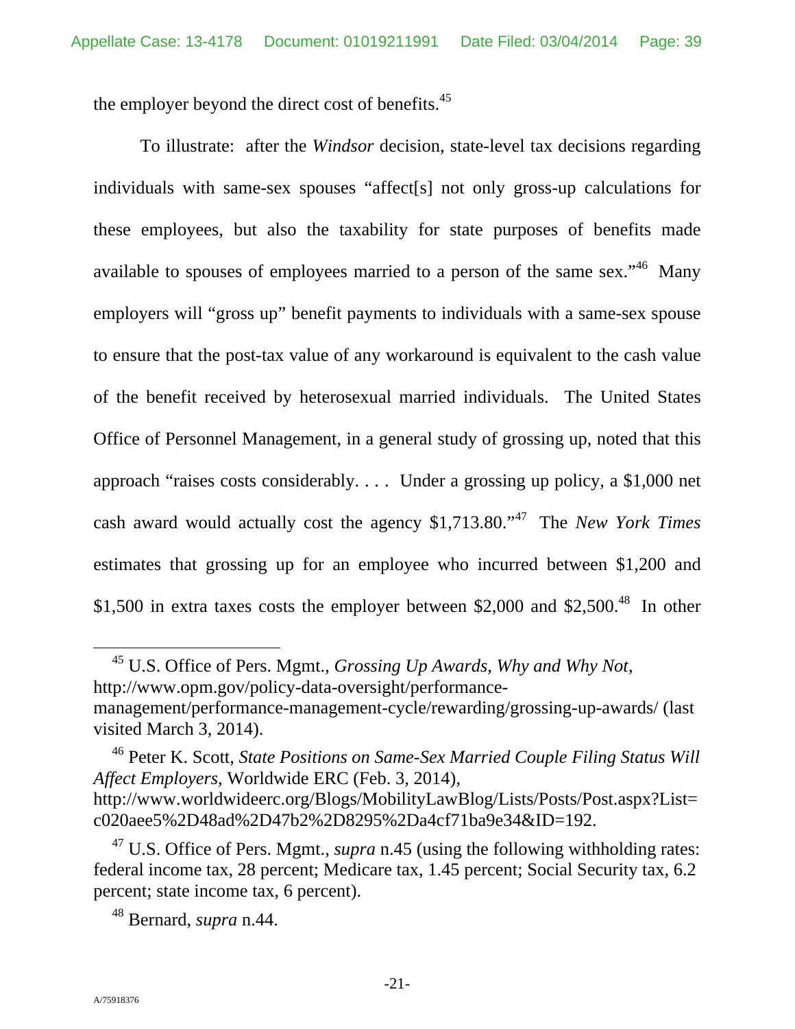the employer beyond the direct cost of benefits.[45]

To illustrate: after the *Windsor* decision, state-level tax decisions regarding individuals with same-sex spouses "affect[s] not only gross-up calculations for these employees, but also the taxability for state purposes of benefits made available to spouses of employees married to a person of the same sex."[46] Many employers will "gross up" benefit payments to individuals with a same-sex spouse to ensure that the post-tax value of any workaround is equivalent to the cash value of the benefit received by heterosexual married individuals. The United States Office of Personnel Management, in a general study of grossing up, noted that this approach "raises costs considerably. . . . Under a grossing up policy, a $1,000 net cash award would actually cost the agency $1,713.80."[47] The *New York Times* estimates that grossing up for an employee who incurred between $1,200 and $1,500 in extra taxes costs the employer between $2,000 and $2,500.[48] In other

---

[45] U.S. Office of Pers. Mgmt., *Grossing Up Awards, Why and Why Not*, http://www.opm.gov/policy-data-oversight/performance-management/performance-management-cycle/rewarding/grossing-up-awards/ (last visited March 3, 2014).

[46] Peter K. Scott, *State Positions on Same-Sex Married Couple Filing Status Will Affect Employers*, Worldwide ERC (Feb. 3, 2014), http://www.worldwideerc.org/Blogs/MobilityLawBlog/Lists/Posts/Post.aspx?List=c020aee5%2D48ad%2D47b2%2D8295%2Da4cf71ba9e34&ID=192.

[47] U.S. Office of Pers. Mgmt., *supra* n.45 (using the following withholding rates: federal income tax, 28 percent; Medicare tax, 1.45 percent; Social Security tax, 6.2 percent; state income tax, 6 percent).

[48] Bernard, *supra* n.44.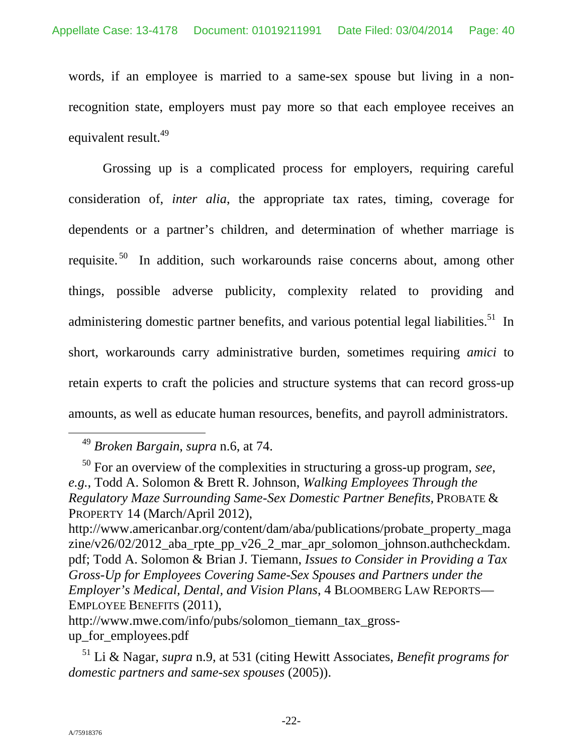words, if an employee is married to a same-sex spouse but living in a non-recognition state, employers must pay more so that each employee receives an equivalent result.[49]

Grossing up is a complicated process for employers, requiring careful consideration of, *inter alia*, the appropriate tax rates, timing, coverage for dependents or a partner's children, and determination of whether marriage is requisite.[50] In addition, such workarounds raise concerns about, among other things, possible adverse publicity, complexity related to providing and administering domestic partner benefits, and various potential legal liabilities.[51] In short, workarounds carry administrative burden, sometimes requiring *amici* to retain experts to craft the policies and structure systems that can record gross-up amounts, as well as educate human resources, benefits, and payroll administrators.

---

[49] *Broken Bargain*, *supra* n.6, at 74.

[50] For an overview of the complexities in structuring a gross-up program, *see*, *e.g.*, Todd A. Solomon & Brett R. Johnson, *Walking Employees Through the Regulatory Maze Surrounding Same-Sex Domestic Partner Benefits,* PROBATE & PROPERTY 14 (March/April 2012), http://www.americanbar.org/content/dam/aba/publications/probate_property_magazine/v26/02/2012_aba_rpte_pp_v26_2_mar_apr_solomon_johnson.authcheckdam.pdf; Todd A. Solomon & Brian J. Tiemann, *Issues to Consider in Providing a Tax Gross-Up for Employees Covering Same-Sex Spouses and Partners under the Employer's Medical, Dental, and Vision Plans*, 4 BLOOMBERG LAW REPORTS—EMPLOYEE BENEFITS (2011), http://www.mwe.com/info/pubs/solomon_tiemann_tax_gross-up_for_employees.pdf

[51] Li & Nagar, *supra* n.9, at 531 (citing Hewitt Associates, *Benefit programs for domestic partners and same-sex spouses* (2005)).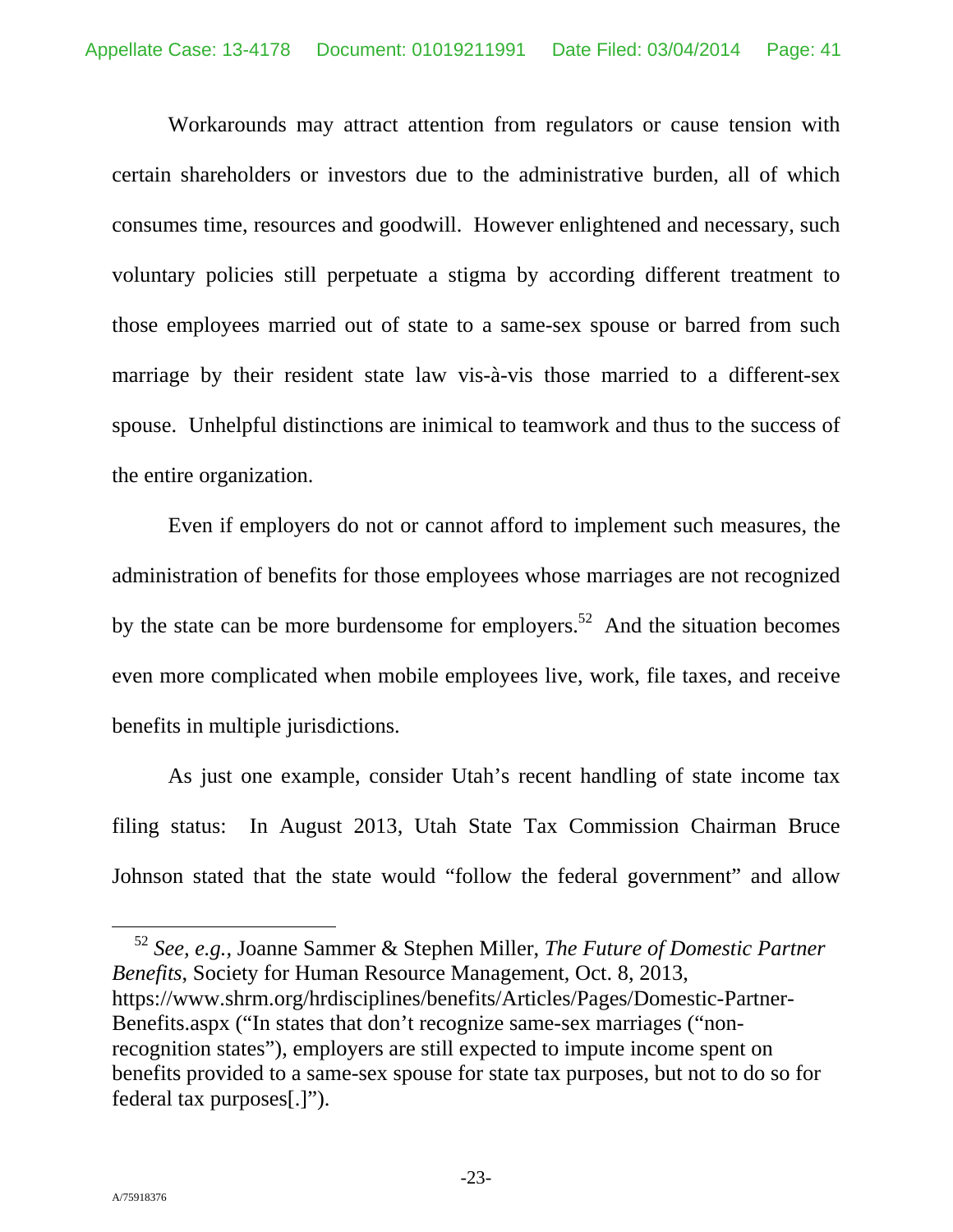Workarounds may attract attention from regulators or cause tension with certain shareholders or investors due to the administrative burden, all of which consumes time, resources and goodwill. However enlightened and necessary, such voluntary policies still perpetuate a stigma by according different treatment to those employees married out of state to a same-sex spouse or barred from such marriage by their resident state law vis-à-vis those married to a different-sex spouse. Unhelpful distinctions are inimical to teamwork and thus to the success of the entire organization.

Even if employers do not or cannot afford to implement such measures, the administration of benefits for those employees whose marriages are not recognized by the state can be more burdensome for employers.[52] And the situation becomes even more complicated when mobile employees live, work, file taxes, and receive benefits in multiple jurisdictions.

As just one example, consider Utah's recent handling of state income tax filing status: In August 2013, Utah State Tax Commission Chairman Bruce Johnson stated that the state would "follow the federal government" and allow

---

[52] *See, e.g.*, Joanne Sammer & Stephen Miller, *The Future of Domestic Partner Benefits*, Society for Human Resource Management, Oct. 8, 2013, https://www.shrm.org/hrdisciplines/benefits/Articles/Pages/Domestic-Partner-Benefits.aspx ("In states that don't recognize same-sex marriages ("non-recognition states"), employers are still expected to impute income spent on benefits provided to a same-sex spouse for state tax purposes, but not to do so for federal tax purposes[.]").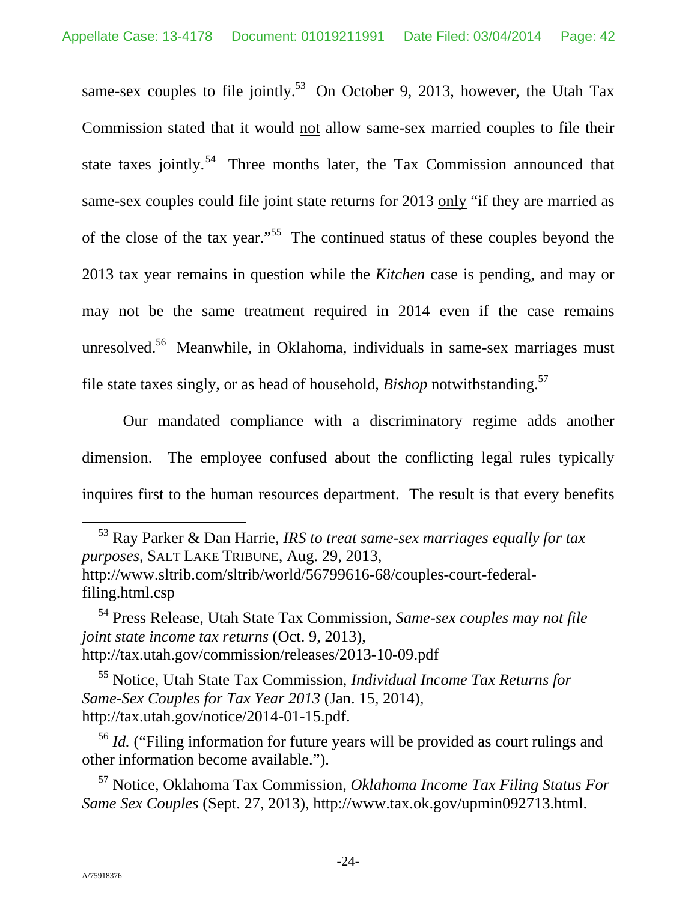same-sex couples to file jointly.[53] On October 9, 2013, however, the Utah Tax Commission stated that it would <u>not</u> allow same-sex married couples to file their state taxes jointly.[54] Three months later, the Tax Commission announced that same-sex couples could file joint state returns for 2013 <u>only</u> "if they are married as of the close of the tax year."[55] The continued status of these couples beyond the 2013 tax year remains in question while the *Kitchen* case is pending, and may or may not be the same treatment required in 2014 even if the case remains unresolved.[56] Meanwhile, in Oklahoma, individuals in same-sex marriages must file state taxes singly, or as head of household, *Bishop* notwithstanding.[57]

Our mandated compliance with a discriminatory regime adds another dimension. The employee confused about the conflicting legal rules typically inquires first to the human resources department. The result is that every benefits

---

[53] Ray Parker & Dan Harrie, *IRS to treat same-sex marriages equally for tax purposes*, SALT LAKE TRIBUNE, Aug. 29, 2013, http://www.sltrib.com/sltrib/world/56799616-68/couples-court-federal-filing.html.csp

[54] Press Release, Utah State Tax Commission, *Same-sex couples may not file joint state income tax returns* (Oct. 9, 2013), http://tax.utah.gov/commission/releases/2013-10-09.pdf

[55] Notice, Utah State Tax Commission, *Individual Income Tax Returns for Same-Sex Couples for Tax Year 2013* (Jan. 15, 2014), http://tax.utah.gov/notice/2014-01-15.pdf.

[56] *Id.* ("Filing information for future years will be provided as court rulings and other information become available.").

[57] Notice, Oklahoma Tax Commission, *Oklahoma Income Tax Filing Status For Same Sex Couples* (Sept. 27, 2013), http://www.tax.ok.gov/upmin092713.html.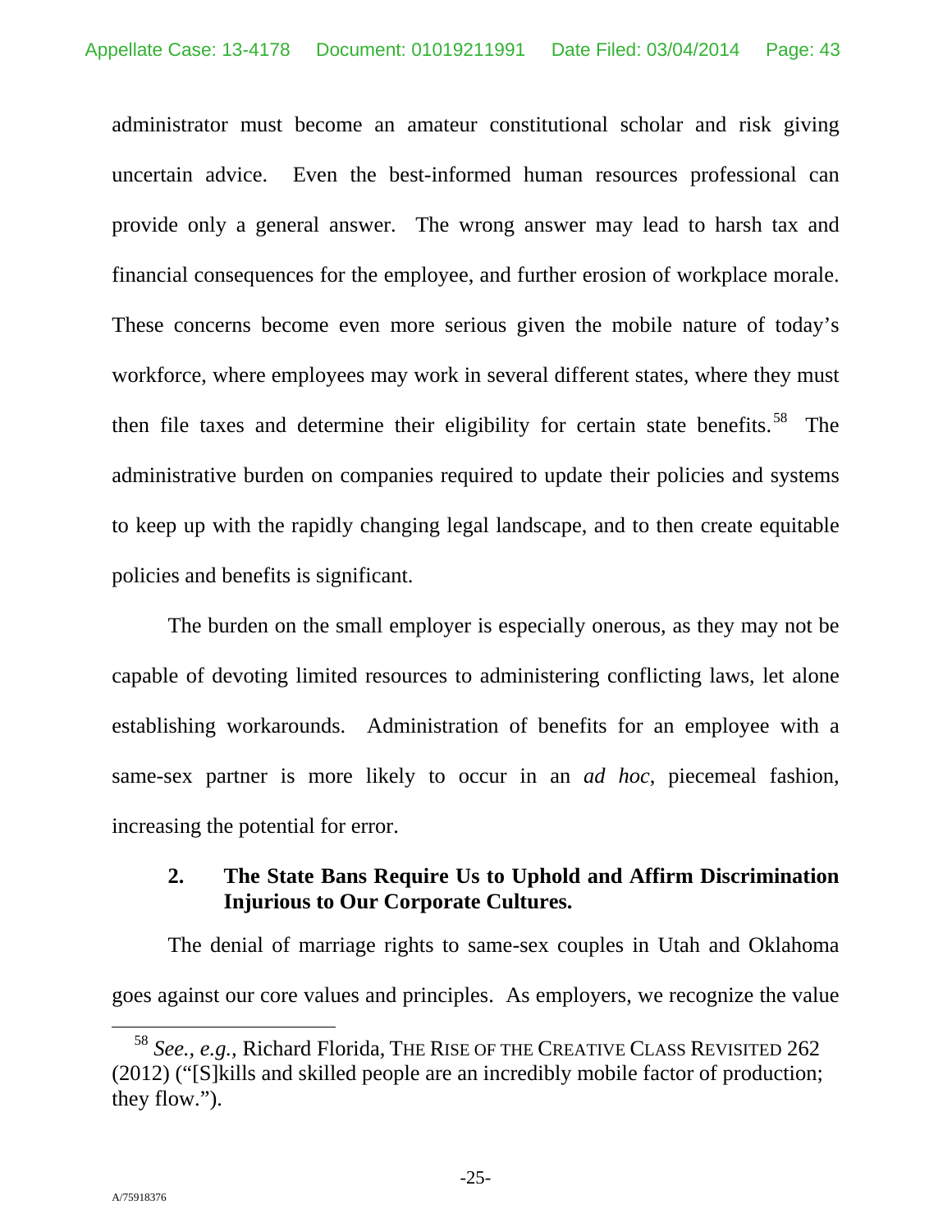administrator must become an amateur constitutional scholar and risk giving uncertain advice. Even the best-informed human resources professional can provide only a general answer. The wrong answer may lead to harsh tax and financial consequences for the employee, and further erosion of workplace morale. These concerns become even more serious given the mobile nature of today's workforce, where employees may work in several different states, where they must then file taxes and determine their eligibility for certain state benefits.[58] The administrative burden on companies required to update their policies and systems to keep up with the rapidly changing legal landscape, and to then create equitable policies and benefits is significant.

The burden on the small employer is especially onerous, as they may not be capable of devoting limited resources to administering conflicting laws, let alone establishing workarounds. Administration of benefits for an employee with a same-sex partner is more likely to occur in an *ad hoc*, piecemeal fashion, increasing the potential for error.

### 2. The State Bans Require Us to Uphold and Affirm Discrimination Injurious to Our Corporate Cultures.

The denial of marriage rights to same-sex couples in Utah and Oklahoma goes against our core values and principles. As employers, we recognize the value

[58] *See., e.g.,* Richard Florida, THE RISE OF THE CREATIVE CLASS REVISITED 262 (2012) ("[S]kills and skilled people are an incredibly mobile factor of production; they flow.").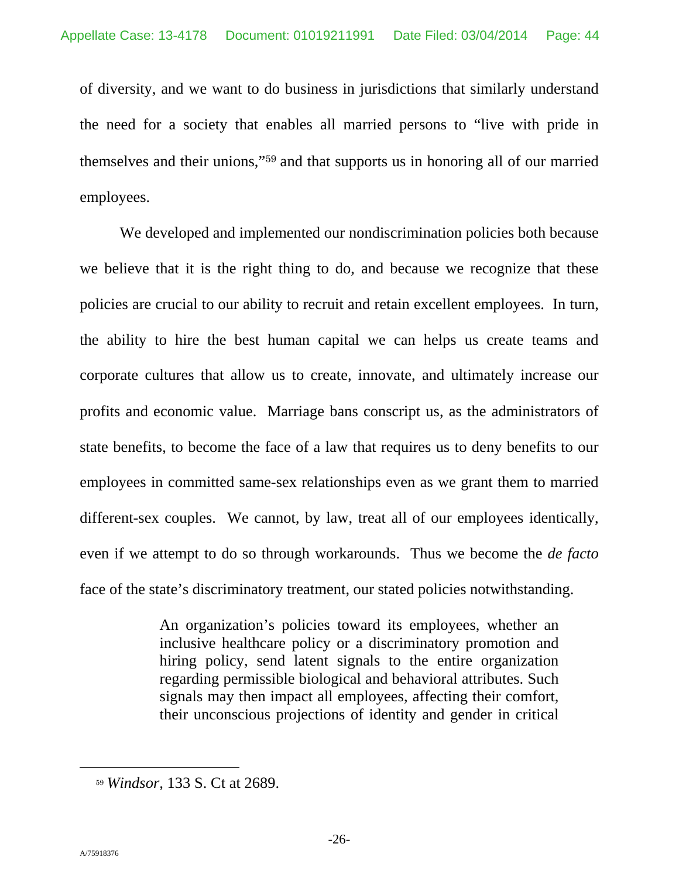of diversity, and we want to do business in jurisdictions that similarly understand the need for a society that enables all married persons to "live with pride in themselves and their unions,"[59] and that supports us in honoring all of our married employees.

We developed and implemented our nondiscrimination policies both because we believe that it is the right thing to do, and because we recognize that these policies are crucial to our ability to recruit and retain excellent employees. In turn, the ability to hire the best human capital we can helps us create teams and corporate cultures that allow us to create, innovate, and ultimately increase our profits and economic value. Marriage bans conscript us, as the administrators of state benefits, to become the face of a law that requires us to deny benefits to our employees in committed same-sex relationships even as we grant them to married different-sex couples. We cannot, by law, treat all of our employees identically, even if we attempt to do so through workarounds. Thus we become the *de facto* face of the state's discriminatory treatment, our stated policies notwithstanding.

> An organization's policies toward its employees, whether an inclusive healthcare policy or a discriminatory promotion and hiring policy, send latent signals to the entire organization regarding permissible biological and behavioral attributes. Such signals may then impact all employees, affecting their comfort, their unconscious projections of identity and gender in critical

---

[59] *Windsor,* 133 S. Ct at 2689.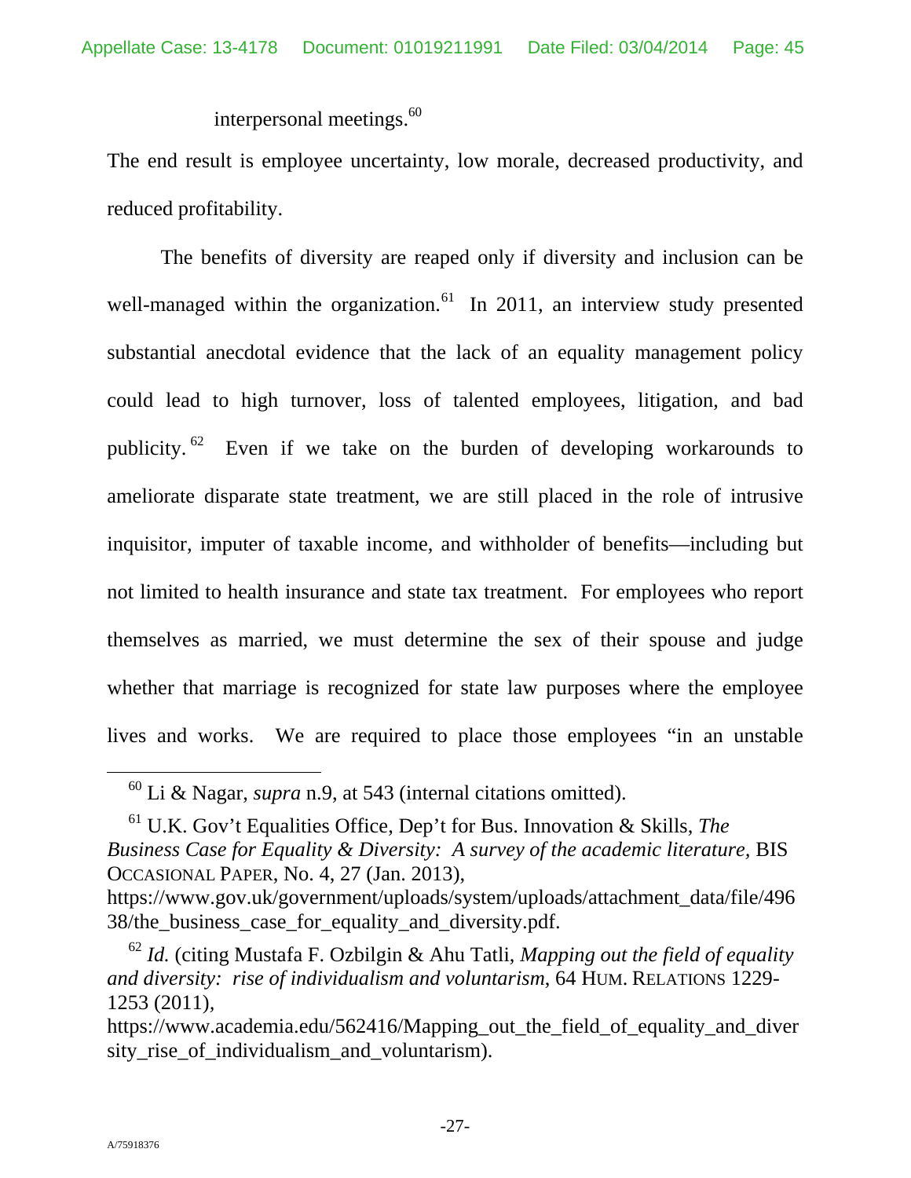interpersonal meetings.[60]

The end result is employee uncertainty, low morale, decreased productivity, and reduced profitability.

The benefits of diversity are reaped only if diversity and inclusion can be well-managed within the organization.[61] In 2011, an interview study presented substantial anecdotal evidence that the lack of an equality management policy could lead to high turnover, loss of talented employees, litigation, and bad publicity.[62] Even if we take on the burden of developing workarounds to ameliorate disparate state treatment, we are still placed in the role of intrusive inquisitor, imputer of taxable income, and withholder of benefits—including but not limited to health insurance and state tax treatment. For employees who report themselves as married, we must determine the sex of their spouse and judge whether that marriage is recognized for state law purposes where the employee lives and works. We are required to place those employees "in an unstable

---

[60] Li & Nagar, *supra* n.9, at 543 (internal citations omitted).

[61] U.K. Gov't Equalities Office, Dep't for Bus. Innovation & Skills, *The Business Case for Equality & Diversity: A survey of the academic literature,* BIS OCCASIONAL PAPER, No. 4, 27 (Jan. 2013), https://www.gov.uk/government/uploads/system/uploads/attachment_data/file/49638/the_business_case_for_equality_and_diversity.pdf.

[62] *Id.* (citing Mustafa F. Ozbilgin & Ahu Tatli, *Mapping out the field of equality and diversity: rise of individualism and voluntarism*, 64 HUM. RELATIONS 1229-1253 (2011), https://www.academia.edu/562416/Mapping_out_the_field_of_equality_and_diversity_rise_of_individualism_and_voluntarism).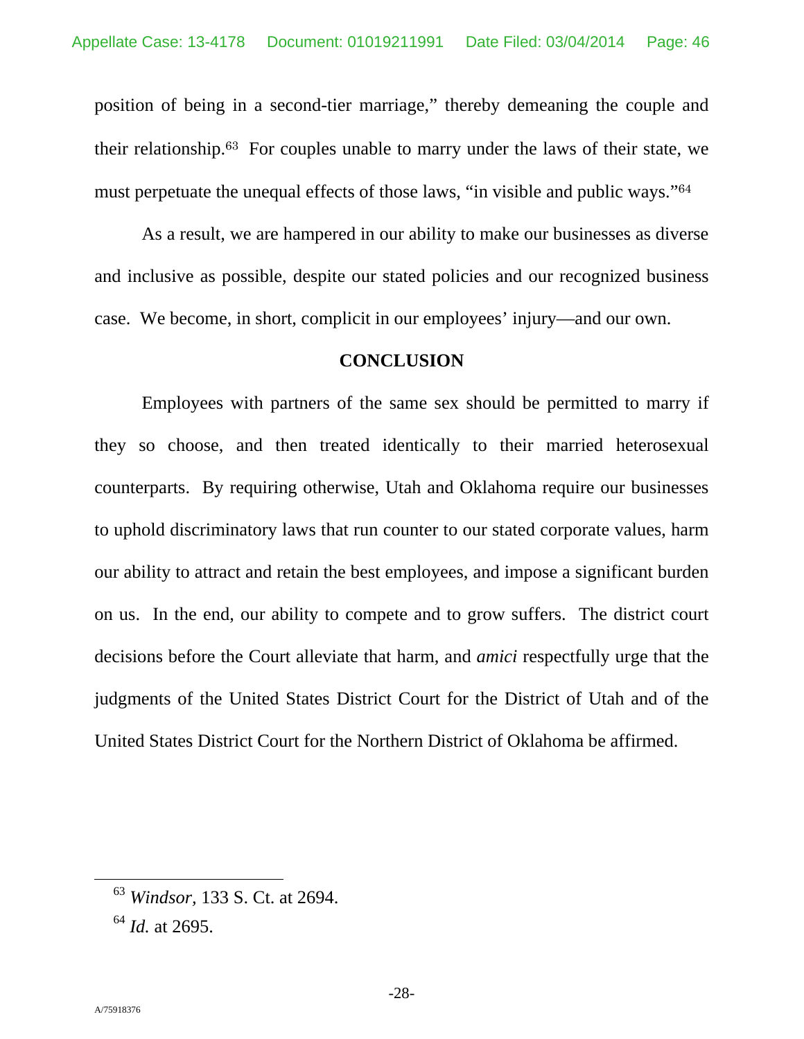position of being in a second-tier marriage," thereby demeaning the couple and their relationship.[63] For couples unable to marry under the laws of their state, we must perpetuate the unequal effects of those laws, "in visible and public ways."[64]

As a result, we are hampered in our ability to make our businesses as diverse and inclusive as possible, despite our stated policies and our recognized business case. We become, in short, complicit in our employees' injury—and our own.

## CONCLUSION

Employees with partners of the same sex should be permitted to marry if they so choose, and then treated identically to their married heterosexual counterparts. By requiring otherwise, Utah and Oklahoma require our businesses to uphold discriminatory laws that run counter to our stated corporate values, harm our ability to attract and retain the best employees, and impose a significant burden on us. In the end, our ability to compete and to grow suffers. The district court decisions before the Court alleviate that harm, and *amici* respectfully urge that the judgments of the United States District Court for the District of Utah and of the United States District Court for the Northern District of Oklahoma be affirmed.

---

[63] *Windsor*, 133 S. Ct. at 2694.

[64] *Id.* at 2695.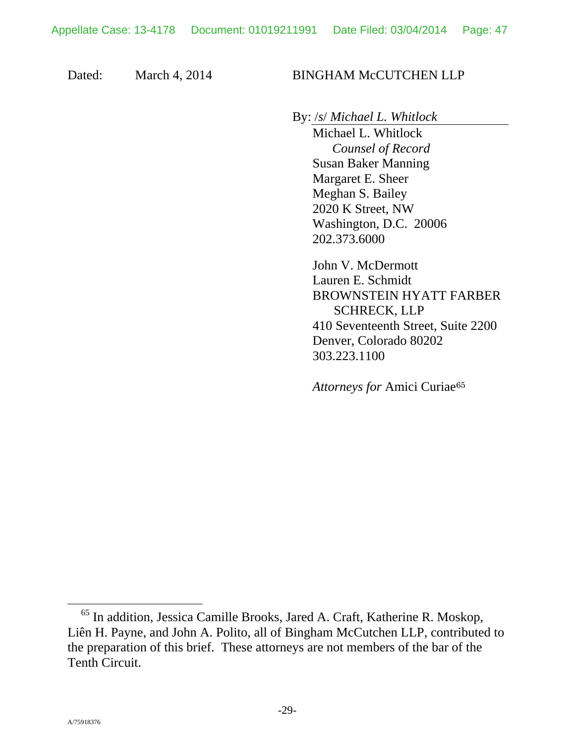Dated: March 4, 2014

BINGHAM McCUTCHEN LLP

By: /s/ *Michael L. Whitlock*

Michael L. Whitlock
*Counsel of Record*
Susan Baker Manning
Margaret E. Sheer
Meghan S. Bailey
2020 K Street, NW
Washington, D.C. 20006
202.373.6000

John V. McDermott
Lauren E. Schmidt
BROWNSTEIN HYATT FARBER SCHRECK, LLP
410 Seventeenth Street, Suite 2200
Denver, Colorado 80202
303.223.1100

*Attorneys for* Amici Curiae[65]

[65] In addition, Jessica Camille Brooks, Jared A. Craft, Katherine R. Moskop, Liên H. Payne, and John A. Polito, all of Bingham McCutchen LLP, contributed to the preparation of this brief. These attorneys are not members of the bar of the Tenth Circuit.

A/75918376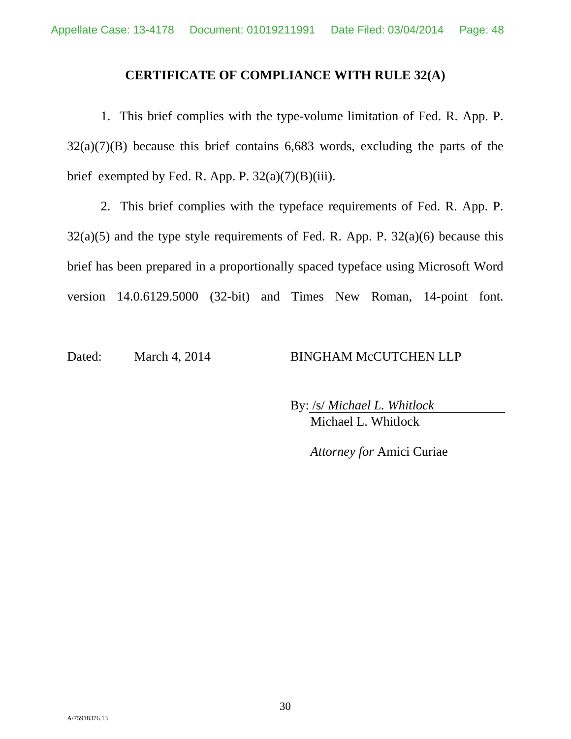## CERTIFICATE OF COMPLIANCE WITH RULE 32(A)

1. This brief complies with the type-volume limitation of Fed. R. App. P. 32(a)(7)(B) because this brief contains 6,683 words, excluding the parts of the brief exempted by Fed. R. App. P. 32(a)(7)(B)(iii).

2. This brief complies with the typeface requirements of Fed. R. App. P. 32(a)(5) and the type style requirements of Fed. R. App. P. 32(a)(6) because this brief has been prepared in a proportionally spaced typeface using Microsoft Word version 14.0.6129.5000 (32-bit) and Times New Roman, 14-point font.

Dated: March 4, 2014

BINGHAM McCUTCHEN LLP

By: /s/ *Michael L. Whitlock*
Michael L. Whitlock

*Attorney for* Amici Curiae

A/75918376.13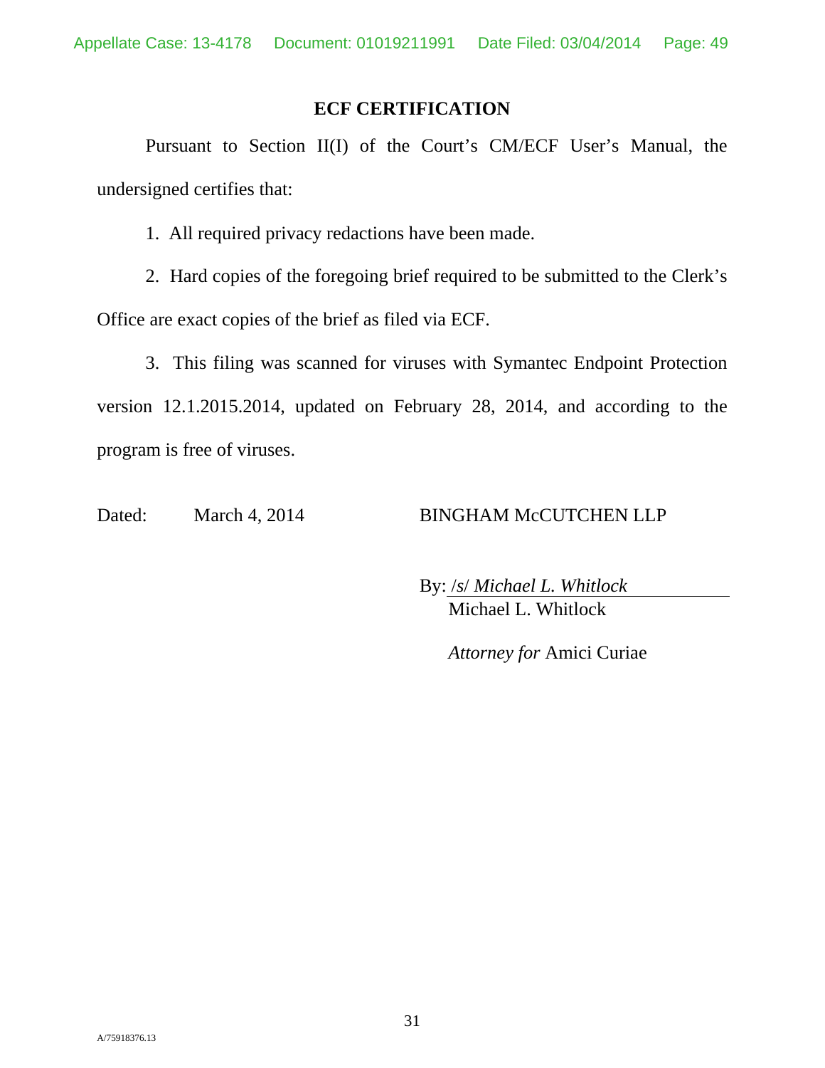## ECF CERTIFICATION

Pursuant to Section II(I) of the Court's CM/ECF User's Manual, the undersigned certifies that:

1. All required privacy redactions have been made.

2. Hard copies of the foregoing brief required to be submitted to the Clerk's Office are exact copies of the brief as filed via ECF.

3. This filing was scanned for viruses with Symantec Endpoint Protection version 12.1.2015.2014, updated on February 28, 2014, and according to the program is free of viruses.

Dated: March 4, 2014

BINGHAM McCUTCHEN LLP

By: /s/ *Michael L. Whitlock*
Michael L. Whitlock

*Attorney for* Amici Curiae

A/75918376.13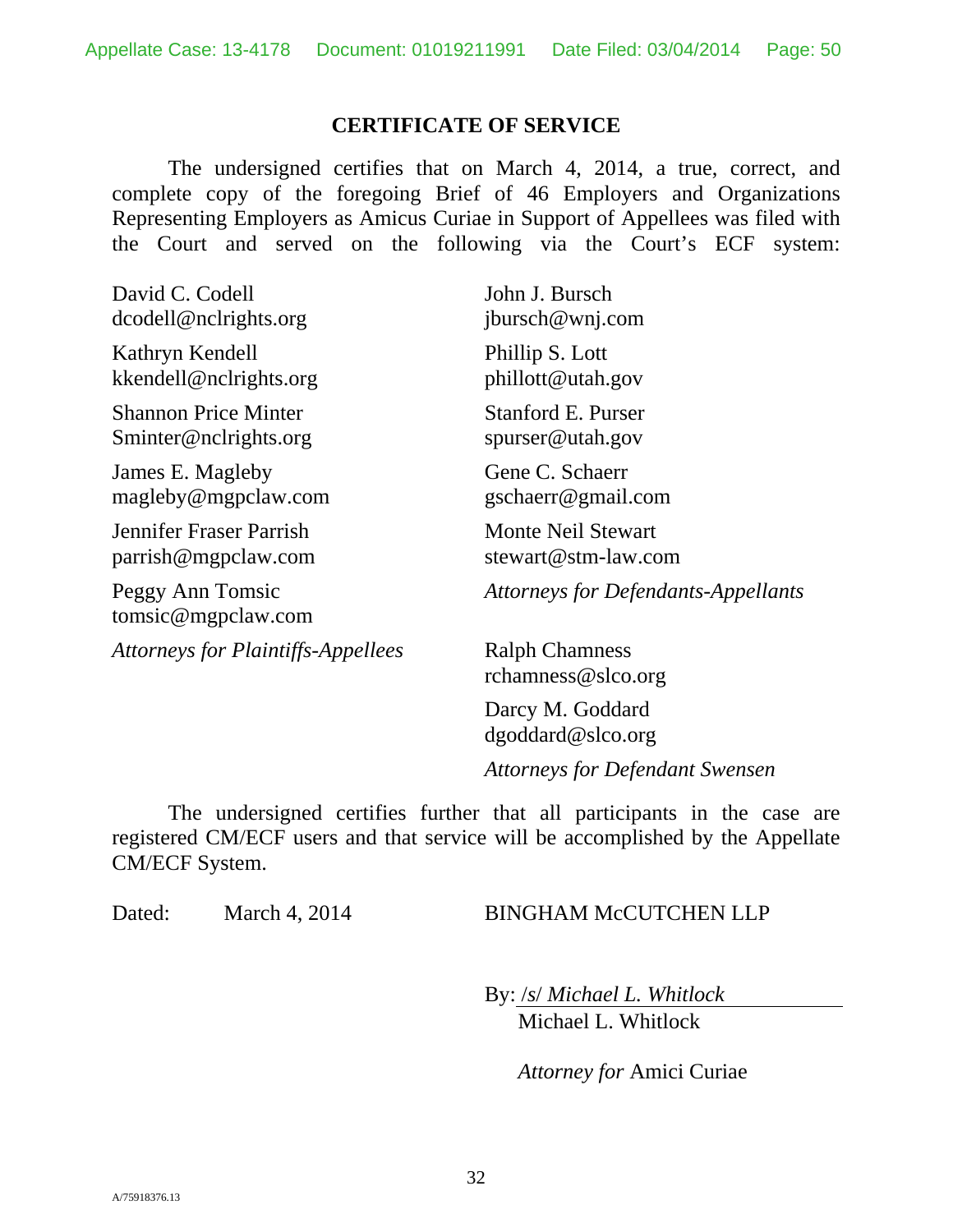## CERTIFICATE OF SERVICE

The undersigned certifies that on March 4, 2014, a true, correct, and complete copy of the foregoing Brief of 46 Employers and Organizations Representing Employers as Amicus Curiae in Support of Appellees was filed with the Court and served on the following via the Court's ECF system:

David C. Codell
dcodell@nclrights.org

Kathryn Kendell
kkendell@nclrights.org

Shannon Price Minter
Sminter@nclrights.org

James E. Magleby
magleby@mgpclaw.com

Jennifer Fraser Parrish
parrish@mgpclaw.com

Peggy Ann Tomsic
tomsic@mgpclaw.com

*Attorneys for Plaintiffs-Appellees*

John J. Bursch
jbursch@wnj.com

Phillip S. Lott
phillott@utah.gov

Stanford E. Purser
spurser@utah.gov

Gene C. Schaerr
gschaerr@gmail.com

Monte Neil Stewart
stewart@stm-law.com

*Attorneys for Defendants-Appellants*

Ralph Chamness
rchamness@slco.org

Darcy M. Goddard
dgoddard@slco.org

*Attorneys for Defendant Swensen*

The undersigned certifies further that all participants in the case are registered CM/ECF users and that service will be accomplished by the Appellate CM/ECF System.

Dated: March 4, 2014

BINGHAM McCUTCHEN LLP

By: /s/ *Michael L. Whitlock*
Michael L. Whitlock

*Attorney for* Amici Curiae

A/75918376.13